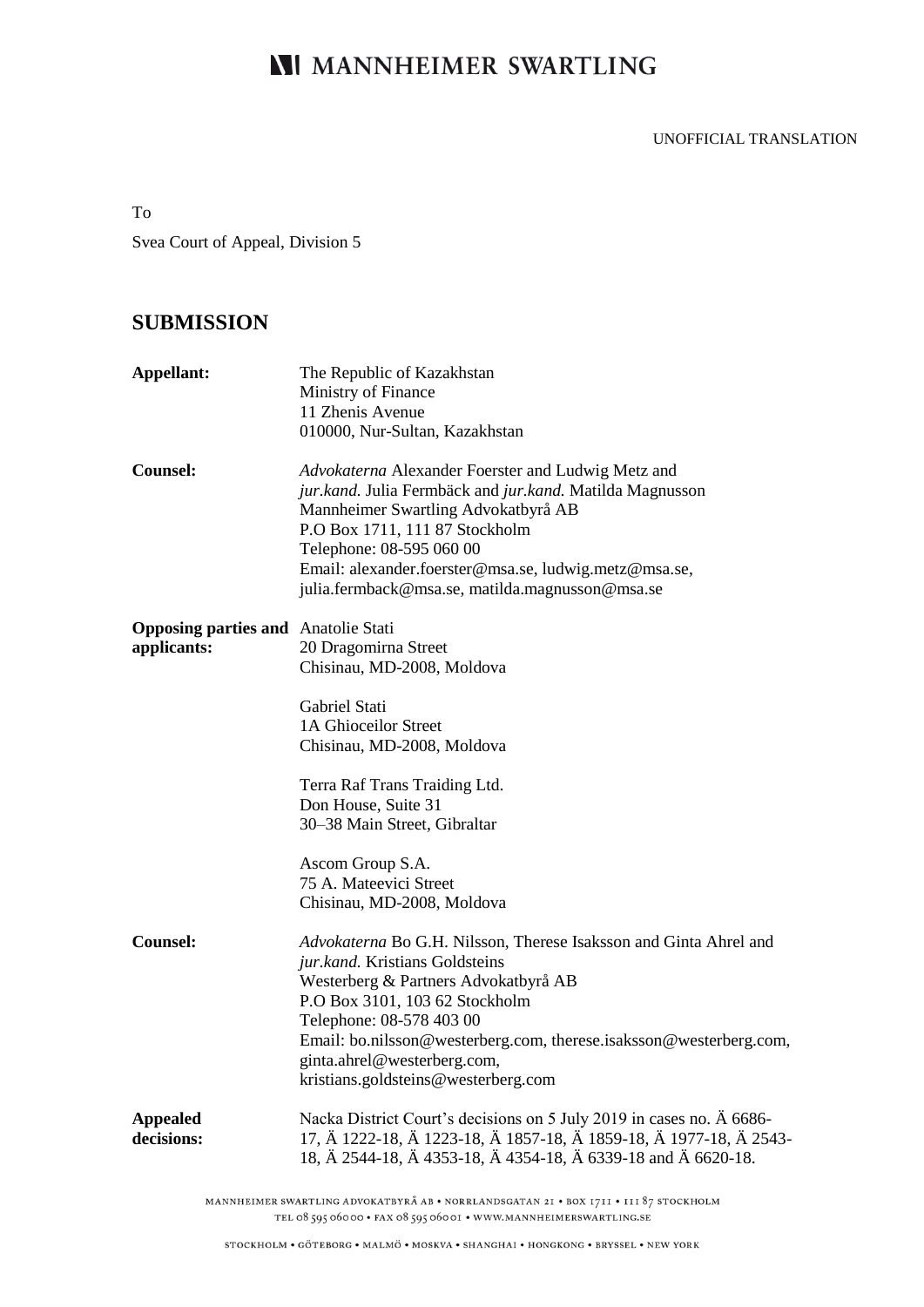# MANNHEIMER SWARTLING

UNOFFICIAL TRANSLATION

To

Svea Court of Appeal, Division 5

## SUBMISSION

| | |
|---|---|
| **Appellant:** | The Republic of Kazakhstan<br>Ministry of Finance<br>11 Zhenis Avenue<br>010000, Nur-Sultan, Kazakhstan |
| **Counsel:** | *Advokaterna* Alexander Foerster and Ludwig Metz and<br>*jur.kand.* Julia Fermbäck and *jur.kand.* Matilda Magnusson<br>Mannheimer Swartling Advokatbyrå AB<br>P.O Box 1711, 111 87 Stockholm<br>Telephone: 08-595 060 00<br>Email: alexander.foerster@msa.se, ludwig.metz@msa.se,<br>julia.fermback@msa.se, matilda.magnusson@msa.se |
| **Opposing parties and applicants:** | Anatolie Stati<br>20 Dragomirna Street<br>Chisinau, MD-2008, Moldova<br><br>Gabriel Stati<br>1A Ghioceilor Street<br>Chisinau, MD-2008, Moldova<br><br>Terra Raf Trans Traiding Ltd.<br>Don House, Suite 31<br>30–38 Main Street, Gibraltar<br><br>Ascom Group S.A.<br>75 A. Mateevici Street<br>Chisinau, MD-2008, Moldova |
| **Counsel:** | *Advokaterna* Bo G.H. Nilsson, Therese Isaksson and Ginta Ahrel and<br>*jur.kand.* Kristians Goldsteins<br>Westerberg & Partners Advokatbyrå AB<br>P.O Box 3101, 103 62 Stockholm<br>Telephone: 08-578 403 00<br>Email: bo.nilsson@westerberg.com, therese.isaksson@westerberg.com,<br>ginta.ahrel@westerberg.com,<br>kristians.goldsteins@westerberg.com |
| **Appealed decisions:** | Nacka District Court's decisions on 5 July 2019 in cases no. Ä 6686-17, Ä 1222-18, Ä 1223-18, Ä 1857-18, Ä 1859-18, Ä 1977-18, Ä 2543-18, Ä 2544-18, Ä 4353-18, Ä 4354-18, Ä 6339-18 and Ä 6620-18. |

MANNHEIMER SWARTLING ADVOKATBYRÅ AB • NORRLANDSGATAN 21 • BOX 1711 • 111 87 STOCKHOLM
TEL 08 595 060 00 • FAX 08 595 060 01 • WWW.MANNHEIMERSWARTLING.SE

STOCKHOLM • GÖTEBORG • MALMÖ • MOSKVA • SHANGHAI • HONGKONG • BRYSSEL • NEW YORK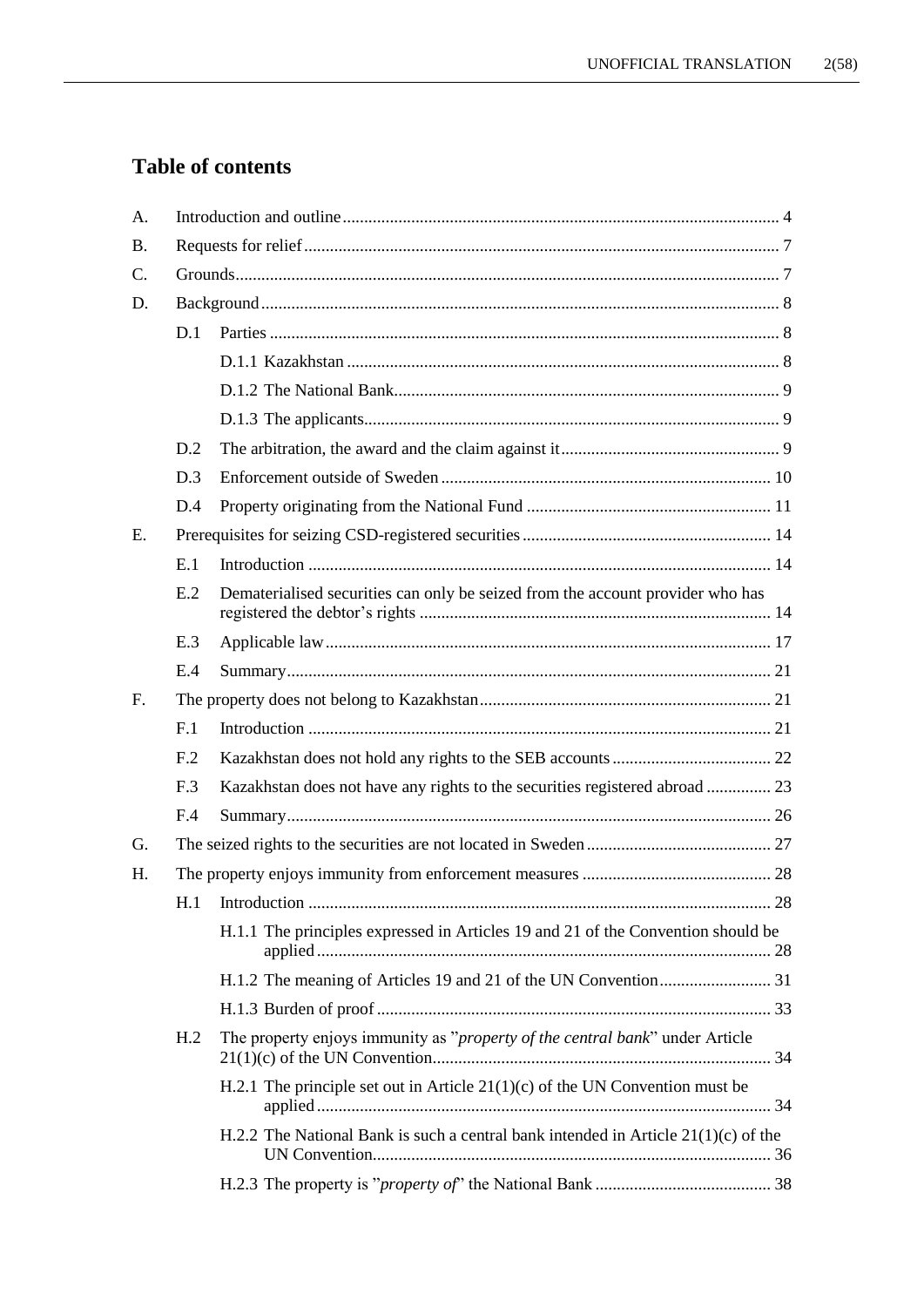## Table of contents

A. Introduction and outline ... 4

B. Requests for relief ... 7

C. Grounds ... 7

D. Background ... 8

- D.1 Parties ... 8
  - D.1.1 Kazakhstan ... 8
  - D.1.2 The National Bank ... 9
  - D.1.3 The applicants ... 9
- D.2 The arbitration, the award and the claim against it ... 9
- D.3 Enforcement outside of Sweden ... 10
- D.4 Property originating from the National Fund ... 11

E. Prerequisites for seizing CSD-registered securities ... 14

- E.1 Introduction ... 14
- E.2 Dematerialised securities can only be seized from the account provider who has registered the debtor's rights ... 14
- E.3 Applicable law ... 17
- E.4 Summary ... 21

F. The property does not belong to Kazakhstan ... 21

- F.1 Introduction ... 21
- F.2 Kazakhstan does not hold any rights to the SEB accounts ... 22
- F.3 Kazakhstan does not have any rights to the securities registered abroad ... 23
- F.4 Summary ... 26

G. The seized rights to the securities are not located in Sweden ... 27

H. The property enjoys immunity from enforcement measures ... 28

- H.1 Introduction ... 28
  - H.1.1 The principles expressed in Articles 19 and 21 of the Convention should be applied ... 28
  - H.1.2 The meaning of Articles 19 and 21 of the UN Convention ... 31
  - H.1.3 Burden of proof ... 33
- H.2 The property enjoys immunity as "*property of the central bank*" under Article 21(1)(c) of the UN Convention ... 34
  - H.2.1 The principle set out in Article 21(1)(c) of the UN Convention must be applied ... 34
  - H.2.2 The National Bank is such a central bank intended in Article 21(1)(c) of the UN Convention ... 36
  - H.2.3 The property is "*property of*" the National Bank ... 38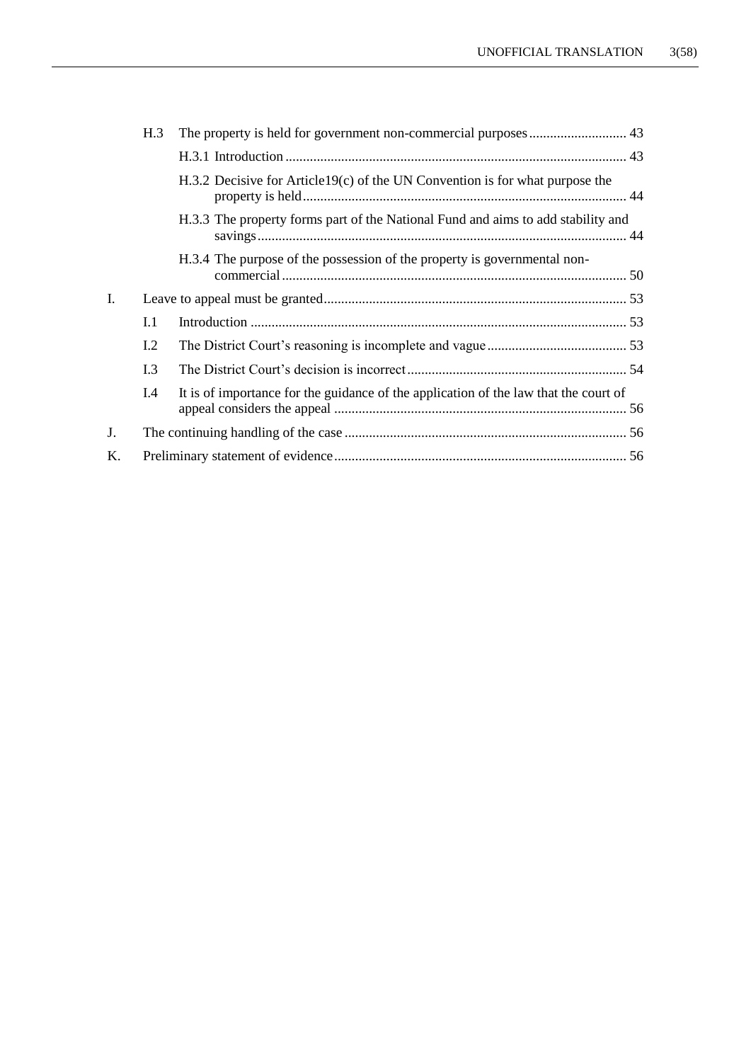- H.3 The property is held for government non-commercial purposes ............................ 43
  - H.3.1 Introduction ................................................................................................. 43
  - H.3.2 Decisive for Article19(c) of the UN Convention is for what purpose the property is held ............................................................................................ 44
  - H.3.3 The property forms part of the National Fund and aims to add stability and savings ......................................................................................................... 44
  - H.3.4 The purpose of the possession of the property is governmental non-commercial .................................................................................................. 50
- I. Leave to appeal must be granted ...................................................................................... 53
  - I.1 Introduction ........................................................................................................... 53
  - I.2 The District Court's reasoning is incomplete and vague ........................................ 53
  - I.3 The District Court's decision is incorrect ............................................................... 54
  - I.4 It is of importance for the guidance of the application of the law that the court of appeal considers the appeal .................................................................................... 56
- J. The continuing handling of the case ................................................................................ 56
- K. Preliminary statement of evidence ................................................................................... 56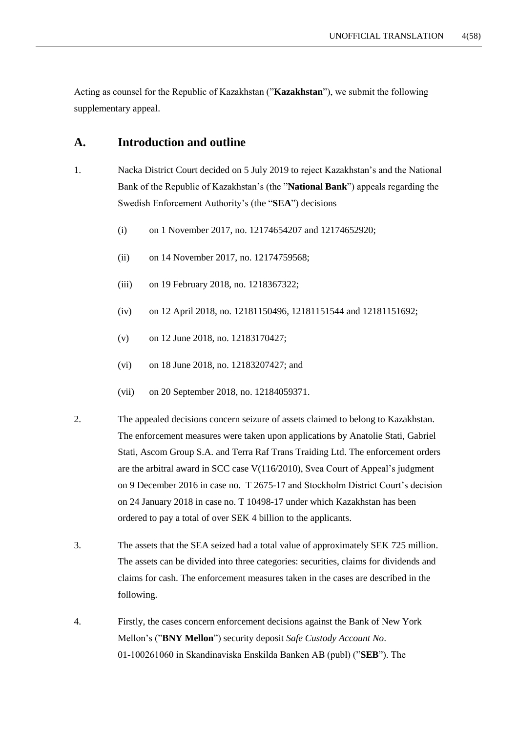Acting as counsel for the Republic of Kazakhstan ("**Kazakhstan**"), we submit the following supplementary appeal.

## A. Introduction and outline

1. Nacka District Court decided on 5 July 2019 to reject Kazakhstan's and the National Bank of the Republic of Kazakhstan's (the "**National Bank**") appeals regarding the Swedish Enforcement Authority's (the "**SEA**") decisions

   (i) on 1 November 2017, no. 12174654207 and 12174652920;

   (ii) on 14 November 2017, no. 12174759568;

   (iii) on 19 February 2018, no. 1218367322;

   (iv) on 12 April 2018, no. 12181150496, 12181151544 and 12181151692;

   (v) on 12 June 2018, no. 12183170427;

   (vi) on 18 June 2018, no. 12183207427; and

   (vii) on 20 September 2018, no. 12184059371.

2. The appealed decisions concern seizure of assets claimed to belong to Kazakhstan. The enforcement measures were taken upon applications by Anatolie Stati, Gabriel Stati, Ascom Group S.A. and Terra Raf Trans Traiding Ltd. The enforcement orders are the arbitral award in SCC case V(116/2010), Svea Court of Appeal's judgment on 9 December 2016 in case no. T 2675-17 and Stockholm District Court's decision on 24 January 2018 in case no. T 10498-17 under which Kazakhstan has been ordered to pay a total of over SEK 4 billion to the applicants.

3. The assets that the SEA seized had a total value of approximately SEK 725 million. The assets can be divided into three categories: securities, claims for dividends and claims for cash. The enforcement measures taken in the cases are described in the following.

4. Firstly, the cases concern enforcement decisions against the Bank of New York Mellon's ("**BNY Mellon**") security deposit *Safe Custody Account No*. 01-100261060 in Skandinaviska Enskilda Banken AB (publ) ("**SEB**"). The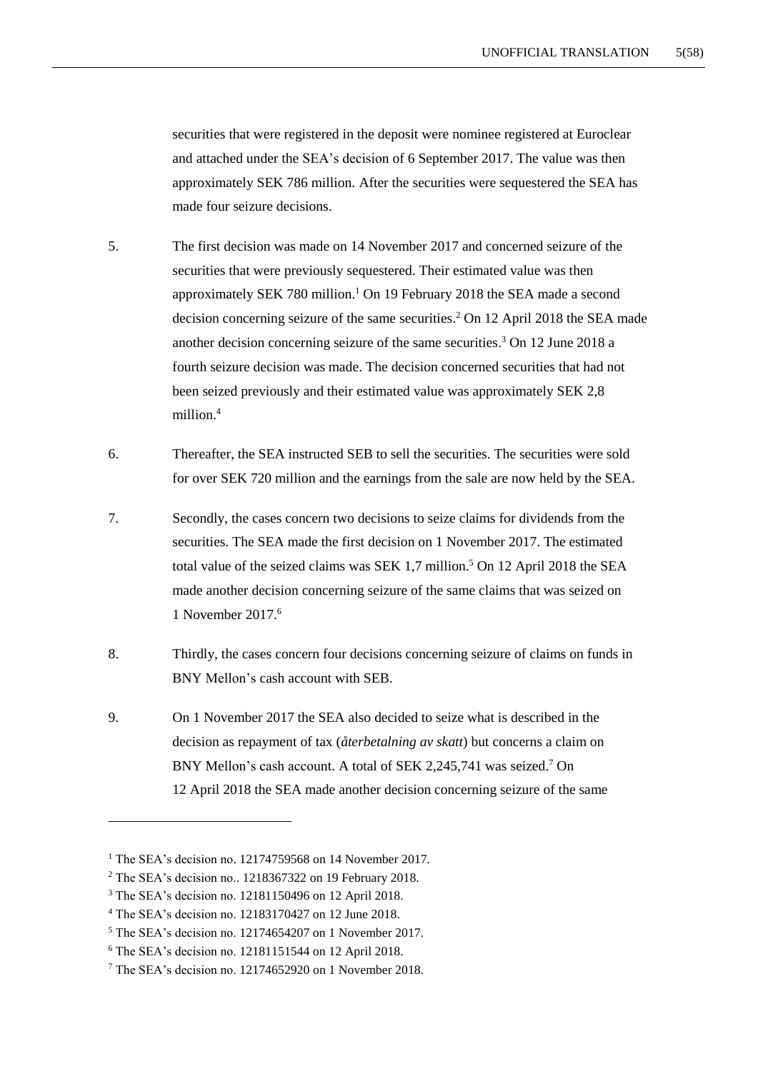securities that were registered in the deposit were nominee registered at Euroclear and attached under the SEA's decision of 6 September 2017. The value was then approximately SEK 786 million. After the securities were sequestered the SEA has made four seizure decisions.

5. The first decision was made on 14 November 2017 and concerned seizure of the securities that were previously sequestered. Their estimated value was then approximately SEK 780 million.[1] On 19 February 2018 the SEA made a second decision concerning seizure of the same securities.[2] On 12 April 2018 the SEA made another decision concerning seizure of the same securities.[3] On 12 June 2018 a fourth seizure decision was made. The decision concerned securities that had not been seized previously and their estimated value was approximately SEK 2,8 million.[4]

6. Thereafter, the SEA instructed SEB to sell the securities. The securities were sold for over SEK 720 million and the earnings from the sale are now held by the SEA.

7. Secondly, the cases concern two decisions to seize claims for dividends from the securities. The SEA made the first decision on 1 November 2017. The estimated total value of the seized claims was SEK 1,7 million.[5] On 12 April 2018 the SEA made another decision concerning seizure of the same claims that was seized on 1 November 2017.[6]

8. Thirdly, the cases concern four decisions concerning seizure of claims on funds in BNY Mellon's cash account with SEB.

9. On 1 November 2017 the SEA also decided to seize what is described in the decision as repayment of tax (*återbetalning av skatt*) but concerns a claim on BNY Mellon's cash account. A total of SEK 2,245,741 was seized.[7] On 12 April 2018 the SEA made another decision concerning seizure of the same

---

[1] The SEA's decision no. 12174759568 on 14 November 2017.

[2] The SEA's decision no.. 1218367322 on 19 February 2018.

[3] The SEA's decision no. 12181150496 on 12 April 2018.

[4] The SEA's decision no. 12183170427 on 12 June 2018.

[5] The SEA's decision no. 12174654207 on 1 November 2017.

[6] The SEA's decision no. 12181151544 on 12 April 2018.

[7] The SEA's decision no. 12174652920 on 1 November 2018.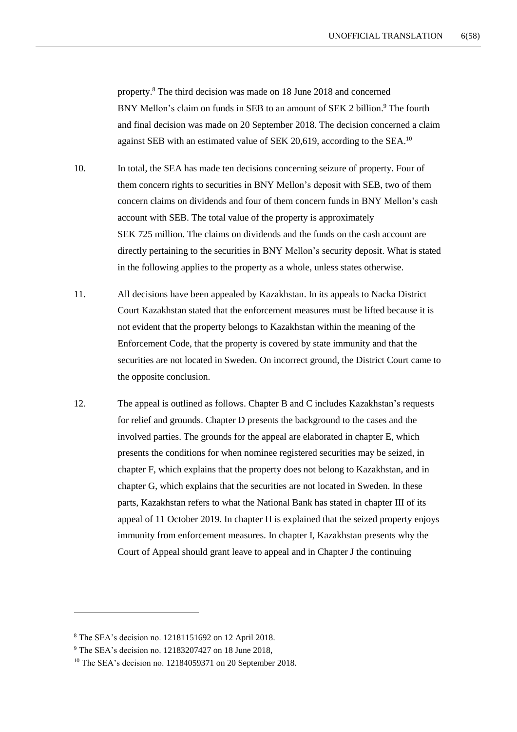property.[8] The third decision was made on 18 June 2018 and concerned BNY Mellon's claim on funds in SEB to an amount of SEK 2 billion.[9] The fourth and final decision was made on 20 September 2018. The decision concerned a claim against SEB with an estimated value of SEK 20,619, according to the SEA.[10]

10. In total, the SEA has made ten decisions concerning seizure of property. Four of them concern rights to securities in BNY Mellon's deposit with SEB, two of them concern claims on dividends and four of them concern funds in BNY Mellon's cash account with SEB. The total value of the property is approximately SEK 725 million. The claims on dividends and the funds on the cash account are directly pertaining to the securities in BNY Mellon's security deposit. What is stated in the following applies to the property as a whole, unless states otherwise.

11. All decisions have been appealed by Kazakhstan. In its appeals to Nacka District Court Kazakhstan stated that the enforcement measures must be lifted because it is not evident that the property belongs to Kazakhstan within the meaning of the Enforcement Code, that the property is covered by state immunity and that the securities are not located in Sweden. On incorrect ground, the District Court came to the opposite conclusion.

12. The appeal is outlined as follows. Chapter B and C includes Kazakhstan's requests for relief and grounds. Chapter D presents the background to the cases and the involved parties. The grounds for the appeal are elaborated in chapter E, which presents the conditions for when nominee registered securities may be seized, in chapter F, which explains that the property does not belong to Kazakhstan, and in chapter G, which explains that the securities are not located in Sweden. In these parts, Kazakhstan refers to what the National Bank has stated in chapter III of its appeal of 11 October 2019. In chapter H is explained that the seized property enjoys immunity from enforcement measures. In chapter I, Kazakhstan presents why the Court of Appeal should grant leave to appeal and in Chapter J the continuing

---

[8] The SEA's decision no. 12181151692 on 12 April 2018.

[9] The SEA's decision no. 12183207427 on 18 June 2018,

[10] The SEA's decision no. 12184059371 on 20 September 2018.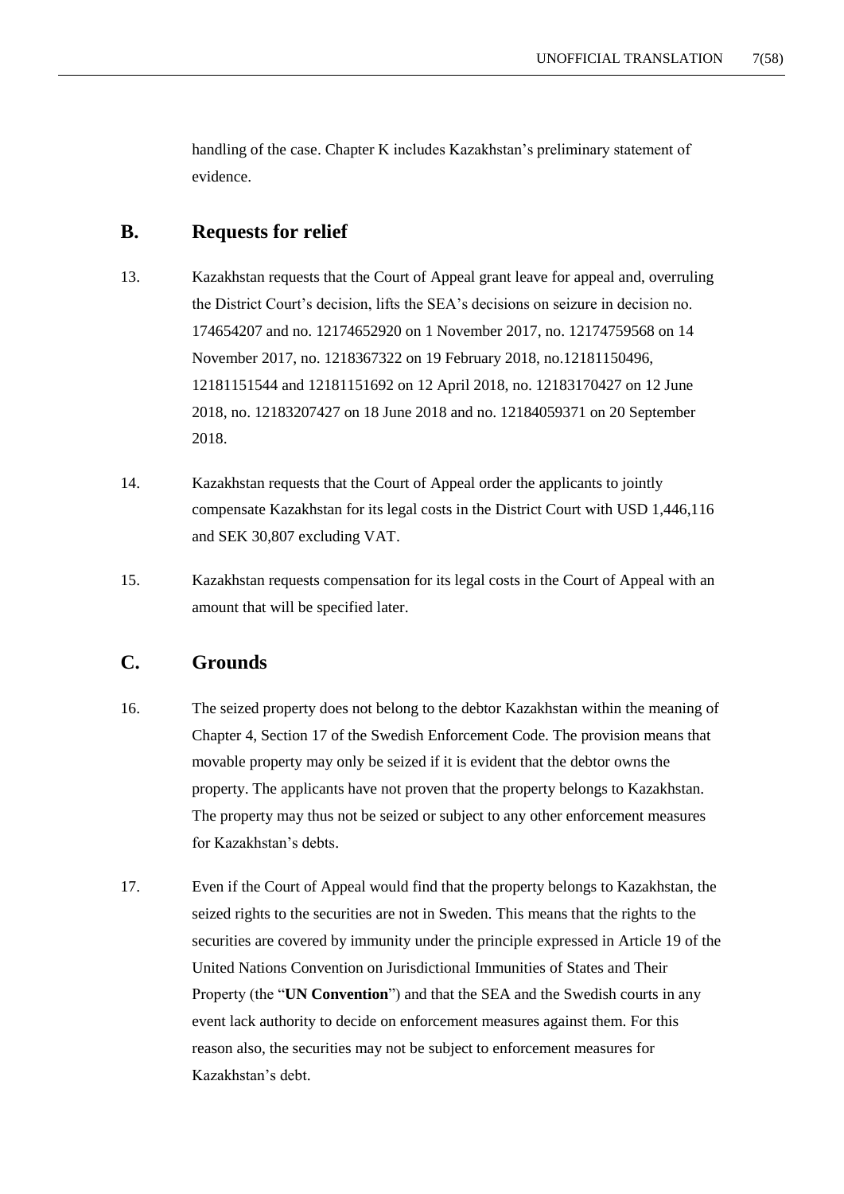handling of the case. Chapter K includes Kazakhstan's preliminary statement of evidence.

## B. Requests for relief

13. Kazakhstan requests that the Court of Appeal grant leave for appeal and, overruling the District Court's decision, lifts the SEA's decisions on seizure in decision no. 174654207 and no. 12174652920 on 1 November 2017, no. 12174759568 on 14 November 2017, no. 1218367322 on 19 February 2018, no.12181150496, 12181151544 and 12181151692 on 12 April 2018, no. 12183170427 on 12 June 2018, no. 12183207427 on 18 June 2018 and no. 12184059371 on 20 September 2018.

14. Kazakhstan requests that the Court of Appeal order the applicants to jointly compensate Kazakhstan for its legal costs in the District Court with USD 1,446,116 and SEK 30,807 excluding VAT.

15. Kazakhstan requests compensation for its legal costs in the Court of Appeal with an amount that will be specified later.

## C. Grounds

16. The seized property does not belong to the debtor Kazakhstan within the meaning of Chapter 4, Section 17 of the Swedish Enforcement Code. The provision means that movable property may only be seized if it is evident that the debtor owns the property. The applicants have not proven that the property belongs to Kazakhstan. The property may thus not be seized or subject to any other enforcement measures for Kazakhstan's debts.

17. Even if the Court of Appeal would find that the property belongs to Kazakhstan, the seized rights to the securities are not in Sweden. This means that the rights to the securities are covered by immunity under the principle expressed in Article 19 of the United Nations Convention on Jurisdictional Immunities of States and Their Property (the "**UN Convention**") and that the SEA and the Swedish courts in any event lack authority to decide on enforcement measures against them. For this reason also, the securities may not be subject to enforcement measures for Kazakhstan's debt.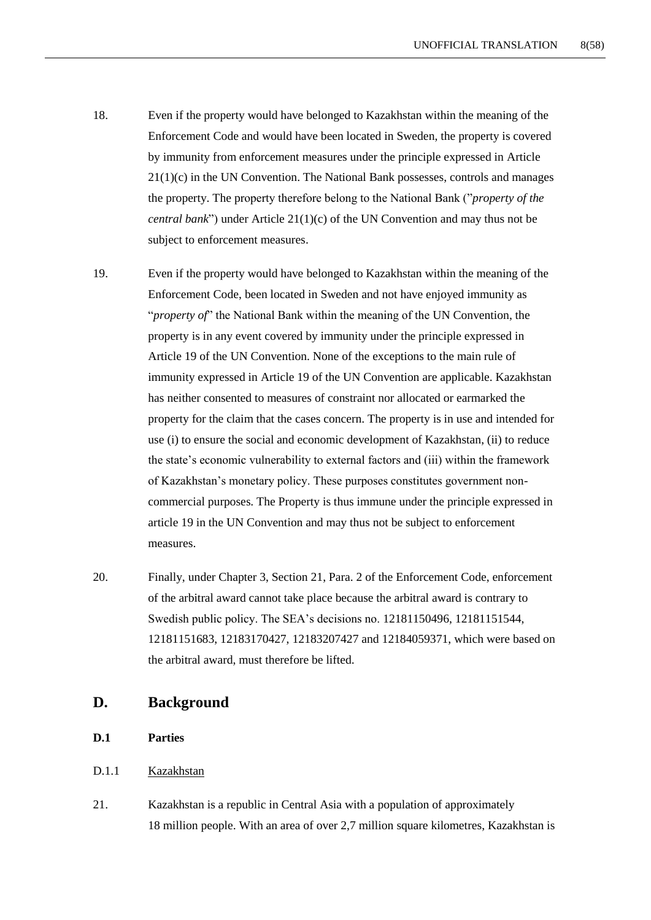18. Even if the property would have belonged to Kazakhstan within the meaning of the Enforcement Code and would have been located in Sweden, the property is covered by immunity from enforcement measures under the principle expressed in Article 21(1)(c) in the UN Convention. The National Bank possesses, controls and manages the property. The property therefore belong to the National Bank (”*property of the central bank*”) under Article 21(1)(c) of the UN Convention and may thus not be subject to enforcement measures.

19. Even if the property would have belonged to Kazakhstan within the meaning of the Enforcement Code, been located in Sweden and not have enjoyed immunity as “*property of*” the National Bank within the meaning of the UN Convention, the property is in any event covered by immunity under the principle expressed in Article 19 of the UN Convention. None of the exceptions to the main rule of immunity expressed in Article 19 of the UN Convention are applicable. Kazakhstan has neither consented to measures of constraint nor allocated or earmarked the property for the claim that the cases concern. The property is in use and intended for use (i) to ensure the social and economic development of Kazakhstan, (ii) to reduce the state’s economic vulnerability to external factors and (iii) within the framework of Kazakhstan’s monetary policy. These purposes constitutes government non-commercial purposes. The Property is thus immune under the principle expressed in article 19 in the UN Convention and may thus not be subject to enforcement measures.

20. Finally, under Chapter 3, Section 21, Para. 2 of the Enforcement Code, enforcement of the arbitral award cannot take place because the arbitral award is contrary to Swedish public policy. The SEA’s decisions no. 12181150496, 12181151544, 12181151683, 12183170427, 12183207427 and 12184059371, which were based on the arbitral award, must therefore be lifted.

## D. Background

### D.1 Parties

#### D.1.1 Kazakhstan

21. Kazakhstan is a republic in Central Asia with a population of approximately 18 million people. With an area of over 2,7 million square kilometres, Kazakhstan is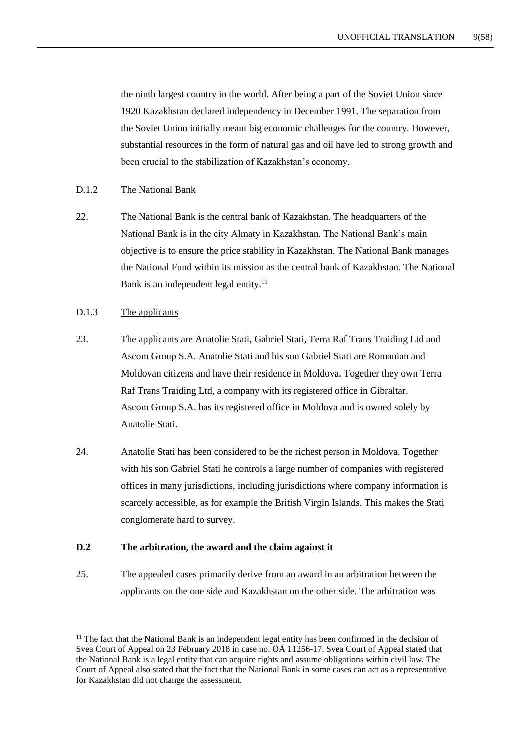the ninth largest country in the world. After being a part of the Soviet Union since 1920 Kazakhstan declared independency in December 1991. The separation from the Soviet Union initially meant big economic challenges for the country. However, substantial resources in the form of natural gas and oil have led to strong growth and been crucial to the stabilization of Kazakhstan's economy.

D.1.2 The National Bank

22. The National Bank is the central bank of Kazakhstan. The headquarters of the National Bank is in the city Almaty in Kazakhstan. The National Bank's main objective is to ensure the price stability in Kazakhstan. The National Bank manages the National Fund within its mission as the central bank of Kazakhstan. The National Bank is an independent legal entity.[11]

D.1.3 The applicants

23. The applicants are Anatolie Stati, Gabriel Stati, Terra Raf Trans Traiding Ltd and Ascom Group S.A. Anatolie Stati and his son Gabriel Stati are Romanian and Moldovan citizens and have their residence in Moldova. Together they own Terra Raf Trans Traiding Ltd, a company with its registered office in Gibraltar. Ascom Group S.A. has its registered office in Moldova and is owned solely by Anatolie Stati.

24. Anatolie Stati has been considered to be the richest person in Moldova. Together with his son Gabriel Stati he controls a large number of companies with registered offices in many jurisdictions, including jurisdictions where company information is scarcely accessible, as for example the British Virgin Islands. This makes the Stati conglomerate hard to survey.

**D.2 The arbitration, the award and the claim against it**

25. The appealed cases primarily derive from an award in an arbitration between the applicants on the one side and Kazakhstan on the other side. The arbitration was

[11] The fact that the National Bank is an independent legal entity has been confirmed in the decision of Svea Court of Appeal on 23 February 2018 in case no. ÖÄ 11256-17. Svea Court of Appeal stated that the National Bank is a legal entity that can acquire rights and assume obligations within civil law. The Court of Appeal also stated that the fact that the National Bank in some cases can act as a representative for Kazakhstan did not change the assessment.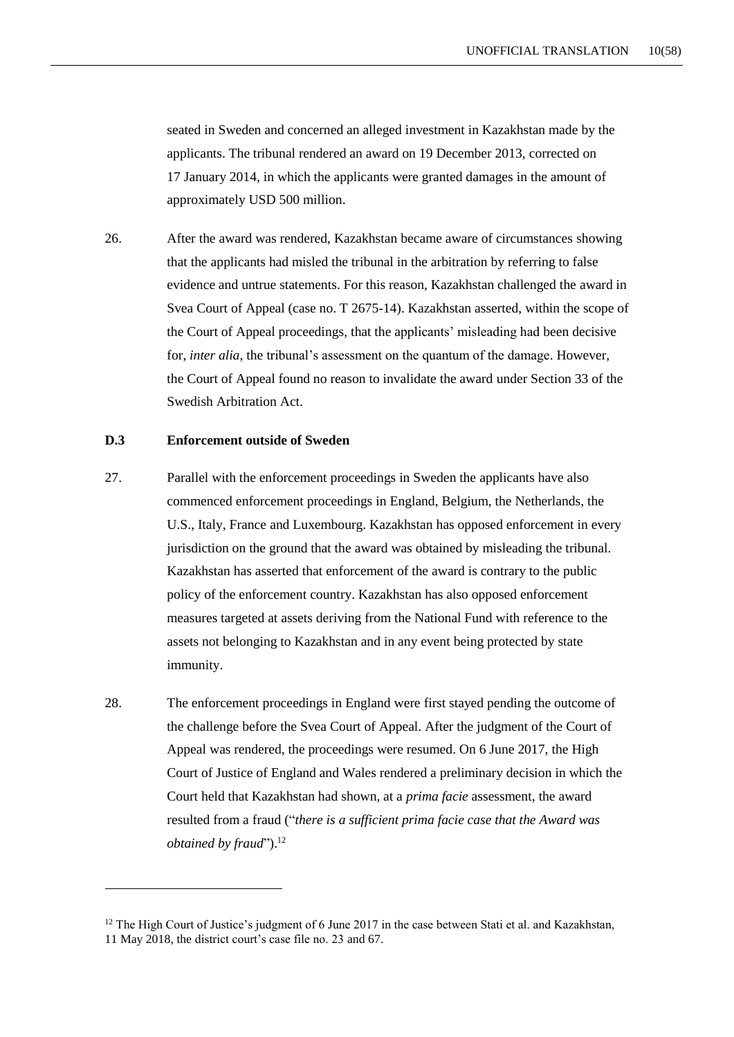seated in Sweden and concerned an alleged investment in Kazakhstan made by the applicants. The tribunal rendered an award on 19 December 2013, corrected on 17 January 2014, in which the applicants were granted damages in the amount of approximately USD 500 million.

26. After the award was rendered, Kazakhstan became aware of circumstances showing that the applicants had misled the tribunal in the arbitration by referring to false evidence and untrue statements. For this reason, Kazakhstan challenged the award in Svea Court of Appeal (case no. T 2675-14). Kazakhstan asserted, within the scope of the Court of Appeal proceedings, that the applicants' misleading had been decisive for, *inter alia*, the tribunal's assessment on the quantum of the damage. However, the Court of Appeal found no reason to invalidate the award under Section 33 of the Swedish Arbitration Act.

### D.3 Enforcement outside of Sweden

27. Parallel with the enforcement proceedings in Sweden the applicants have also commenced enforcement proceedings in England, Belgium, the Netherlands, the U.S., Italy, France and Luxembourg. Kazakhstan has opposed enforcement in every jurisdiction on the ground that the award was obtained by misleading the tribunal. Kazakhstan has asserted that enforcement of the award is contrary to the public policy of the enforcement country. Kazakhstan has also opposed enforcement measures targeted at assets deriving from the National Fund with reference to the assets not belonging to Kazakhstan and in any event being protected by state immunity.

28. The enforcement proceedings in England were first stayed pending the outcome of the challenge before the Svea Court of Appeal. After the judgment of the Court of Appeal was rendered, the proceedings were resumed. On 6 June 2017, the High Court of Justice of England and Wales rendered a preliminary decision in which the Court held that Kazakhstan had shown, at a *prima facie* assessment, the award resulted from a fraud ("*there is a sufficient prima facie case that the Award was obtained by fraud*").[12]

---

[12] The High Court of Justice's judgment of 6 June 2017 in the case between Stati et al. and Kazakhstan, 11 May 2018, the district court's case file no. 23 and 67.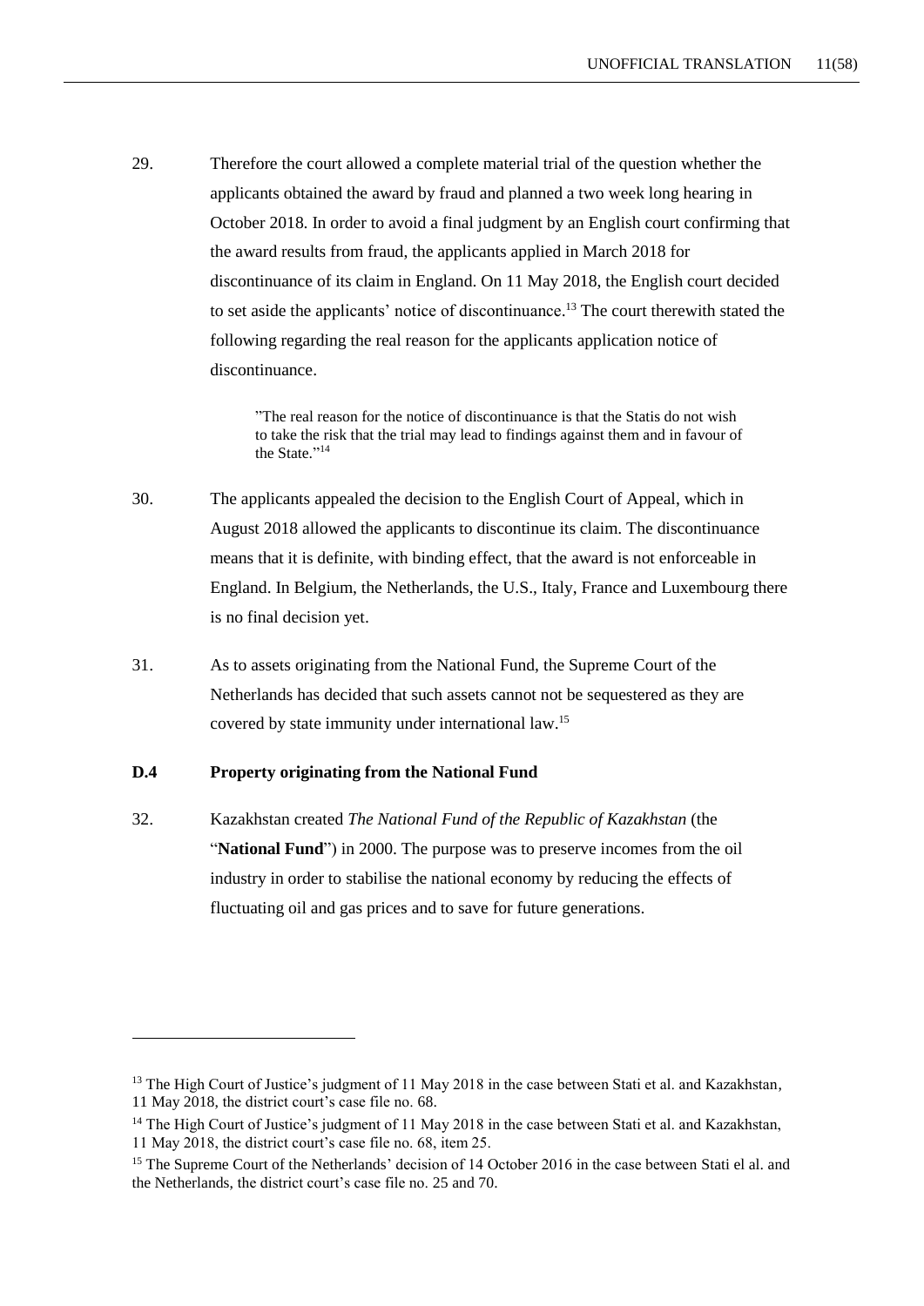29. Therefore the court allowed a complete material trial of the question whether the applicants obtained the award by fraud and planned a two week long hearing in October 2018. In order to avoid a final judgment by an English court confirming that the award results from fraud, the applicants applied in March 2018 for discontinuance of its claim in England. On 11 May 2018, the English court decided to set aside the applicants' notice of discontinuance.[13] The court therewith stated the following regarding the real reason for the applicants application notice of discontinuance.

> "The real reason for the notice of discontinuance is that the Statis do not wish to take the risk that the trial may lead to findings against them and in favour of the State."[14]

30. The applicants appealed the decision to the English Court of Appeal, which in August 2018 allowed the applicants to discontinue its claim. The discontinuance means that it is definite, with binding effect, that the award is not enforceable in England. In Belgium, the Netherlands, the U.S., Italy, France and Luxembourg there is no final decision yet.

31. As to assets originating from the National Fund, the Supreme Court of the Netherlands has decided that such assets cannot not be sequestered as they are covered by state immunity under international law.[15]

### D.4 Property originating from the National Fund

32. Kazakhstan created *The National Fund of the Republic of Kazakhstan* (the "**National Fund**") in 2000. The purpose was to preserve incomes from the oil industry in order to stabilise the national economy by reducing the effects of fluctuating oil and gas prices and to save for future generations.

---

[13] The High Court of Justice's judgment of 11 May 2018 in the case between Stati et al. and Kazakhstan, 11 May 2018, the district court's case file no. 68.

[14] The High Court of Justice's judgment of 11 May 2018 in the case between Stati et al. and Kazakhstan, 11 May 2018, the district court's case file no. 68, item 25.

[15] The Supreme Court of the Netherlands' decision of 14 October 2016 in the case between Stati el al. and the Netherlands, the district court's case file no. 25 and 70.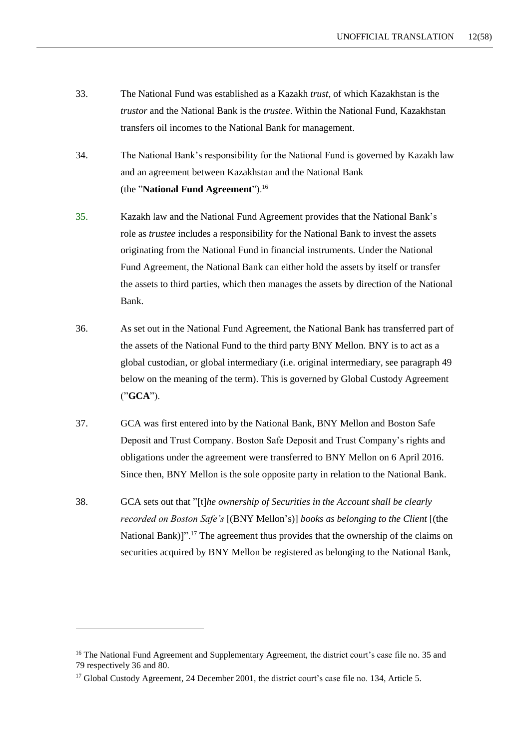33. The National Fund was established as a Kazakh *trust*, of which Kazakhstan is the *trustor* and the National Bank is the *trustee*. Within the National Fund, Kazakhstan transfers oil incomes to the National Bank for management.

34. The National Bank's responsibility for the National Fund is governed by Kazakh law and an agreement between Kazakhstan and the National Bank (the "**National Fund Agreement**").[16]

35. Kazakh law and the National Fund Agreement provides that the National Bank's role as *trustee* includes a responsibility for the National Bank to invest the assets originating from the National Fund in financial instruments. Under the National Fund Agreement, the National Bank can either hold the assets by itself or transfer the assets to third parties, which then manages the assets by direction of the National Bank.

36. As set out in the National Fund Agreement, the National Bank has transferred part of the assets of the National Fund to the third party BNY Mellon. BNY is to act as a global custodian, or global intermediary (i.e. original intermediary, see paragraph 49 below on the meaning of the term). This is governed by Global Custody Agreement ("**GCA**").

37. GCA was first entered into by the National Bank, BNY Mellon and Boston Safe Deposit and Trust Company. Boston Safe Deposit and Trust Company's rights and obligations under the agreement were transferred to BNY Mellon on 6 April 2016. Since then, BNY Mellon is the sole opposite party in relation to the National Bank.

38. GCA sets out that "[t]*he ownership of Securities in the Account shall be clearly recorded on Boston Safe's* [(BNY Mellon's)] *books as belonging to the Client* [(the National Bank)]".[17] The agreement thus provides that the ownership of the claims on securities acquired by BNY Mellon be registered as belonging to the National Bank,

---

[16] The National Fund Agreement and Supplementary Agreement, the district court's case file no. 35 and 79 respectively 36 and 80.

[17] Global Custody Agreement, 24 December 2001, the district court's case file no. 134, Article 5.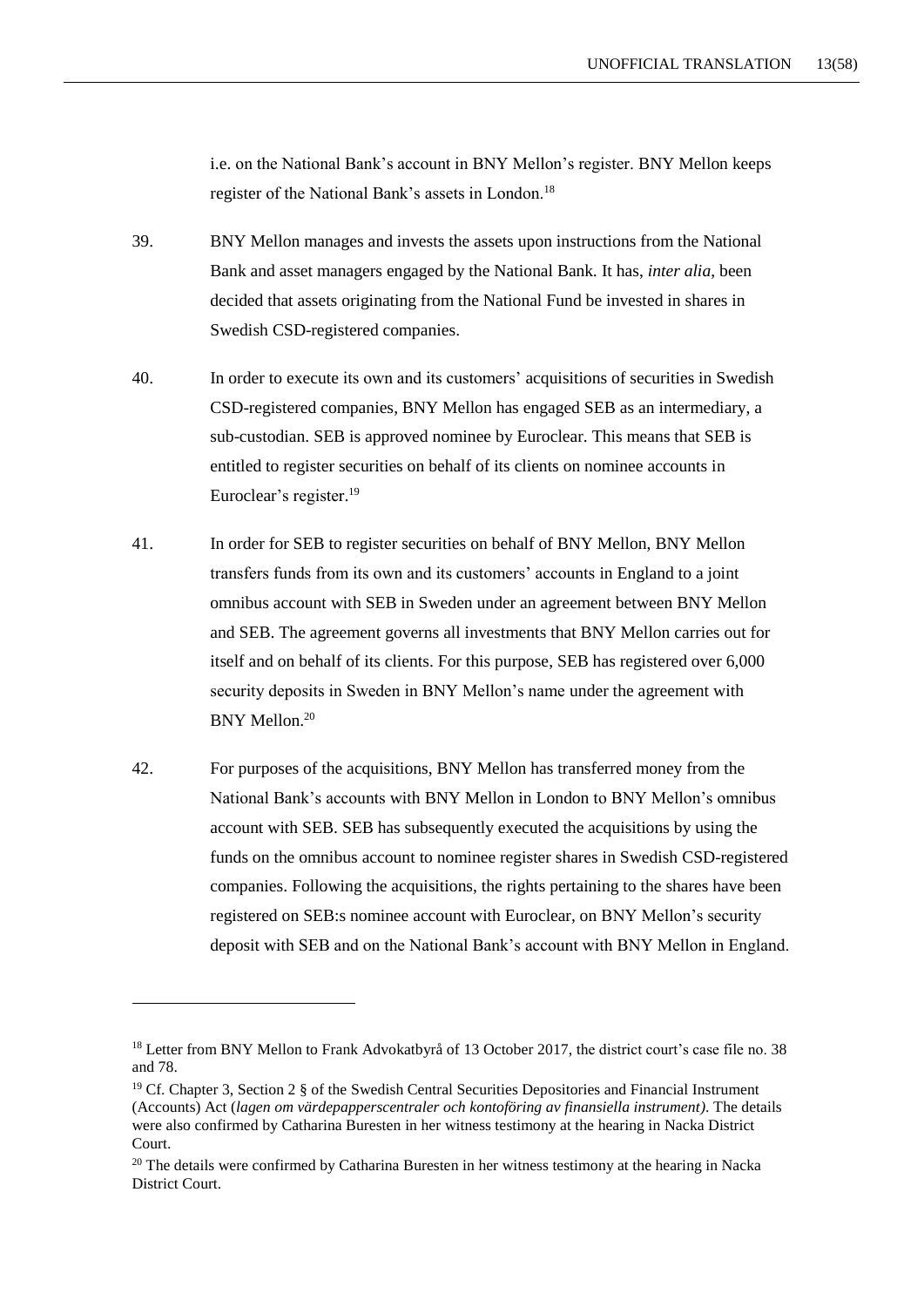i.e. on the National Bank's account in BNY Mellon's register. BNY Mellon keeps register of the National Bank's assets in London.[18]

39. BNY Mellon manages and invests the assets upon instructions from the National Bank and asset managers engaged by the National Bank. It has, *inter alia*, been decided that assets originating from the National Fund be invested in shares in Swedish CSD-registered companies.

40. In order to execute its own and its customers' acquisitions of securities in Swedish CSD-registered companies, BNY Mellon has engaged SEB as an intermediary, a sub-custodian. SEB is approved nominee by Euroclear. This means that SEB is entitled to register securities on behalf of its clients on nominee accounts in Euroclear's register.[19]

41. In order for SEB to register securities on behalf of BNY Mellon, BNY Mellon transfers funds from its own and its customers' accounts in England to a joint omnibus account with SEB in Sweden under an agreement between BNY Mellon and SEB. The agreement governs all investments that BNY Mellon carries out for itself and on behalf of its clients. For this purpose, SEB has registered over 6,000 security deposits in Sweden in BNY Mellon's name under the agreement with BNY Mellon.[20]

42. For purposes of the acquisitions, BNY Mellon has transferred money from the National Bank's accounts with BNY Mellon in London to BNY Mellon's omnibus account with SEB. SEB has subsequently executed the acquisitions by using the funds on the omnibus account to nominee register shares in Swedish CSD-registered companies. Following the acquisitions, the rights pertaining to the shares have been registered on SEB:s nominee account with Euroclear, on BNY Mellon's security deposit with SEB and on the National Bank's account with BNY Mellon in England.

---

[18] Letter from BNY Mellon to Frank Advokatbyrå of 13 October 2017, the district court's case file no. 38 and 78.

[19] Cf. Chapter 3, Section 2 § of the Swedish Central Securities Depositories and Financial Instrument (Accounts) Act (*lagen om värdepapperscentraler och kontoföring av finansiella instrument)*. The details were also confirmed by Catharina Buresten in her witness testimony at the hearing in Nacka District Court.

[20] The details were confirmed by Catharina Buresten in her witness testimony at the hearing in Nacka District Court.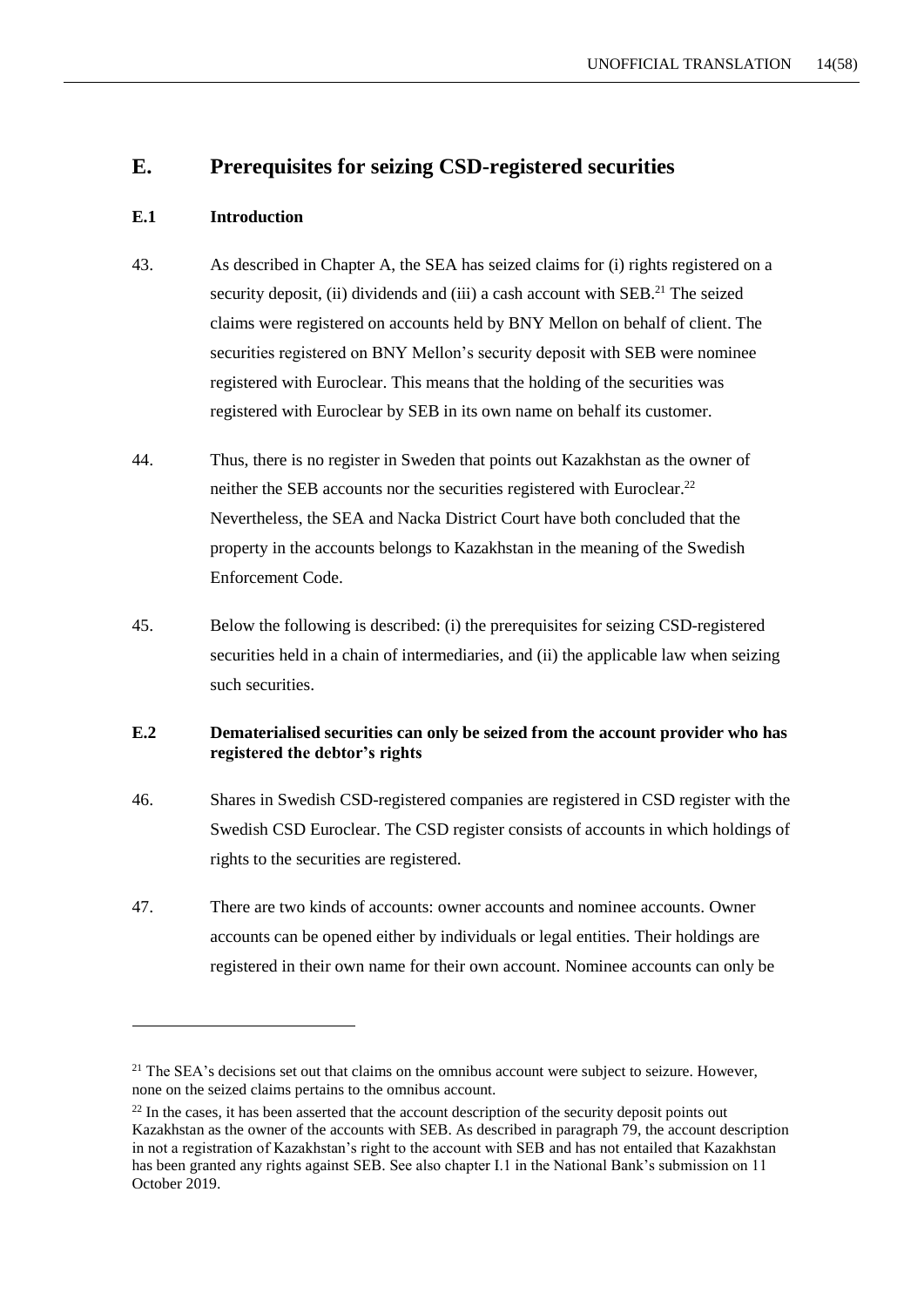## E. Prerequisites for seizing CSD-registered securities

### E.1 Introduction

43. As described in Chapter A, the SEA has seized claims for (i) rights registered on a security deposit, (ii) dividends and (iii) a cash account with SEB.[21] The seized claims were registered on accounts held by BNY Mellon on behalf of client. The securities registered on BNY Mellon's security deposit with SEB were nominee registered with Euroclear. This means that the holding of the securities was registered with Euroclear by SEB in its own name on behalf its customer.

44. Thus, there is no register in Sweden that points out Kazakhstan as the owner of neither the SEB accounts nor the securities registered with Euroclear.[22] Nevertheless, the SEA and Nacka District Court have both concluded that the property in the accounts belongs to Kazakhstan in the meaning of the Swedish Enforcement Code.

45. Below the following is described: (i) the prerequisites for seizing CSD-registered securities held in a chain of intermediaries, and (ii) the applicable law when seizing such securities.

### E.2 Dematerialised securities can only be seized from the account provider who has registered the debtor's rights

46. Shares in Swedish CSD-registered companies are registered in CSD register with the Swedish CSD Euroclear. The CSD register consists of accounts in which holdings of rights to the securities are registered.

47. There are two kinds of accounts: owner accounts and nominee accounts. Owner accounts can be opened either by individuals or legal entities. Their holdings are registered in their own name for their own account. Nominee accounts can only be

---

[21] The SEA's decisions set out that claims on the omnibus account were subject to seizure. However, none on the seized claims pertains to the omnibus account.

[22] In the cases, it has been asserted that the account description of the security deposit points out Kazakhstan as the owner of the accounts with SEB. As described in paragraph 79, the account description in not a registration of Kazakhstan's right to the account with SEB and has not entailed that Kazakhstan has been granted any rights against SEB. See also chapter I.1 in the National Bank's submission on 11 October 2019.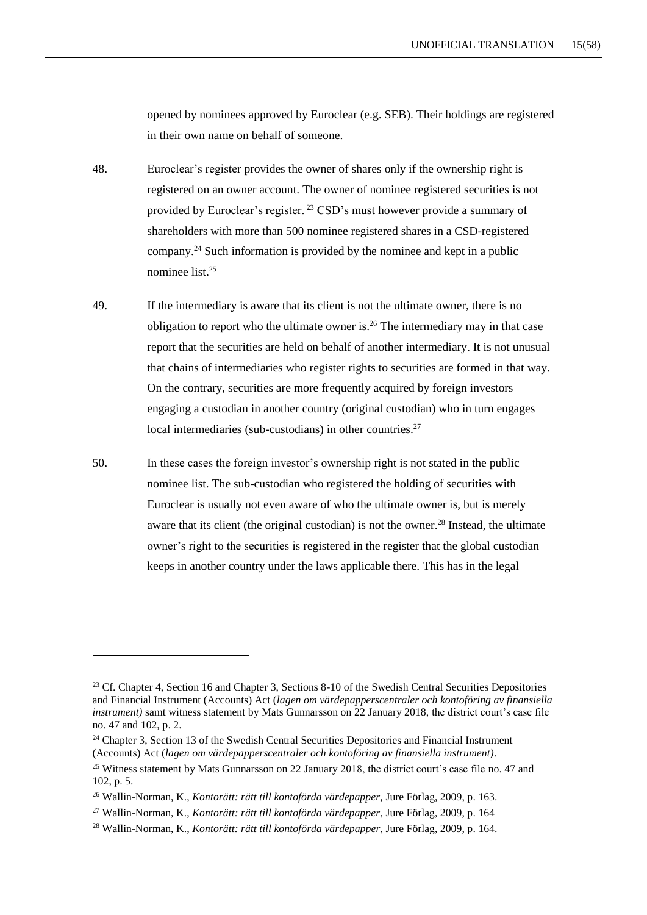opened by nominees approved by Euroclear (e.g. SEB). Their holdings are registered in their own name on behalf of someone.

48. Euroclear's register provides the owner of shares only if the ownership right is registered on an owner account. The owner of nominee registered securities is not provided by Euroclear's register.[23] CSD's must however provide a summary of shareholders with more than 500 nominee registered shares in a CSD-registered company.[24] Such information is provided by the nominee and kept in a public nominee list.[25]

49. If the intermediary is aware that its client is not the ultimate owner, there is no obligation to report who the ultimate owner is.[26] The intermediary may in that case report that the securities are held on behalf of another intermediary. It is not unusual that chains of intermediaries who register rights to securities are formed in that way. On the contrary, securities are more frequently acquired by foreign investors engaging a custodian in another country (original custodian) who in turn engages local intermediaries (sub-custodians) in other countries.[27]

50. In these cases the foreign investor's ownership right is not stated in the public nominee list. The sub-custodian who registered the holding of securities with Euroclear is usually not even aware of who the ultimate owner is, but is merely aware that its client (the original custodian) is not the owner.[28] Instead, the ultimate owner's right to the securities is registered in the register that the global custodian keeps in another country under the laws applicable there. This has in the legal

---

[23] Cf. Chapter 4, Section 16 and Chapter 3, Sections 8-10 of the Swedish Central Securities Depositories and Financial Instrument (Accounts) Act (*lagen om värdepapperscentraler och kontoföring av finansiella instrument)* samt witness statement by Mats Gunnarsson on 22 January 2018, the district court's case file no. 47 and 102, p. 2.

[24] Chapter 3, Section 13 of the Swedish Central Securities Depositories and Financial Instrument (Accounts) Act (*lagen om värdepapperscentraler och kontoföring av finansiella instrument)*.

[25] Witness statement by Mats Gunnarsson on 22 January 2018, the district court's case file no. 47 and 102, p. 5.

[26] Wallin-Norman, K., *Kontorätt: rätt till kontoförda värdepapper*, Jure Förlag, 2009, p. 163.

[27] Wallin-Norman, K., *Kontorätt: rätt till kontoförda värdepapper*, Jure Förlag, 2009, p. 164

[28] Wallin-Norman, K., *Kontorätt: rätt till kontoförda värdepapper*, Jure Förlag, 2009, p. 164.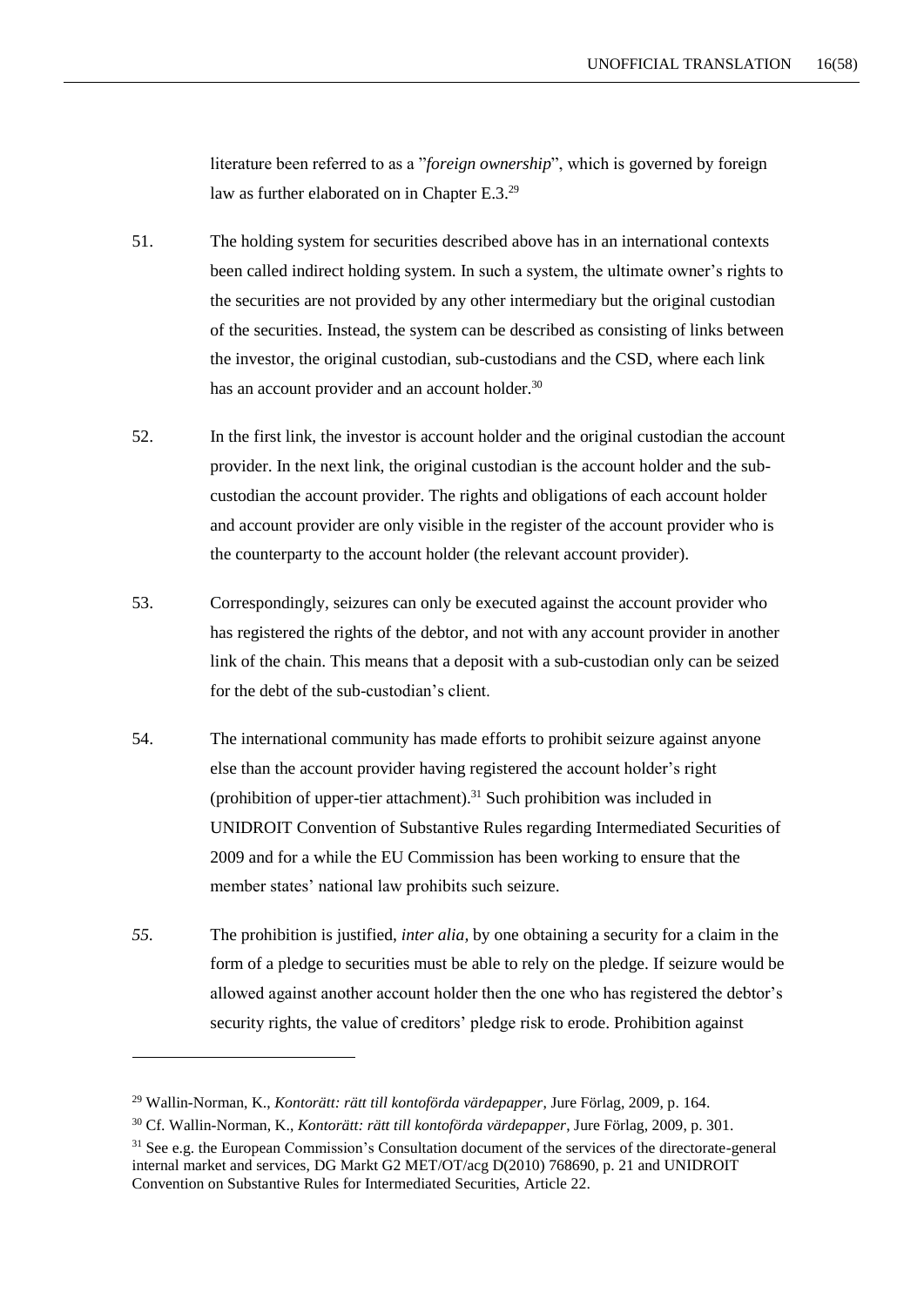literature been referred to as a "*foreign ownership*", which is governed by foreign law as further elaborated on in Chapter E.3.[29]

51. The holding system for securities described above has in an international contexts been called indirect holding system. In such a system, the ultimate owner's rights to the securities are not provided by any other intermediary but the original custodian of the securities. Instead, the system can be described as consisting of links between the investor, the original custodian, sub-custodians and the CSD, where each link has an account provider and an account holder.[30]

52. In the first link, the investor is account holder and the original custodian the account provider. In the next link, the original custodian is the account holder and the sub-custodian the account provider. The rights and obligations of each account holder and account provider are only visible in the register of the account provider who is the counterparty to the account holder (the relevant account provider).

53. Correspondingly, seizures can only be executed against the account provider who has registered the rights of the debtor, and not with any account provider in another link of the chain. This means that a deposit with a sub-custodian only can be seized for the debt of the sub-custodian's client.

54. The international community has made efforts to prohibit seizure against anyone else than the account provider having registered the account holder's right (prohibition of upper-tier attachment).[31] Such prohibition was included in UNIDROIT Convention of Substantive Rules regarding Intermediated Securities of 2009 and for a while the EU Commission has been working to ensure that the member states' national law prohibits such seizure.

*55.* The prohibition is justified, *inter alia,* by one obtaining a security for a claim in the form of a pledge to securities must be able to rely on the pledge. If seizure would be allowed against another account holder then the one who has registered the debtor's security rights, the value of creditors' pledge risk to erode. Prohibition against

---

[29] Wallin-Norman, K., *Kontorätt: rätt till kontoförda värdepapper*, Jure Förlag, 2009, p. 164.

[30] Cf. Wallin-Norman, K., *Kontorätt: rätt till kontoförda värdepapper*, Jure Förlag, 2009, p. 301.

[31] See e.g. the European Commission's Consultation document of the services of the directorate-general internal market and services, DG Markt G2 MET/OT/acg D(2010) 768690, p. 21 and UNIDROIT Convention on Substantive Rules for Intermediated Securities, Article 22.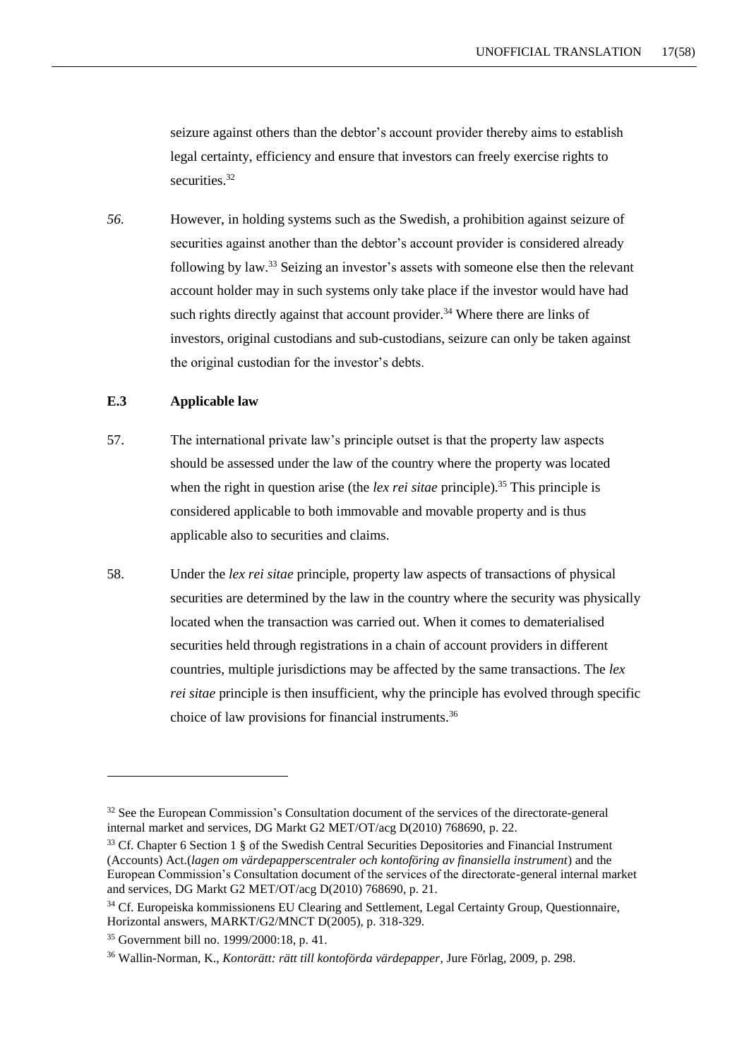seizure against others than the debtor's account provider thereby aims to establish legal certainty, efficiency and ensure that investors can freely exercise rights to securities.[32]

*56.* However, in holding systems such as the Swedish, a prohibition against seizure of securities against another than the debtor's account provider is considered already following by law.[33] Seizing an investor's assets with someone else then the relevant account holder may in such systems only take place if the investor would have had such rights directly against that account provider.[34] Where there are links of investors, original custodians and sub-custodians, seizure can only be taken against the original custodian for the investor's debts.

### E.3 Applicable law

57. The international private law's principle outset is that the property law aspects should be assessed under the law of the country where the property was located when the right in question arise (the *lex rei sitae* principle).[35] This principle is considered applicable to both immovable and movable property and is thus applicable also to securities and claims.

58. Under the *lex rei sitae* principle, property law aspects of transactions of physical securities are determined by the law in the country where the security was physically located when the transaction was carried out. When it comes to dematerialised securities held through registrations in a chain of account providers in different countries, multiple jurisdictions may be affected by the same transactions. The *lex rei sitae* principle is then insufficient, why the principle has evolved through specific choice of law provisions for financial instruments.[36]

---

[32] See the European Commission's Consultation document of the services of the directorate-general internal market and services, DG Markt G2 MET/OT/acg D(2010) 768690, p. 22.

[33] Cf. Chapter 6 Section 1 § of the Swedish Central Securities Depositories and Financial Instrument (Accounts) Act.(*lagen om värdepapperscentraler och kontoföring av finansiella instrument*) and the European Commission's Consultation document of the services of the directorate-general internal market and services, DG Markt G2 MET/OT/acg D(2010) 768690, p. 21.

[34] Cf. Europeiska kommissionens EU Clearing and Settlement, Legal Certainty Group, Questionnaire, Horizontal answers, MARKT/G2/MNCT D(2005), p. 318-329.

[35] Government bill no. 1999/2000:18, p. 41.

[36] Wallin-Norman, K., *Kontorätt: rätt till kontoförda värdepapper*, Jure Förlag, 2009, p. 298.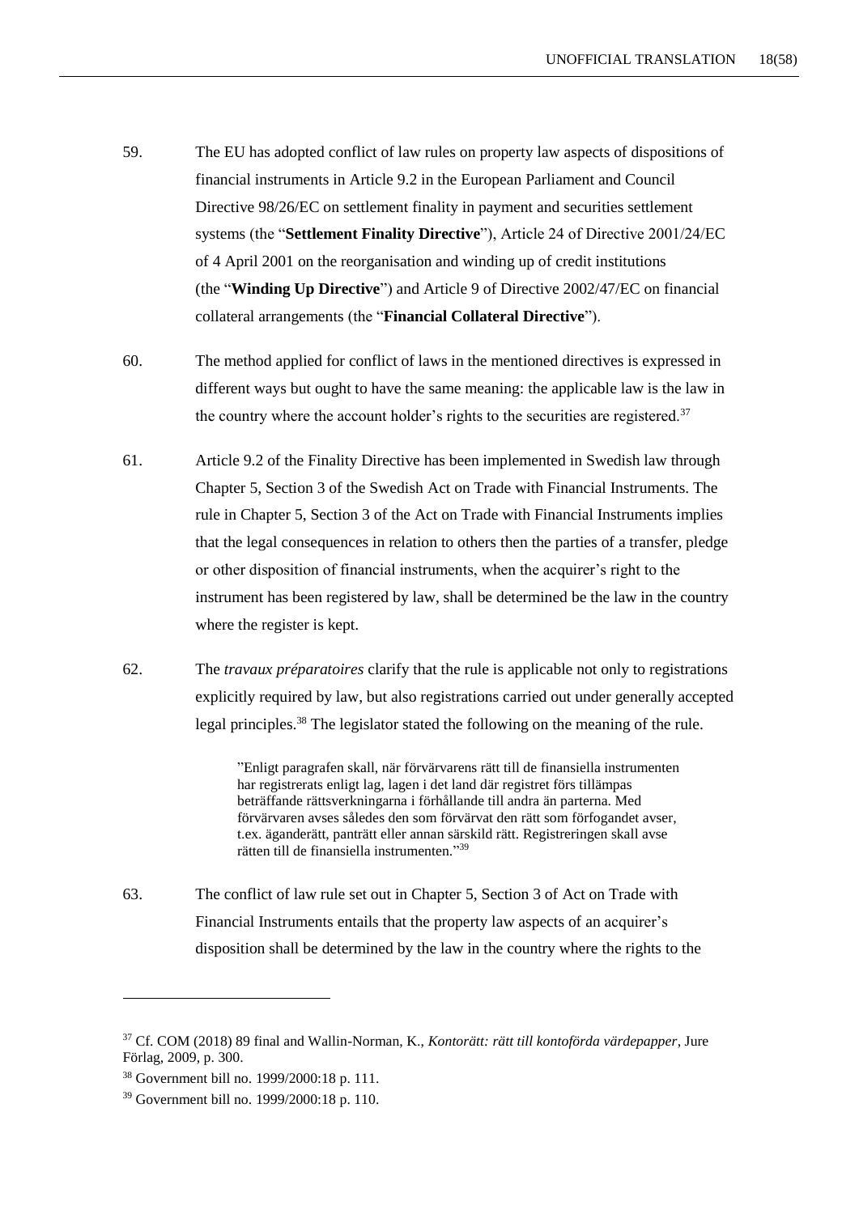59. The EU has adopted conflict of law rules on property law aspects of dispositions of financial instruments in Article 9.2 in the European Parliament and Council Directive 98/26/EC on settlement finality in payment and securities settlement systems (the "**Settlement Finality Directive**"), Article 24 of Directive 2001/24/EC of 4 April 2001 on the reorganisation and winding up of credit institutions (the "**Winding Up Directive**") and Article 9 of Directive 2002/47/EC on financial collateral arrangements (the "**Financial Collateral Directive**").

60. The method applied for conflict of laws in the mentioned directives is expressed in different ways but ought to have the same meaning: the applicable law is the law in the country where the account holder's rights to the securities are registered.[37]

61. Article 9.2 of the Finality Directive has been implemented in Swedish law through Chapter 5, Section 3 of the Swedish Act on Trade with Financial Instruments. The rule in Chapter 5, Section 3 of the Act on Trade with Financial Instruments implies that the legal consequences in relation to others then the parties of a transfer, pledge or other disposition of financial instruments, when the acquirer's right to the instrument has been registered by law, shall be determined be the law in the country where the register is kept.

62. The *travaux préparatoires* clarify that the rule is applicable not only to registrations explicitly required by law, but also registrations carried out under generally accepted legal principles.[38] The legislator stated the following on the meaning of the rule.

> "Enligt paragrafen skall, när förvärvarens rätt till de finansiella instrumenten har registrerats enligt lag, lagen i det land där registret förs tillämpas beträffande rättsverkningarna i förhållande till andra än parterna. Med förvärvaren avses således den som förvärvat den rätt som förfogandet avser, t.ex. äganderätt, panträtt eller annan särskild rätt. Registreringen skall avse rätten till de finansiella instrumenten."[39]

63. The conflict of law rule set out in Chapter 5, Section 3 of Act on Trade with Financial Instruments entails that the property law aspects of an acquirer's disposition shall be determined by the law in the country where the rights to the

---

[37] Cf. COM (2018) 89 final and Wallin-Norman, K., *Kontorätt: rätt till kontoförda värdepapper*, Jure Förlag, 2009, p. 300.

[38] Government bill no. 1999/2000:18 p. 111.

[39] Government bill no. 1999/2000:18 p. 110.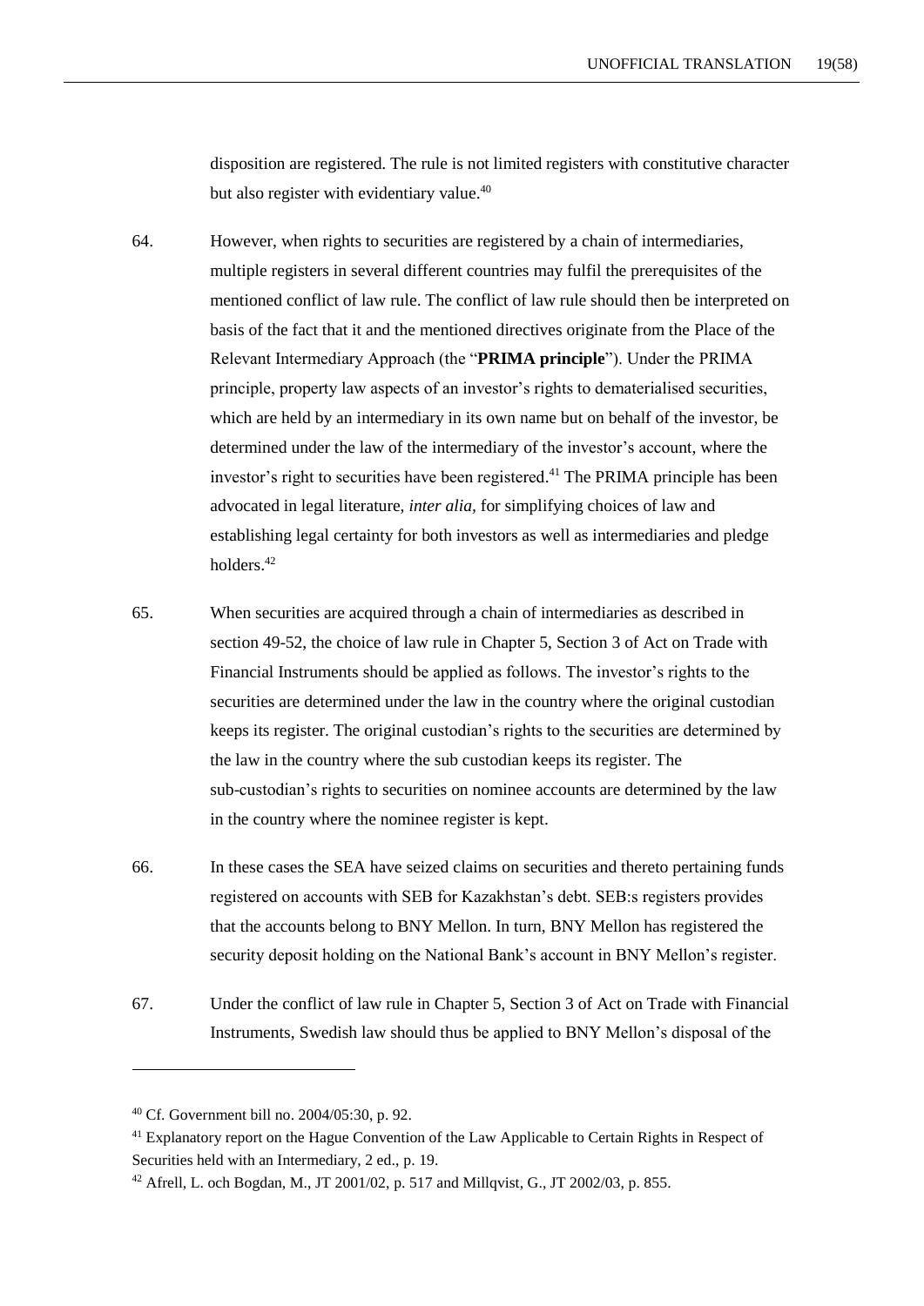disposition are registered. The rule is not limited registers with constitutive character but also register with evidentiary value.[40]

64. However, when rights to securities are registered by a chain of intermediaries, multiple registers in several different countries may fulfil the prerequisites of the mentioned conflict of law rule. The conflict of law rule should then be interpreted on basis of the fact that it and the mentioned directives originate from the Place of the Relevant Intermediary Approach (the "**PRIMA principle**"). Under the PRIMA principle, property law aspects of an investor's rights to dematerialised securities, which are held by an intermediary in its own name but on behalf of the investor, be determined under the law of the intermediary of the investor's account, where the investor's right to securities have been registered.[41] The PRIMA principle has been advocated in legal literature, *inter alia*, for simplifying choices of law and establishing legal certainty for both investors as well as intermediaries and pledge holders.[42]

65. When securities are acquired through a chain of intermediaries as described in section 49-52, the choice of law rule in Chapter 5, Section 3 of Act on Trade with Financial Instruments should be applied as follows. The investor's rights to the securities are determined under the law in the country where the original custodian keeps its register. The original custodian's rights to the securities are determined by the law in the country where the sub custodian keeps its register. The sub-custodian's rights to securities on nominee accounts are determined by the law in the country where the nominee register is kept.

66. In these cases the SEA have seized claims on securities and thereto pertaining funds registered on accounts with SEB for Kazakhstan's debt. SEB:s registers provides that the accounts belong to BNY Mellon. In turn, BNY Mellon has registered the security deposit holding on the National Bank's account in BNY Mellon's register.

67. Under the conflict of law rule in Chapter 5, Section 3 of Act on Trade with Financial Instruments, Swedish law should thus be applied to BNY Mellon's disposal of the

---

[40] Cf. Government bill no. 2004/05:30, p. 92.

[41] Explanatory report on the Hague Convention of the Law Applicable to Certain Rights in Respect of Securities held with an Intermediary, 2 ed., p. 19.

[42] Afrell, L. och Bogdan, M., JT 2001/02, p. 517 and Millqvist, G., JT 2002/03, p. 855.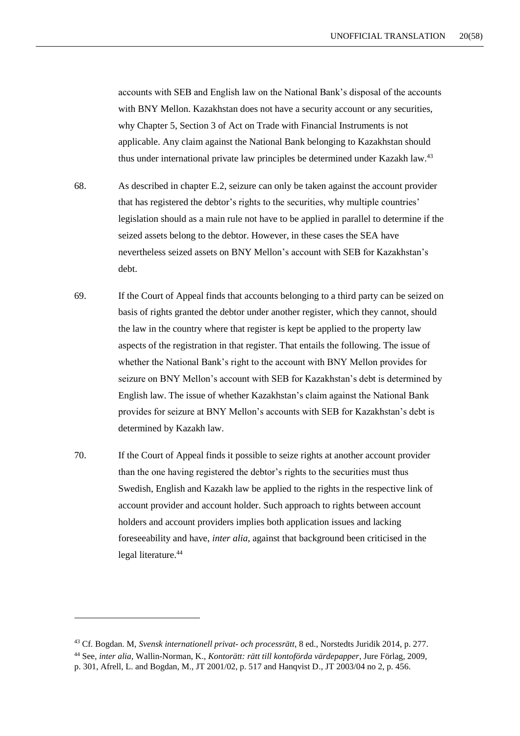accounts with SEB and English law on the National Bank's disposal of the accounts with BNY Mellon. Kazakhstan does not have a security account or any securities, why Chapter 5, Section 3 of Act on Trade with Financial Instruments is not applicable. Any claim against the National Bank belonging to Kazakhstan should thus under international private law principles be determined under Kazakh law.[43]

68. As described in chapter E.2, seizure can only be taken against the account provider that has registered the debtor's rights to the securities, why multiple countries' legislation should as a main rule not have to be applied in parallel to determine if the seized assets belong to the debtor. However, in these cases the SEA have nevertheless seized assets on BNY Mellon's account with SEB for Kazakhstan's debt.

69. If the Court of Appeal finds that accounts belonging to a third party can be seized on basis of rights granted the debtor under another register, which they cannot, should the law in the country where that register is kept be applied to the property law aspects of the registration in that register. That entails the following. The issue of whether the National Bank's right to the account with BNY Mellon provides for seizure on BNY Mellon's account with SEB for Kazakhstan's debt is determined by English law. The issue of whether Kazakhstan's claim against the National Bank provides for seizure at BNY Mellon's accounts with SEB for Kazakhstan's debt is determined by Kazakh law.

70. If the Court of Appeal finds it possible to seize rights at another account provider than the one having registered the debtor's rights to the securities must thus Swedish, English and Kazakh law be applied to the rights in the respective link of account provider and account holder. Such approach to rights between account holders and account providers implies both application issues and lacking foreseeability and have, *inter alia*, against that background been criticised in the legal literature.[44]

---

[43] Cf. Bogdan. M, *Svensk internationell privat- och processrätt*, 8 ed., Norstedts Juridik 2014, p. 277.

[44] See, *inter alia*, Wallin-Norman, K., *Kontorätt: rätt till kontoförda värdepapper*, Jure Förlag, 2009, p. 301, Afrell, L. and Bogdan, M., JT 2001/02, p. 517 and Hanqvist D., JT 2003/04 no 2, p. 456.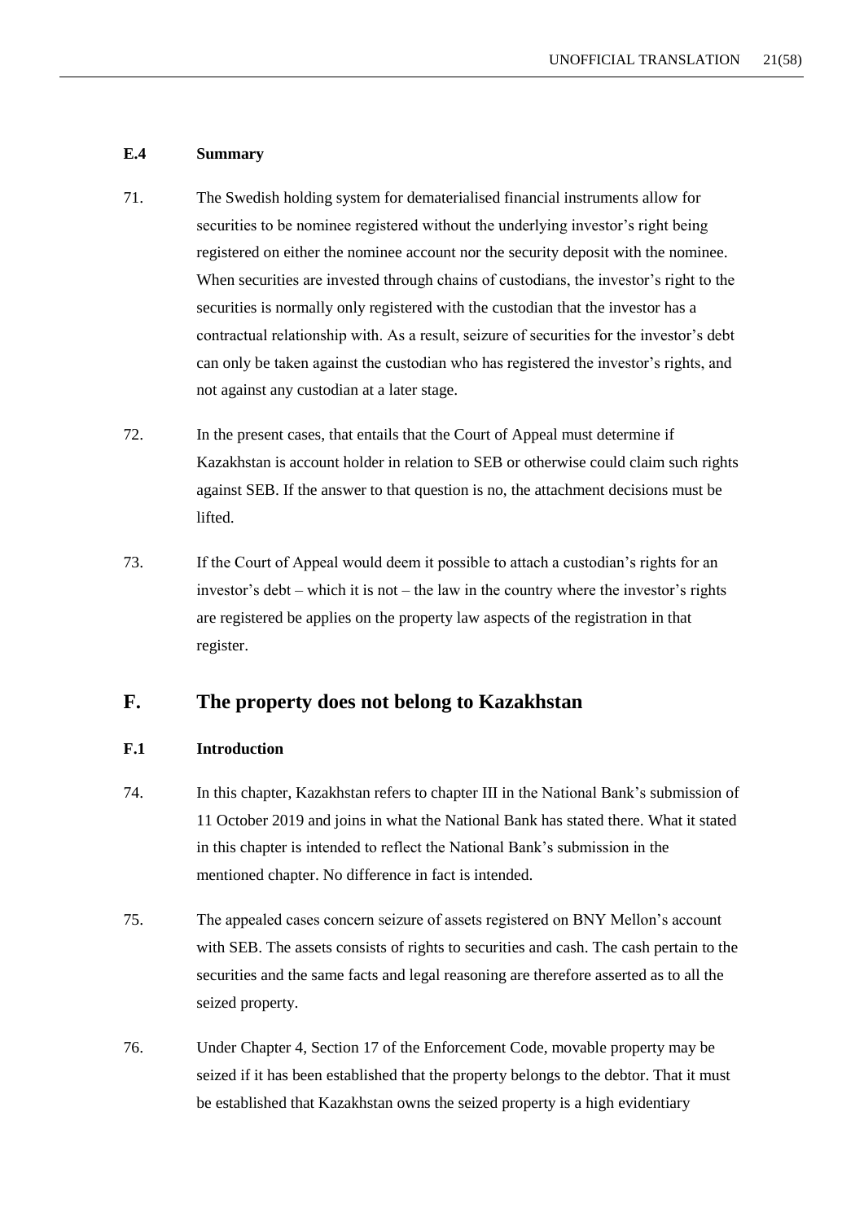### E.4 Summary

71. The Swedish holding system for dematerialised financial instruments allow for securities to be nominee registered without the underlying investor's right being registered on either the nominee account nor the security deposit with the nominee. When securities are invested through chains of custodians, the investor's right to the securities is normally only registered with the custodian that the investor has a contractual relationship with. As a result, seizure of securities for the investor's debt can only be taken against the custodian who has registered the investor's rights, and not against any custodian at a later stage.

72. In the present cases, that entails that the Court of Appeal must determine if Kazakhstan is account holder in relation to SEB or otherwise could claim such rights against SEB. If the answer to that question is no, the attachment decisions must be lifted.

73. If the Court of Appeal would deem it possible to attach a custodian's rights for an investor's debt – which it is not – the law in the country where the investor's rights are registered be applies on the property law aspects of the registration in that register.

## F. The property does not belong to Kazakhstan

### F.1 Introduction

74. In this chapter, Kazakhstan refers to chapter III in the National Bank's submission of 11 October 2019 and joins in what the National Bank has stated there. What it stated in this chapter is intended to reflect the National Bank's submission in the mentioned chapter. No difference in fact is intended.

75. The appealed cases concern seizure of assets registered on BNY Mellon's account with SEB. The assets consists of rights to securities and cash. The cash pertain to the securities and the same facts and legal reasoning are therefore asserted as to all the seized property.

76. Under Chapter 4, Section 17 of the Enforcement Code, movable property may be seized if it has been established that the property belongs to the debtor. That it must be established that Kazakhstan owns the seized property is a high evidentiary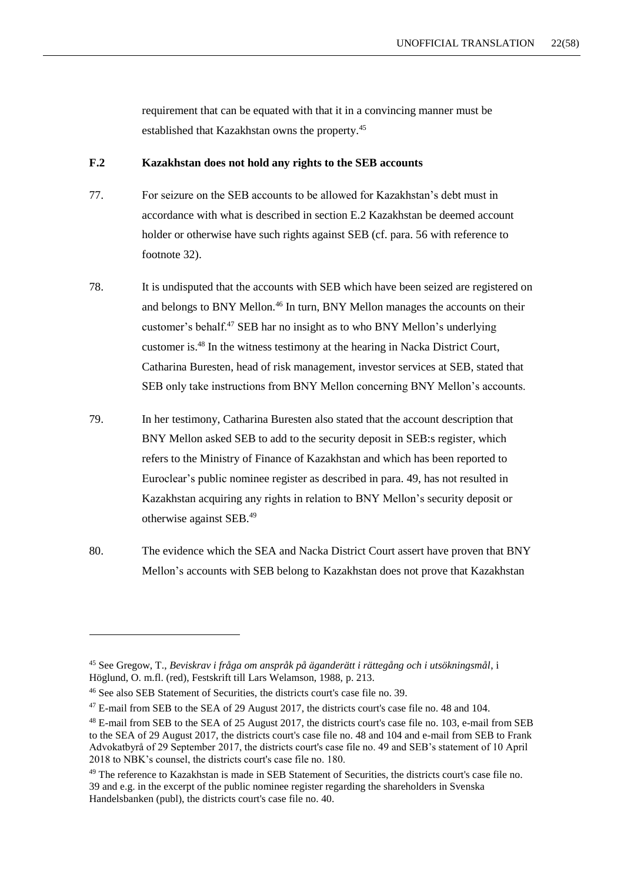requirement that can be equated with that it in a convincing manner must be established that Kazakhstan owns the property.[45]

### F.2 Kazakhstan does not hold any rights to the SEB accounts

77. For seizure on the SEB accounts to be allowed for Kazakhstan's debt must in accordance with what is described in section E.2 Kazakhstan be deemed account holder or otherwise have such rights against SEB (cf. para. 56 with reference to footnote 32).

78. It is undisputed that the accounts with SEB which have been seized are registered on and belongs to BNY Mellon.[46] In turn, BNY Mellon manages the accounts on their customer's behalf.[47] SEB har no insight as to who BNY Mellon's underlying customer is.[48] In the witness testimony at the hearing in Nacka District Court, Catharina Buresten, head of risk management, investor services at SEB, stated that SEB only take instructions from BNY Mellon concerning BNY Mellon's accounts.

79. In her testimony, Catharina Buresten also stated that the account description that BNY Mellon asked SEB to add to the security deposit in SEB:s register, which refers to the Ministry of Finance of Kazakhstan and which has been reported to Euroclear's public nominee register as described in para. 49, has not resulted in Kazakhstan acquiring any rights in relation to BNY Mellon's security deposit or otherwise against SEB.[49]

80. The evidence which the SEA and Nacka District Court assert have proven that BNY Mellon's accounts with SEB belong to Kazakhstan does not prove that Kazakhstan

---

[45] See Gregow, T., *Beviskrav i fråga om anspråk på äganderätt i rättegång och i utsökningsmål*, i Höglund, O. m.fl. (red), Festskrift till Lars Welamson, 1988, p. 213.

[46] See also SEB Statement of Securities, the districts court's case file no. 39.

[47] E-mail from SEB to the SEA of 29 August 2017, the districts court's case file no. 48 and 104.

[48] E-mail from SEB to the SEA of 25 August 2017, the districts court's case file no. 103, e-mail from SEB to the SEA of 29 August 2017, the districts court's case file no. 48 and 104 and e-mail from SEB to Frank Advokatbyrå of 29 September 2017, the districts court's case file no. 49 and SEB's statement of 10 April 2018 to NBK's counsel, the districts court's case file no. 180.

[49] The reference to Kazakhstan is made in SEB Statement of Securities, the districts court's case file no. 39 and e.g. in the excerpt of the public nominee register regarding the shareholders in Svenska Handelsbanken (publ), the districts court's case file no. 40.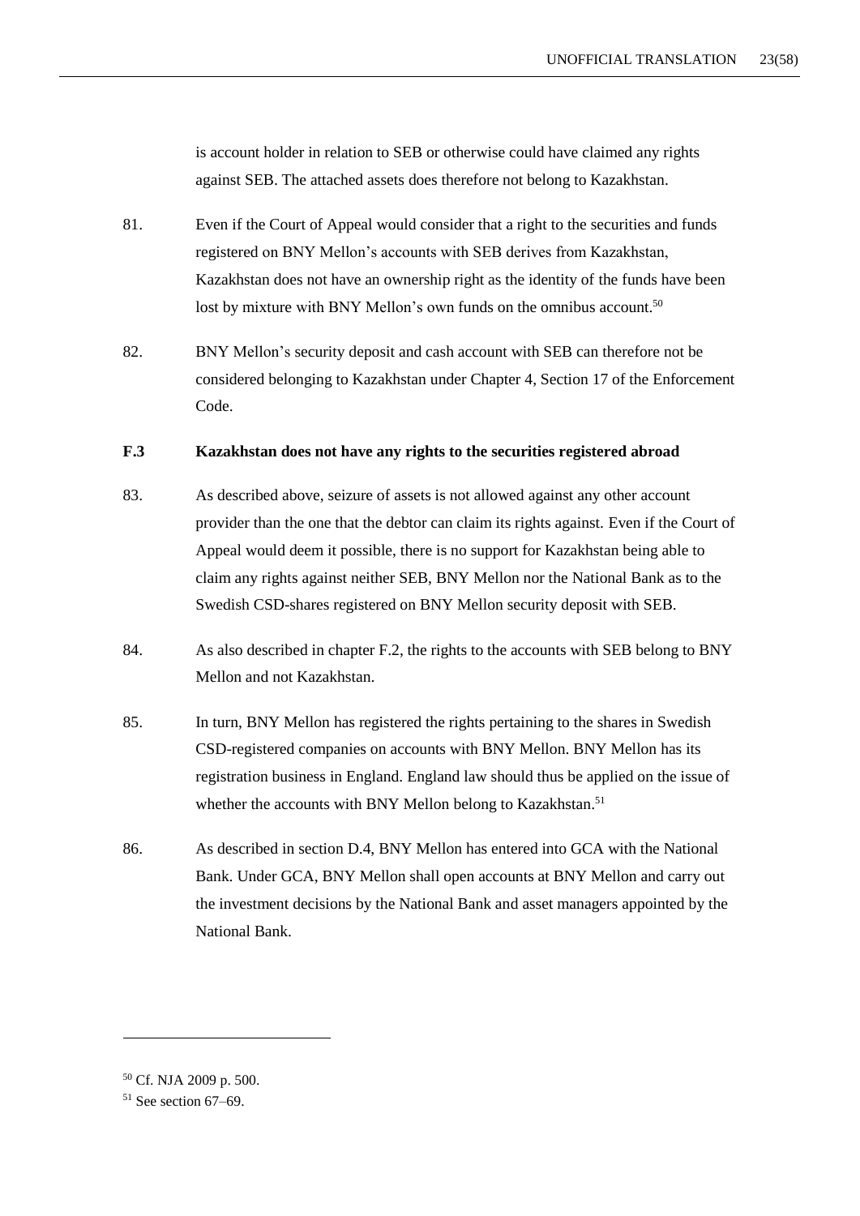is account holder in relation to SEB or otherwise could have claimed any rights against SEB. The attached assets does therefore not belong to Kazakhstan.

81. Even if the Court of Appeal would consider that a right to the securities and funds registered on BNY Mellon's accounts with SEB derives from Kazakhstan, Kazakhstan does not have an ownership right as the identity of the funds have been lost by mixture with BNY Mellon's own funds on the omnibus account.[50]

82. BNY Mellon's security deposit and cash account with SEB can therefore not be considered belonging to Kazakhstan under Chapter 4, Section 17 of the Enforcement Code.

### F.3 Kazakhstan does not have any rights to the securities registered abroad

83. As described above, seizure of assets is not allowed against any other account provider than the one that the debtor can claim its rights against. Even if the Court of Appeal would deem it possible, there is no support for Kazakhstan being able to claim any rights against neither SEB, BNY Mellon nor the National Bank as to the Swedish CSD-shares registered on BNY Mellon security deposit with SEB.

84. As also described in chapter F.2, the rights to the accounts with SEB belong to BNY Mellon and not Kazakhstan.

85. In turn, BNY Mellon has registered the rights pertaining to the shares in Swedish CSD-registered companies on accounts with BNY Mellon. BNY Mellon has its registration business in England. England law should thus be applied on the issue of whether the accounts with BNY Mellon belong to Kazakhstan.[51]

86. As described in section D.4, BNY Mellon has entered into GCA with the National Bank. Under GCA, BNY Mellon shall open accounts at BNY Mellon and carry out the investment decisions by the National Bank and asset managers appointed by the National Bank.

---

[50] Cf. NJA 2009 p. 500.

[51] See section 67–69.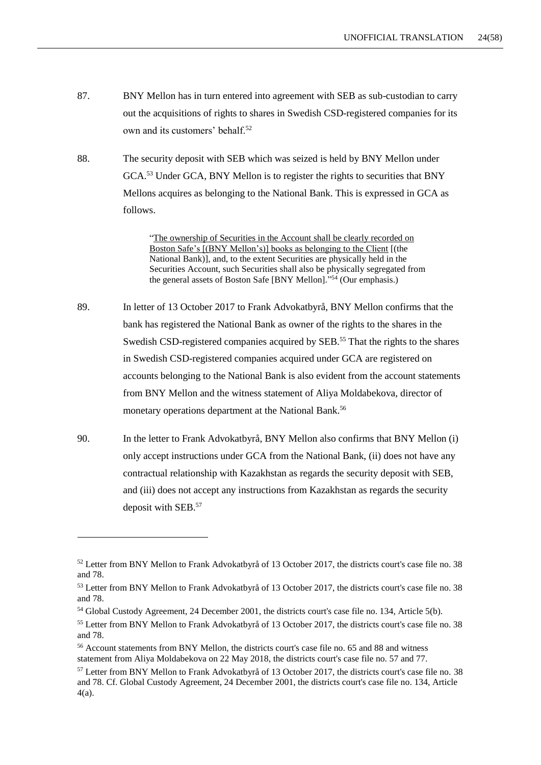87. BNY Mellon has in turn entered into agreement with SEB as sub-custodian to carry out the acquisitions of rights to shares in Swedish CSD-registered companies for its own and its customers' behalf.[52]

88. The security deposit with SEB which was seized is held by BNY Mellon under GCA.[53] Under GCA, BNY Mellon is to register the rights to securities that BNY Mellons acquires as belonging to the National Bank. This is expressed in GCA as follows.

> "The ownership of Securities in the Account shall be clearly recorded on Boston Safe's [(BNY Mellon's)] books as belonging to the Client [(the National Bank)], and, to the extent Securities are physically held in the Securities Account, such Securities shall also be physically segregated from the general assets of Boston Safe [BNY Mellon]."[54] (Our emphasis.)

89. In letter of 13 October 2017 to Frank Advokatbyrå, BNY Mellon confirms that the bank has registered the National Bank as owner of the rights to the shares in the Swedish CSD-registered companies acquired by SEB.[55] That the rights to the shares in Swedish CSD-registered companies acquired under GCA are registered on accounts belonging to the National Bank is also evident from the account statements from BNY Mellon and the witness statement of Aliya Moldabekova, director of monetary operations department at the National Bank.[56]

90. In the letter to Frank Advokatbyrå, BNY Mellon also confirms that BNY Mellon (i) only accept instructions under GCA from the National Bank, (ii) does not have any contractual relationship with Kazakhstan as regards the security deposit with SEB, and (iii) does not accept any instructions from Kazakhstan as regards the security deposit with SEB.[57]

---

[52] Letter from BNY Mellon to Frank Advokatbyrå of 13 October 2017, the districts court's case file no. 38 and 78.

[53] Letter from BNY Mellon to Frank Advokatbyrå of 13 October 2017, the districts court's case file no. 38 and 78.

[54] Global Custody Agreement, 24 December 2001, the districts court's case file no. 134, Article 5(b).

[55] Letter from BNY Mellon to Frank Advokatbyrå of 13 October 2017, the districts court's case file no. 38 and 78.

[56] Account statements from BNY Mellon, the districts court's case file no. 65 and 88 and witness statement from Aliya Moldabekova on 22 May 2018, the districts court's case file no. 57 and 77.

[57] Letter from BNY Mellon to Frank Advokatbyrå of 13 October 2017, the districts court's case file no. 38 and 78. Cf. Global Custody Agreement, 24 December 2001, the districts court's case file no. 134, Article 4(a).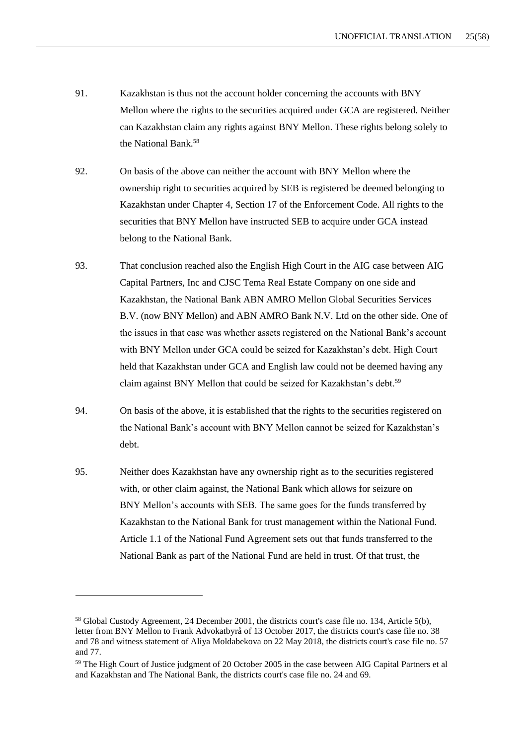91. Kazakhstan is thus not the account holder concerning the accounts with BNY Mellon where the rights to the securities acquired under GCA are registered. Neither can Kazakhstan claim any rights against BNY Mellon. These rights belong solely to the National Bank.[58]

92. On basis of the above can neither the account with BNY Mellon where the ownership right to securities acquired by SEB is registered be deemed belonging to Kazakhstan under Chapter 4, Section 17 of the Enforcement Code. All rights to the securities that BNY Mellon have instructed SEB to acquire under GCA instead belong to the National Bank.

93. That conclusion reached also the English High Court in the AIG case between AIG Capital Partners, Inc and CJSC Tema Real Estate Company on one side and Kazakhstan, the National Bank ABN AMRO Mellon Global Securities Services B.V. (now BNY Mellon) and ABN AMRO Bank N.V. Ltd on the other side. One of the issues in that case was whether assets registered on the National Bank's account with BNY Mellon under GCA could be seized for Kazakhstan's debt. High Court held that Kazakhstan under GCA and English law could not be deemed having any claim against BNY Mellon that could be seized for Kazakhstan's debt.[59]

94. On basis of the above, it is established that the rights to the securities registered on the National Bank's account with BNY Mellon cannot be seized for Kazakhstan's debt.

95. Neither does Kazakhstan have any ownership right as to the securities registered with, or other claim against, the National Bank which allows for seizure on BNY Mellon's accounts with SEB. The same goes for the funds transferred by Kazakhstan to the National Bank for trust management within the National Fund. Article 1.1 of the National Fund Agreement sets out that funds transferred to the National Bank as part of the National Fund are held in trust. Of that trust, the

---

[58] Global Custody Agreement, 24 December 2001, the districts court's case file no. 134, Article 5(b), letter from BNY Mellon to Frank Advokatbyrå of 13 October 2017, the districts court's case file no. 38 and 78 and witness statement of Aliya Moldabekova on 22 May 2018, the districts court's case file no. 57 and 77.

[59] The High Court of Justice judgment of 20 October 2005 in the case between AIG Capital Partners et al and Kazakhstan and The National Bank, the districts court's case file no. 24 and 69.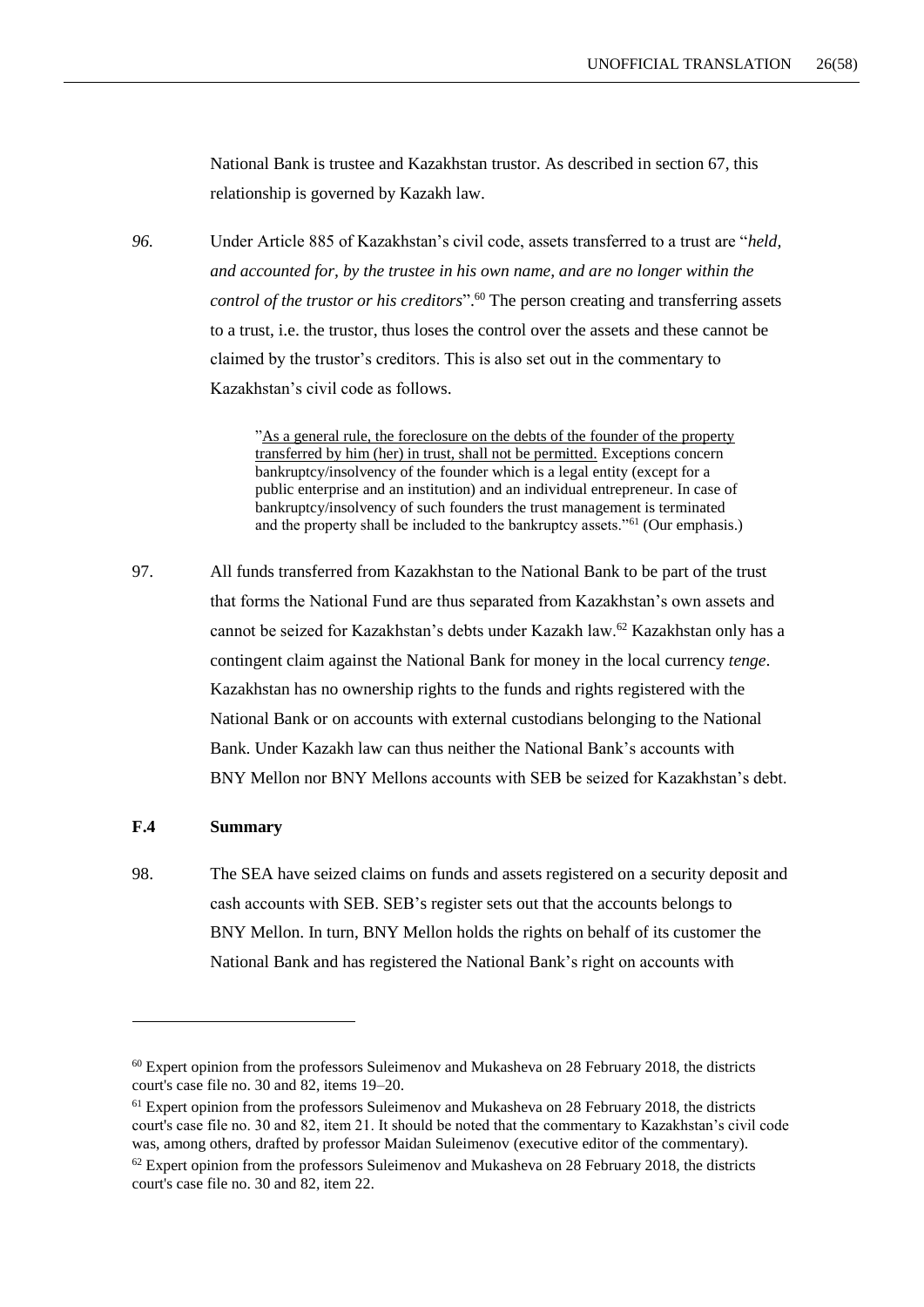National Bank is trustee and Kazakhstan trustor. As described in section 67, this relationship is governed by Kazakh law.

*96.* Under Article 885 of Kazakhstan's civil code, assets transferred to a trust are "*held, and accounted for, by the trustee in his own name, and are no longer within the control of the trustor or his creditors*".[60] The person creating and transferring assets to a trust, i.e. the trustor, thus loses the control over the assets and these cannot be claimed by the trustor's creditors. This is also set out in the commentary to Kazakhstan's civil code as follows.

> "<u>As a general rule, the foreclosure on the debts of the founder of the property transferred by him (her) in trust, shall not be permitted.</u> Exceptions concern bankruptcy/insolvency of the founder which is a legal entity (except for a public enterprise and an institution) and an individual entrepreneur. In case of bankruptcy/insolvency of such founders the trust management is terminated and the property shall be included to the bankruptcy assets."[61] (Our emphasis.)

97. All funds transferred from Kazakhstan to the National Bank to be part of the trust that forms the National Fund are thus separated from Kazakhstan's own assets and cannot be seized for Kazakhstan's debts under Kazakh law.[62] Kazakhstan only has a contingent claim against the National Bank for money in the local currency *tenge*. Kazakhstan has no ownership rights to the funds and rights registered with the National Bank or on accounts with external custodians belonging to the National Bank. Under Kazakh law can thus neither the National Bank's accounts with BNY Mellon nor BNY Mellons accounts with SEB be seized for Kazakhstan's debt.

### F.4 Summary

98. The SEA have seized claims on funds and assets registered on a security deposit and cash accounts with SEB. SEB's register sets out that the accounts belongs to BNY Mellon. In turn, BNY Mellon holds the rights on behalf of its customer the National Bank and has registered the National Bank's right on accounts with

---

[60] Expert opinion from the professors Suleimenov and Mukasheva on 28 February 2018, the districts court's case file no. 30 and 82, items 19–20.

[61] Expert opinion from the professors Suleimenov and Mukasheva on 28 February 2018, the districts court's case file no. 30 and 82, item 21. It should be noted that the commentary to Kazakhstan's civil code was, among others, drafted by professor Maidan Suleimenov (executive editor of the commentary).

[62] Expert opinion from the professors Suleimenov and Mukasheva on 28 February 2018, the districts court's case file no. 30 and 82, item 22.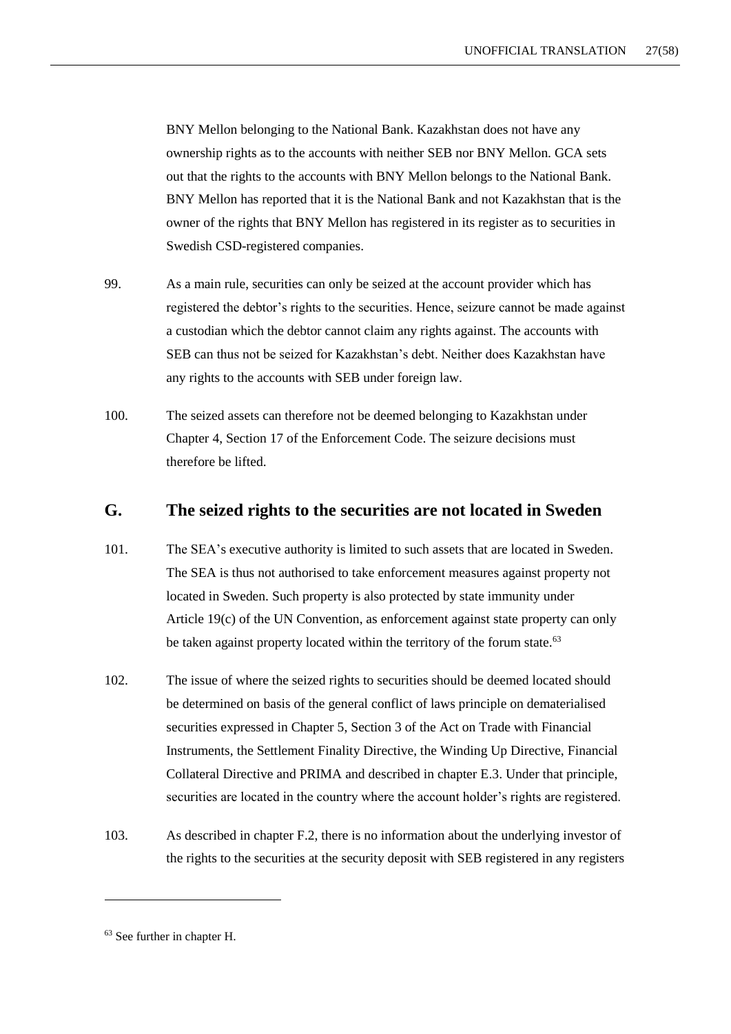BNY Mellon belonging to the National Bank. Kazakhstan does not have any ownership rights as to the accounts with neither SEB nor BNY Mellon. GCA sets out that the rights to the accounts with BNY Mellon belongs to the National Bank. BNY Mellon has reported that it is the National Bank and not Kazakhstan that is the owner of the rights that BNY Mellon has registered in its register as to securities in Swedish CSD-registered companies.

99. As a main rule, securities can only be seized at the account provider which has registered the debtor's rights to the securities. Hence, seizure cannot be made against a custodian which the debtor cannot claim any rights against. The accounts with SEB can thus not be seized for Kazakhstan's debt. Neither does Kazakhstan have any rights to the accounts with SEB under foreign law.

100. The seized assets can therefore not be deemed belonging to Kazakhstan under Chapter 4, Section 17 of the Enforcement Code. The seizure decisions must therefore be lifted.

## G. The seized rights to the securities are not located in Sweden

101. The SEA's executive authority is limited to such assets that are located in Sweden. The SEA is thus not authorised to take enforcement measures against property not located in Sweden. Such property is also protected by state immunity under Article 19(c) of the UN Convention, as enforcement against state property can only be taken against property located within the territory of the forum state.[63]

102. The issue of where the seized rights to securities should be deemed located should be determined on basis of the general conflict of laws principle on dematerialised securities expressed in Chapter 5, Section 3 of the Act on Trade with Financial Instruments, the Settlement Finality Directive, the Winding Up Directive, Financial Collateral Directive and PRIMA and described in chapter E.3. Under that principle, securities are located in the country where the account holder's rights are registered.

103. As described in chapter F.2, there is no information about the underlying investor of the rights to the securities at the security deposit with SEB registered in any registers

---

[63] See further in chapter H.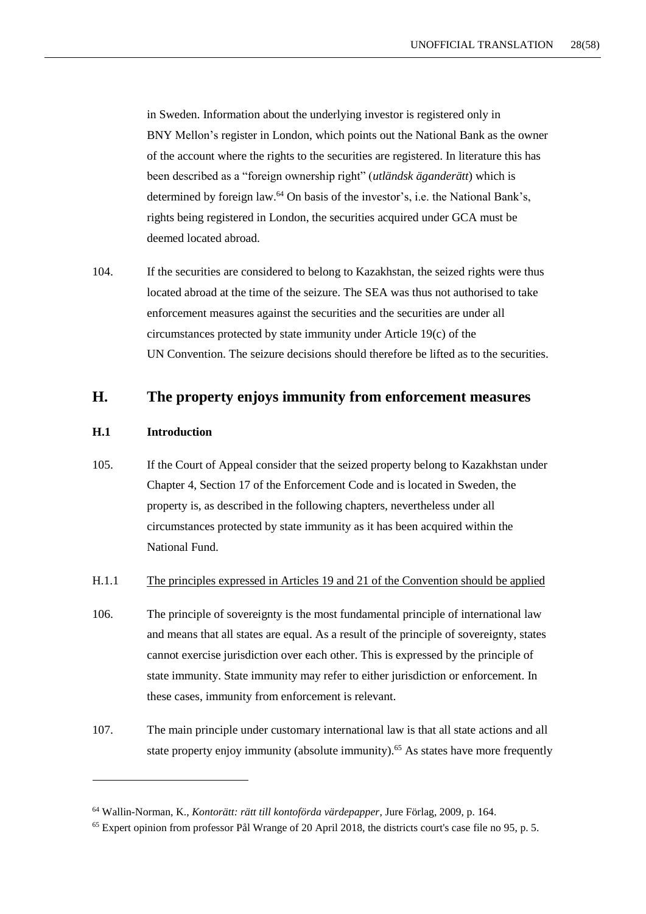in Sweden. Information about the underlying investor is registered only in BNY Mellon's register in London, which points out the National Bank as the owner of the account where the rights to the securities are registered. In literature this has been described as a "foreign ownership right" (*utländsk äganderätt*) which is determined by foreign law.[64] On basis of the investor's, i.e. the National Bank's, rights being registered in London, the securities acquired under GCA must be deemed located abroad.

104. If the securities are considered to belong to Kazakhstan, the seized rights were thus located abroad at the time of the seizure. The SEA was thus not authorised to take enforcement measures against the securities and the securities are under all circumstances protected by state immunity under Article 19(c) of the UN Convention. The seizure decisions should therefore be lifted as to the securities.

## H. The property enjoys immunity from enforcement measures

### H.1 Introduction

105. If the Court of Appeal consider that the seized property belong to Kazakhstan under Chapter 4, Section 17 of the Enforcement Code and is located in Sweden, the property is, as described in the following chapters, nevertheless under all circumstances protected by state immunity as it has been acquired within the National Fund.

#### H.1.1 <u>The principles expressed in Articles 19 and 21 of the Convention should be applied</u>

106. The principle of sovereignty is the most fundamental principle of international law and means that all states are equal. As a result of the principle of sovereignty, states cannot exercise jurisdiction over each other. This is expressed by the principle of state immunity. State immunity may refer to either jurisdiction or enforcement. In these cases, immunity from enforcement is relevant.

107. The main principle under customary international law is that all state actions and all state property enjoy immunity (absolute immunity).[65] As states have more frequently

---

[64] Wallin-Norman, K., *Kontorätt: rätt till kontoförda värdepapper*, Jure Förlag, 2009, p. 164.

[65] Expert opinion from professor Pål Wrange of 20 April 2018, the districts court's case file no 95, p. 5.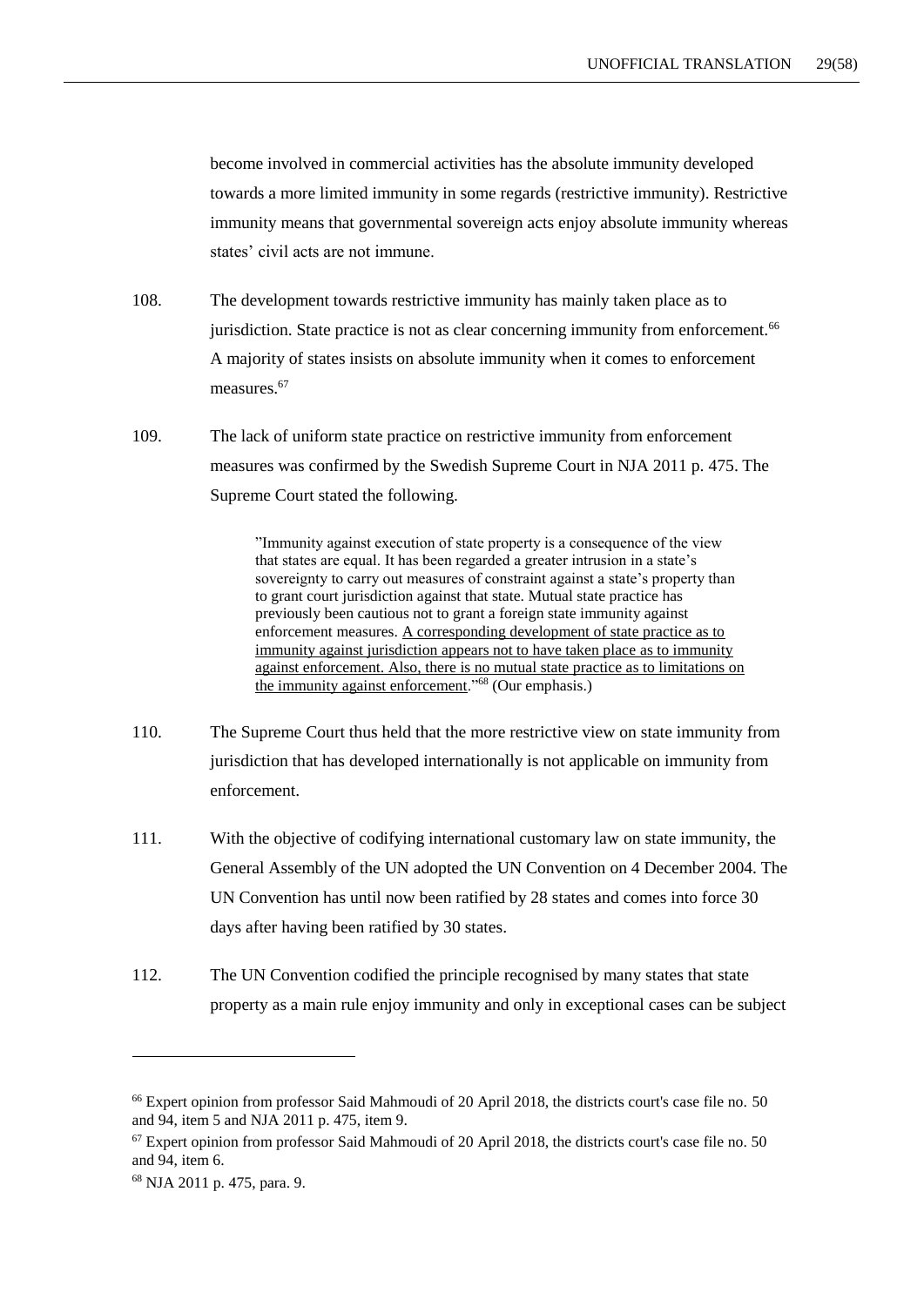become involved in commercial activities has the absolute immunity developed towards a more limited immunity in some regards (restrictive immunity). Restrictive immunity means that governmental sovereign acts enjoy absolute immunity whereas states' civil acts are not immune.

108. The development towards restrictive immunity has mainly taken place as to jurisdiction. State practice is not as clear concerning immunity from enforcement.[66] A majority of states insists on absolute immunity when it comes to enforcement measures.[67]

109. The lack of uniform state practice on restrictive immunity from enforcement measures was confirmed by the Swedish Supreme Court in NJA 2011 p. 475. The Supreme Court stated the following.

> "Immunity against execution of state property is a consequence of the view that states are equal. It has been regarded a greater intrusion in a state's sovereignty to carry out measures of constraint against a state's property than to grant court jurisdiction against that state. Mutual state practice has previously been cautious not to grant a foreign state immunity against enforcement measures. <u>A corresponding development of state practice as to immunity against jurisdiction appears not to have taken place as to immunity against enforcement. Also, there is no mutual state practice as to limitations on the immunity against enforcement</u>."[68] (Our emphasis.)

110. The Supreme Court thus held that the more restrictive view on state immunity from jurisdiction that has developed internationally is not applicable on immunity from enforcement.

111. With the objective of codifying international customary law on state immunity, the General Assembly of the UN adopted the UN Convention on 4 December 2004. The UN Convention has until now been ratified by 28 states and comes into force 30 days after having been ratified by 30 states.

112. The UN Convention codified the principle recognised by many states that state property as a main rule enjoy immunity and only in exceptional cases can be subject

---

[66] Expert opinion from professor Said Mahmoudi of 20 April 2018, the districts court's case file no. 50 and 94, item 5 and NJA 2011 p. 475, item 9.

[67] Expert opinion from professor Said Mahmoudi of 20 April 2018, the districts court's case file no. 50 and 94, item 6.

[68] NJA 2011 p. 475, para. 9.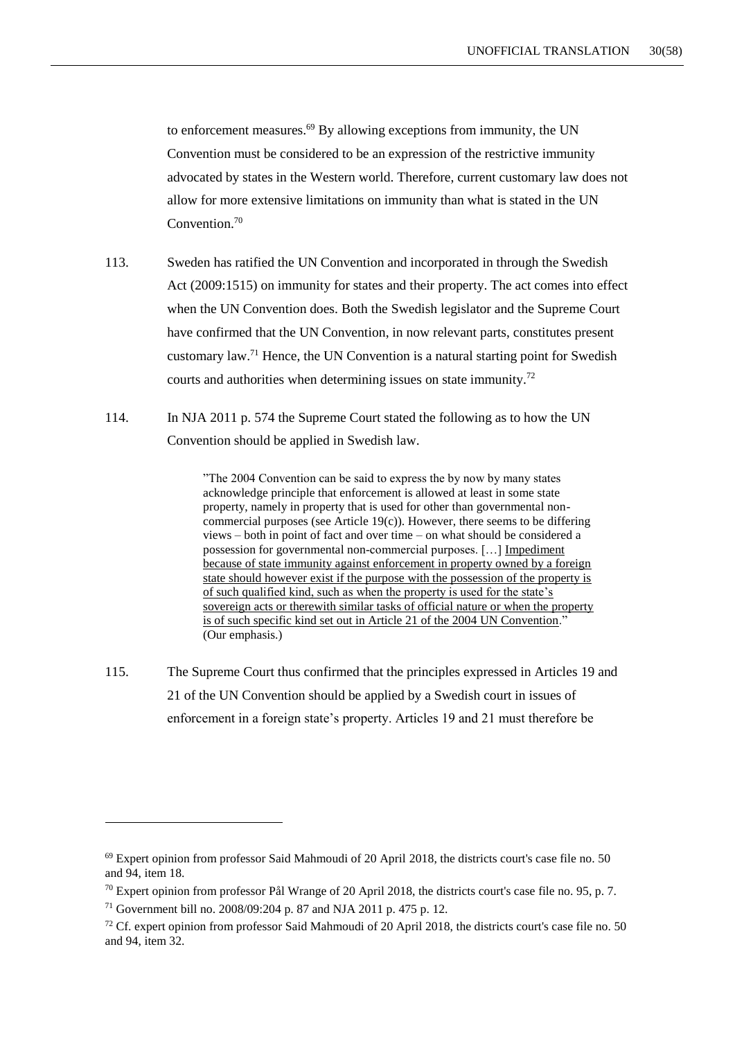to enforcement measures.[69] By allowing exceptions from immunity, the UN Convention must be considered to be an expression of the restrictive immunity advocated by states in the Western world. Therefore, current customary law does not allow for more extensive limitations on immunity than what is stated in the UN Convention.[70]

113. Sweden has ratified the UN Convention and incorporated in through the Swedish Act (2009:1515) on immunity for states and their property. The act comes into effect when the UN Convention does. Both the Swedish legislator and the Supreme Court have confirmed that the UN Convention, in now relevant parts, constitutes present customary law.[71] Hence, the UN Convention is a natural starting point for Swedish courts and authorities when determining issues on state immunity.[72]

114. In NJA 2011 p. 574 the Supreme Court stated the following as to how the UN Convention should be applied in Swedish law.

> "The 2004 Convention can be said to express the by now by many states acknowledge principle that enforcement is allowed at least in some state property, namely in property that is used for other than governmental non-commercial purposes (see Article 19(c)). However, there seems to be differing views – both in point of fact and over time – on what should be considered a possession for governmental non-commercial purposes. […] <u>Impediment because of state immunity against enforcement in property owned by a foreign state should however exist if the purpose with the possession of the property is of such qualified kind, such as when the property is used for the state's sovereign acts or therewith similar tasks of official nature or when the property is of such specific kind set out in Article 21 of the 2004 UN Convention</u>." (Our emphasis.)

115. The Supreme Court thus confirmed that the principles expressed in Articles 19 and 21 of the UN Convention should be applied by a Swedish court in issues of enforcement in a foreign state's property. Articles 19 and 21 must therefore be

---

[69] Expert opinion from professor Said Mahmoudi of 20 April 2018, the districts court's case file no. 50 and 94, item 18.

[70] Expert opinion from professor Pål Wrange of 20 April 2018, the districts court's case file no. 95, p. 7.

[71] Government bill no. 2008/09:204 p. 87 and NJA 2011 p. 475 p. 12.

[72] Cf. expert opinion from professor Said Mahmoudi of 20 April 2018, the districts court's case file no. 50 and 94, item 32.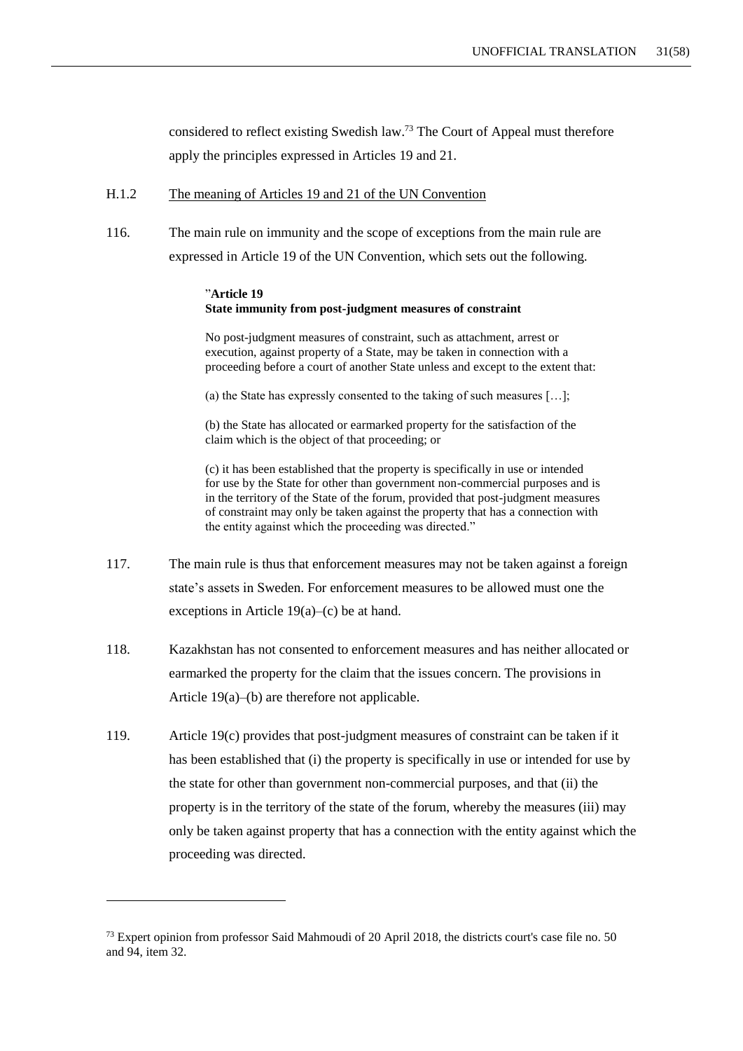considered to reflect existing Swedish law.[73] The Court of Appeal must therefore apply the principles expressed in Articles 19 and 21.

### H.1.2 The meaning of Articles 19 and 21 of the UN Convention

116. The main rule on immunity and the scope of exceptions from the main rule are expressed in Article 19 of the UN Convention, which sets out the following.

> ”**Article 19**
> **State immunity from post-judgment measures of constraint**
>
> No post-judgment measures of constraint, such as attachment, arrest or execution, against property of a State, may be taken in connection with a proceeding before a court of another State unless and except to the extent that:
>
> (a) the State has expressly consented to the taking of such measures […];
>
> (b) the State has allocated or earmarked property for the satisfaction of the claim which is the object of that proceeding; or
>
> (c) it has been established that the property is specifically in use or intended for use by the State for other than government non-commercial purposes and is in the territory of the State of the forum, provided that post-judgment measures of constraint may only be taken against the property that has a connection with the entity against which the proceeding was directed.”

117. The main rule is thus that enforcement measures may not be taken against a foreign state’s assets in Sweden. For enforcement measures to be allowed must one the exceptions in Article 19(a)–(c) be at hand.

118. Kazakhstan has not consented to enforcement measures and has neither allocated or earmarked the property for the claim that the issues concern. The provisions in Article 19(a)–(b) are therefore not applicable.

119. Article 19(c) provides that post-judgment measures of constraint can be taken if it has been established that (i) the property is specifically in use or intended for use by the state for other than government non-commercial purposes, and that (ii) the property is in the territory of the state of the forum, whereby the measures (iii) may only be taken against property that has a connection with the entity against which the proceeding was directed.

---

[73] Expert opinion from professor Said Mahmoudi of 20 April 2018, the districts court's case file no. 50 and 94, item 32.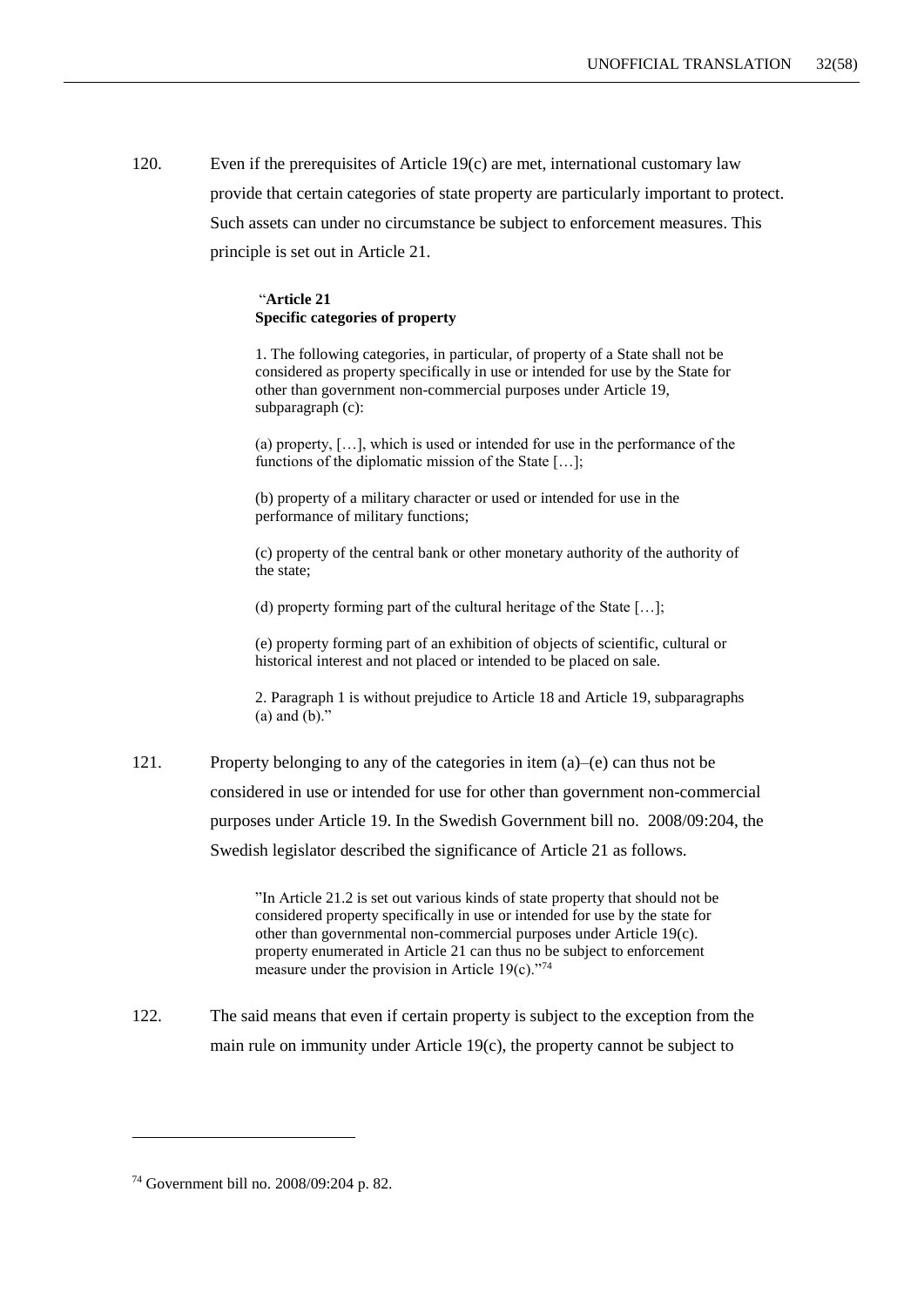120. Even if the prerequisites of Article 19(c) are met, international customary law provide that certain categories of state property are particularly important to protect. Such assets can under no circumstance be subject to enforcement measures. This principle is set out in Article 21.

> "**Article 21**
> **Specific categories of property**
>
> 1. The following categories, in particular, of property of a State shall not be considered as property specifically in use or intended for use by the State for other than government non-commercial purposes under Article 19, subparagraph (c):
>
> (a) property, […], which is used or intended for use in the performance of the functions of the diplomatic mission of the State […];
>
> (b) property of a military character or used or intended for use in the performance of military functions;
>
> (c) property of the central bank or other monetary authority of the authority of the state;
>
> (d) property forming part of the cultural heritage of the State […];
>
> (e) property forming part of an exhibition of objects of scientific, cultural or historical interest and not placed or intended to be placed on sale.
>
> 2. Paragraph 1 is without prejudice to Article 18 and Article 19, subparagraphs (a) and (b)."

121. Property belonging to any of the categories in item (a)–(e) can thus not be considered in use or intended for use for other than government non-commercial purposes under Article 19. In the Swedish Government bill no. 2008/09:204, the Swedish legislator described the significance of Article 21 as follows.

> "In Article 21.2 is set out various kinds of state property that should not be considered property specifically in use or intended for use by the state for other than governmental non-commercial purposes under Article 19(c). property enumerated in Article 21 can thus no be subject to enforcement measure under the provision in Article 19(c)."[74]

122. The said means that even if certain property is subject to the exception from the main rule on immunity under Article 19(c), the property cannot be subject to

---

[74] Government bill no. 2008/09:204 p. 82.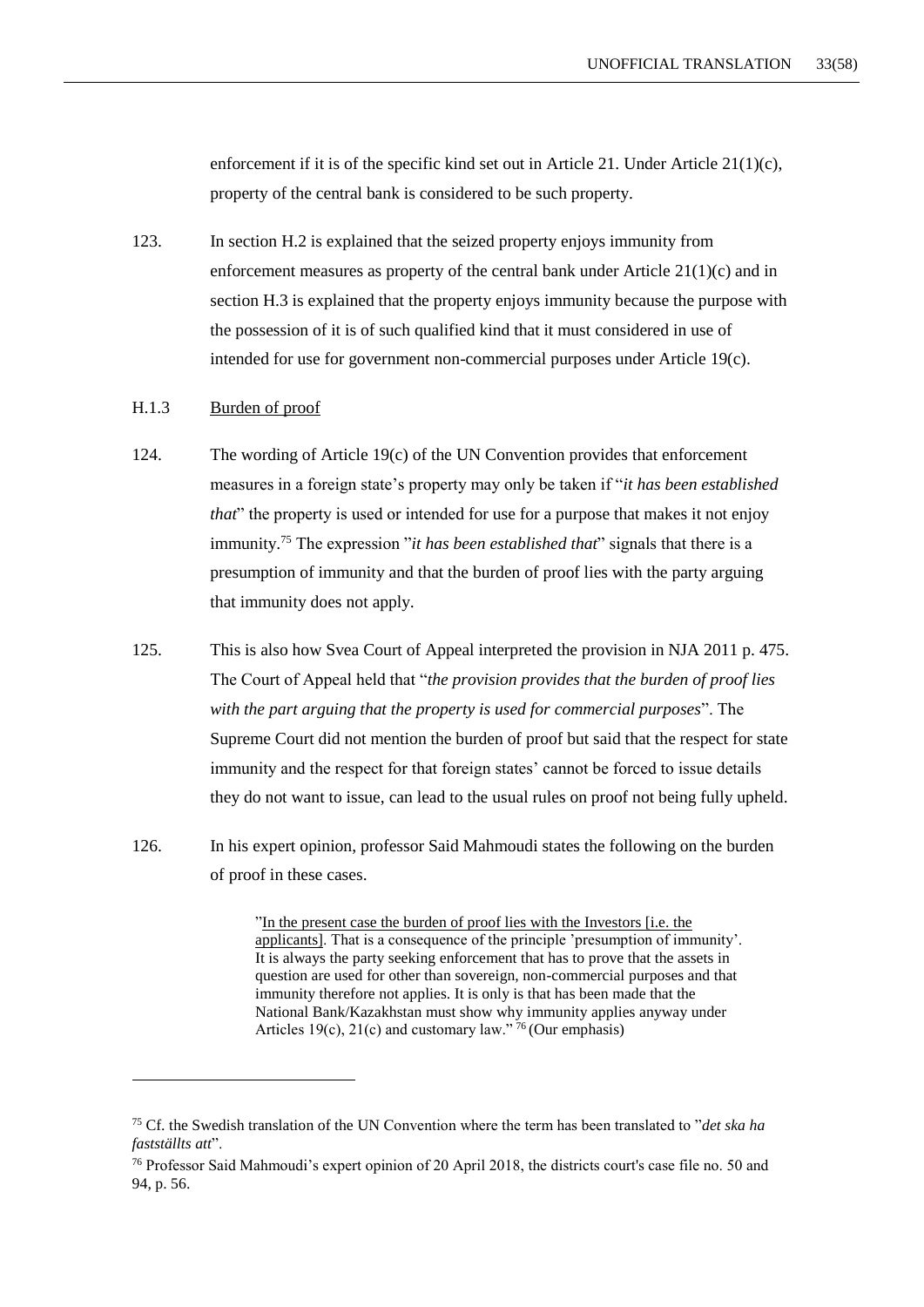enforcement if it is of the specific kind set out in Article 21. Under Article 21(1)(c), property of the central bank is considered to be such property.

123. In section H.2 is explained that the seized property enjoys immunity from enforcement measures as property of the central bank under Article 21(1)(c) and in section H.3 is explained that the property enjoys immunity because the purpose with the possession of it is of such qualified kind that it must considered in use of intended for use for government non-commercial purposes under Article 19(c).

H.1.3 Burden of proof

124. The wording of Article 19(c) of the UN Convention provides that enforcement measures in a foreign state's property may only be taken if "*it has been established that*" the property is used or intended for use for a purpose that makes it not enjoy immunity.[75] The expression "*it has been established that*" signals that there is a presumption of immunity and that the burden of proof lies with the party arguing that immunity does not apply.

125. This is also how Svea Court of Appeal interpreted the provision in NJA 2011 p. 475. The Court of Appeal held that "*the provision provides that the burden of proof lies with the part arguing that the property is used for commercial purposes*". The Supreme Court did not mention the burden of proof but said that the respect for state immunity and the respect for that foreign states' cannot be forced to issue details they do not want to issue, can lead to the usual rules on proof not being fully upheld.

126. In his expert opinion, professor Said Mahmoudi states the following on the burden of proof in these cases.

> "In the present case the burden of proof lies with the Investors [i.e. the applicants]. That is a consequence of the principle 'presumption of immunity'. It is always the party seeking enforcement that has to prove that the assets in question are used for other than sovereign, non-commercial purposes and that immunity therefore not applies. It is only is that has been made that the National Bank/Kazakhstan must show why immunity applies anyway under Articles 19(c), 21(c) and customary law."[76] (Our emphasis)

---

[75] Cf. the Swedish translation of the UN Convention where the term has been translated to "*det ska ha fastställts att*".

[76] Professor Said Mahmoudi's expert opinion of 20 April 2018, the districts court's case file no. 50 and 94, p. 56.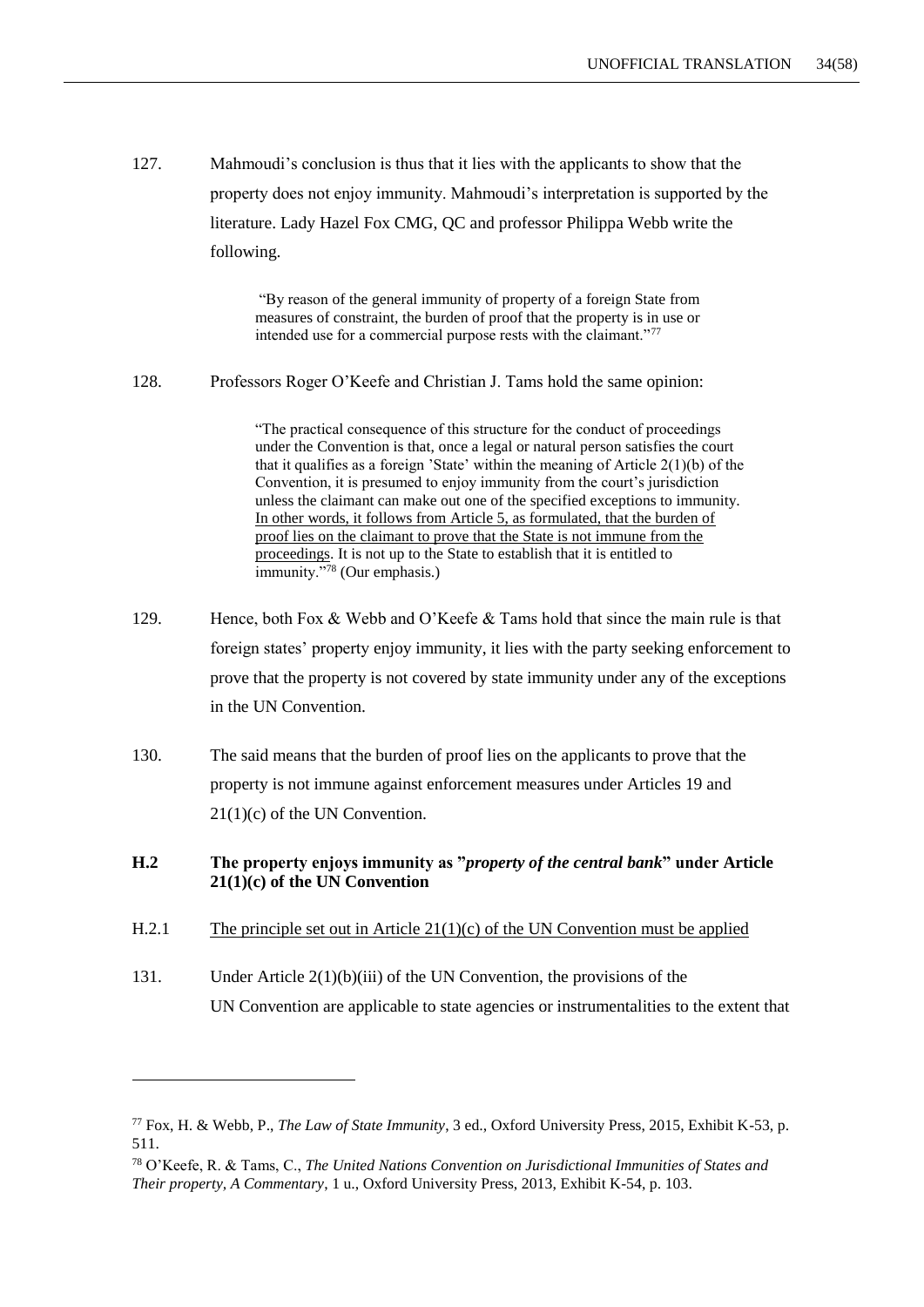127. Mahmoudi's conclusion is thus that it lies with the applicants to show that the property does not enjoy immunity. Mahmoudi's interpretation is supported by the literature. Lady Hazel Fox CMG, QC and professor Philippa Webb write the following.

> "By reason of the general immunity of property of a foreign State from measures of constraint, the burden of proof that the property is in use or intended use for a commercial purpose rests with the claimant."[77]

128. Professors Roger O'Keefe and Christian J. Tams hold the same opinion:

> "The practical consequence of this structure for the conduct of proceedings under the Convention is that, once a legal or natural person satisfies the court that it qualifies as a foreign 'State' within the meaning of Article 2(1)(b) of the Convention, it is presumed to enjoy immunity from the court's jurisdiction unless the claimant can make out one of the specified exceptions to immunity. <u>In other words, it follows from Article 5, as formulated, that the burden of proof lies on the claimant to prove that the State is not immune from the proceedings</u>. It is not up to the State to establish that it is entitled to immunity."[78] (Our emphasis.)

129. Hence, both Fox & Webb and O'Keefe & Tams hold that since the main rule is that foreign states' property enjoy immunity, it lies with the party seeking enforcement to prove that the property is not covered by state immunity under any of the exceptions in the UN Convention.

130. The said means that the burden of proof lies on the applicants to prove that the property is not immune against enforcement measures under Articles 19 and 21(1)(c) of the UN Convention.

### H.2 The property enjoys immunity as "*property of the central bank*" under Article 21(1)(c) of the UN Convention

#### H.2.1 <u>The principle set out in Article 21(1)(c) of the UN Convention must be applied</u>

131. Under Article 2(1)(b)(iii) of the UN Convention, the provisions of the UN Convention are applicable to state agencies or instrumentalities to the extent that

---

[77] Fox, H. & Webb, P., *The Law of State Immunity*, 3 ed., Oxford University Press, 2015, Exhibit K-53, p. 511.

[78] O'Keefe, R. & Tams, C., *The United Nations Convention on Jurisdictional Immunities of States and Their property, A Commentary*, 1 u., Oxford University Press, 2013, Exhibit K-54, p. 103.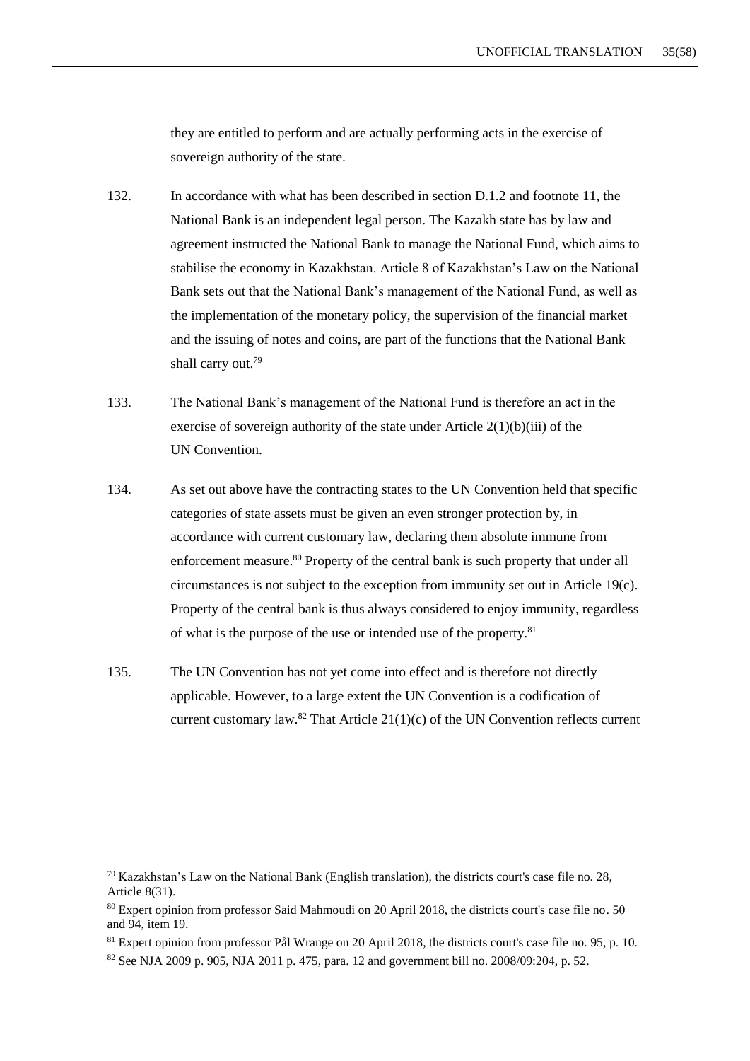they are entitled to perform and are actually performing acts in the exercise of sovereign authority of the state.

132. In accordance with what has been described in section D.1.2 and footnote 11, the National Bank is an independent legal person. The Kazakh state has by law and agreement instructed the National Bank to manage the National Fund, which aims to stabilise the economy in Kazakhstan. Article 8 of Kazakhstan's Law on the National Bank sets out that the National Bank's management of the National Fund, as well as the implementation of the monetary policy, the supervision of the financial market and the issuing of notes and coins, are part of the functions that the National Bank shall carry out.[79]

133. The National Bank's management of the National Fund is therefore an act in the exercise of sovereign authority of the state under Article 2(1)(b)(iii) of the UN Convention.

134. As set out above have the contracting states to the UN Convention held that specific categories of state assets must be given an even stronger protection by, in accordance with current customary law, declaring them absolute immune from enforcement measure.[80] Property of the central bank is such property that under all circumstances is not subject to the exception from immunity set out in Article 19(c). Property of the central bank is thus always considered to enjoy immunity, regardless of what is the purpose of the use or intended use of the property.[81]

135. The UN Convention has not yet come into effect and is therefore not directly applicable. However, to a large extent the UN Convention is a codification of current customary law.[82] That Article 21(1)(c) of the UN Convention reflects current

---

[79] Kazakhstan's Law on the National Bank (English translation), the districts court's case file no. 28, Article 8(31).

[80] Expert opinion from professor Said Mahmoudi on 20 April 2018, the districts court's case file no. 50 and 94, item 19.

[81] Expert opinion from professor Pål Wrange on 20 April 2018, the districts court's case file no. 95, p. 10.

[82] See NJA 2009 p. 905, NJA 2011 p. 475, para. 12 and government bill no. 2008/09:204, p. 52.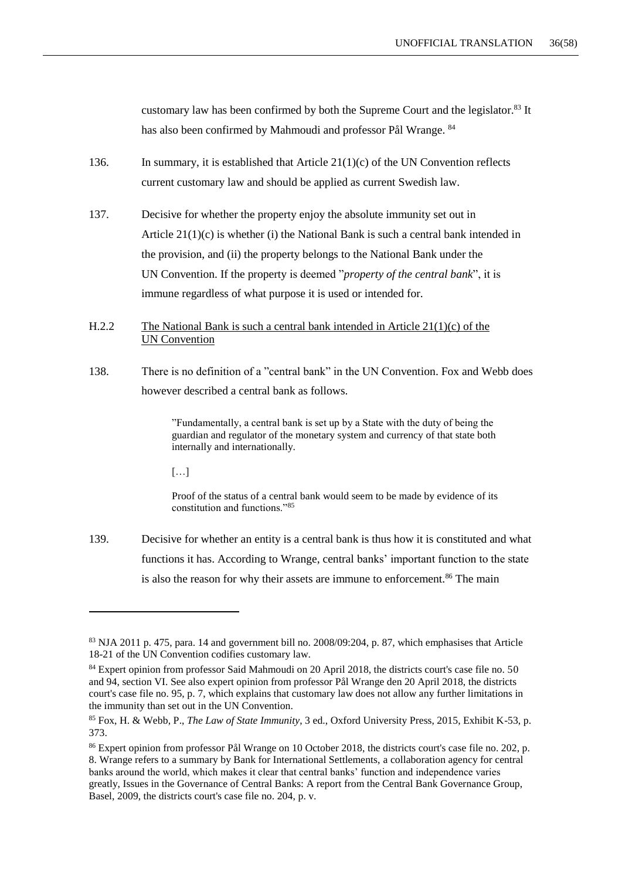customary law has been confirmed by both the Supreme Court and the legislator.[83] It has also been confirmed by Mahmoudi and professor Pål Wrange. [84]

136. In summary, it is established that Article 21(1)(c) of the UN Convention reflects current customary law and should be applied as current Swedish law.

137. Decisive for whether the property enjoy the absolute immunity set out in Article 21(1)(c) is whether (i) the National Bank is such a central bank intended in the provision, and (ii) the property belongs to the National Bank under the UN Convention. If the property is deemed "*property of the central bank*", it is immune regardless of what purpose it is used or intended for.

H.2.2 <u>The National Bank is such a central bank intended in Article 21(1)(c) of the UN Convention</u>

138. There is no definition of a "central bank" in the UN Convention. Fox and Webb does however described a central bank as follows.

> "Fundamentally, a central bank is set up by a State with the duty of being the guardian and regulator of the monetary system and currency of that state both internally and internationally.
>
> […]
>
> Proof of the status of a central bank would seem to be made by evidence of its constitution and functions."[85]

139. Decisive for whether an entity is a central bank is thus how it is constituted and what functions it has. According to Wrange, central banks' important function to the state is also the reason for why their assets are immune to enforcement.[86] The main

---

[83] NJA 2011 p. 475, para. 14 and government bill no. 2008/09:204, p. 87, which emphasises that Article 18-21 of the UN Convention codifies customary law.

[84] Expert opinion from professor Said Mahmoudi on 20 April 2018, the districts court's case file no. 50 and 94, section VI. See also expert opinion from professor Pål Wrange den 20 April 2018, the districts court's case file no. 95, p. 7, which explains that customary law does not allow any further limitations in the immunity than set out in the UN Convention.

[85] Fox, H. & Webb, P., *The Law of State Immunity*, 3 ed., Oxford University Press, 2015, Exhibit K-53, p. 373.

[86] Expert opinion from professor Pål Wrange on 10 October 2018, the districts court's case file no. 202, p. 8. Wrange refers to a summary by Bank for International Settlements, a collaboration agency for central banks around the world, which makes it clear that central banks' function and independence varies greatly, Issues in the Governance of Central Banks: A report from the Central Bank Governance Group, Basel, 2009, the districts court's case file no. 204, p. v.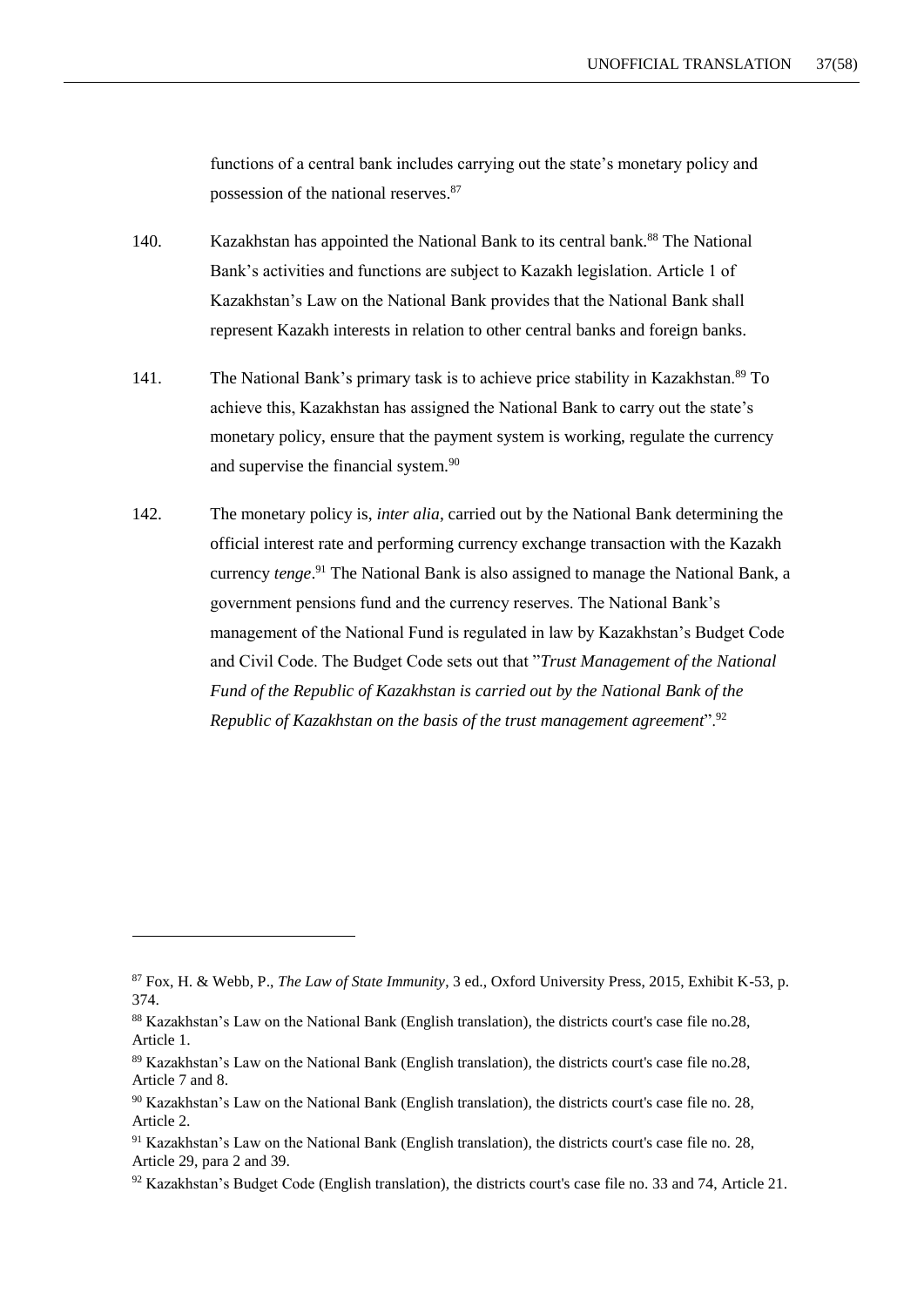functions of a central bank includes carrying out the state's monetary policy and possession of the national reserves.[87]

140. Kazakhstan has appointed the National Bank to its central bank.[88] The National Bank's activities and functions are subject to Kazakh legislation. Article 1 of Kazakhstan's Law on the National Bank provides that the National Bank shall represent Kazakh interests in relation to other central banks and foreign banks.

141. The National Bank's primary task is to achieve price stability in Kazakhstan.[89] To achieve this, Kazakhstan has assigned the National Bank to carry out the state's monetary policy, ensure that the payment system is working, regulate the currency and supervise the financial system.[90]

142. The monetary policy is, *inter alia*, carried out by the National Bank determining the official interest rate and performing currency exchange transaction with the Kazakh currency *tenge*.[91] The National Bank is also assigned to manage the National Bank, a government pensions fund and the currency reserves. The National Bank's management of the National Fund is regulated in law by Kazakhstan's Budget Code and Civil Code. The Budget Code sets out that "*Trust Management of the National Fund of the Republic of Kazakhstan is carried out by the National Bank of the Republic of Kazakhstan on the basis of the trust management agreement*".[92]

---

[87] Fox, H. & Webb, P., *The Law of State Immunity*, 3 ed., Oxford University Press, 2015, Exhibit K-53, p. 374.

[88] Kazakhstan's Law on the National Bank (English translation), the districts court's case file no.28, Article 1.

[89] Kazakhstan's Law on the National Bank (English translation), the districts court's case file no.28, Article 7 and 8.

[90] Kazakhstan's Law on the National Bank (English translation), the districts court's case file no. 28, Article 2.

[91] Kazakhstan's Law on the National Bank (English translation), the districts court's case file no. 28, Article 29, para 2 and 39.

[92] Kazakhstan's Budget Code (English translation), the districts court's case file no. 33 and 74, Article 21.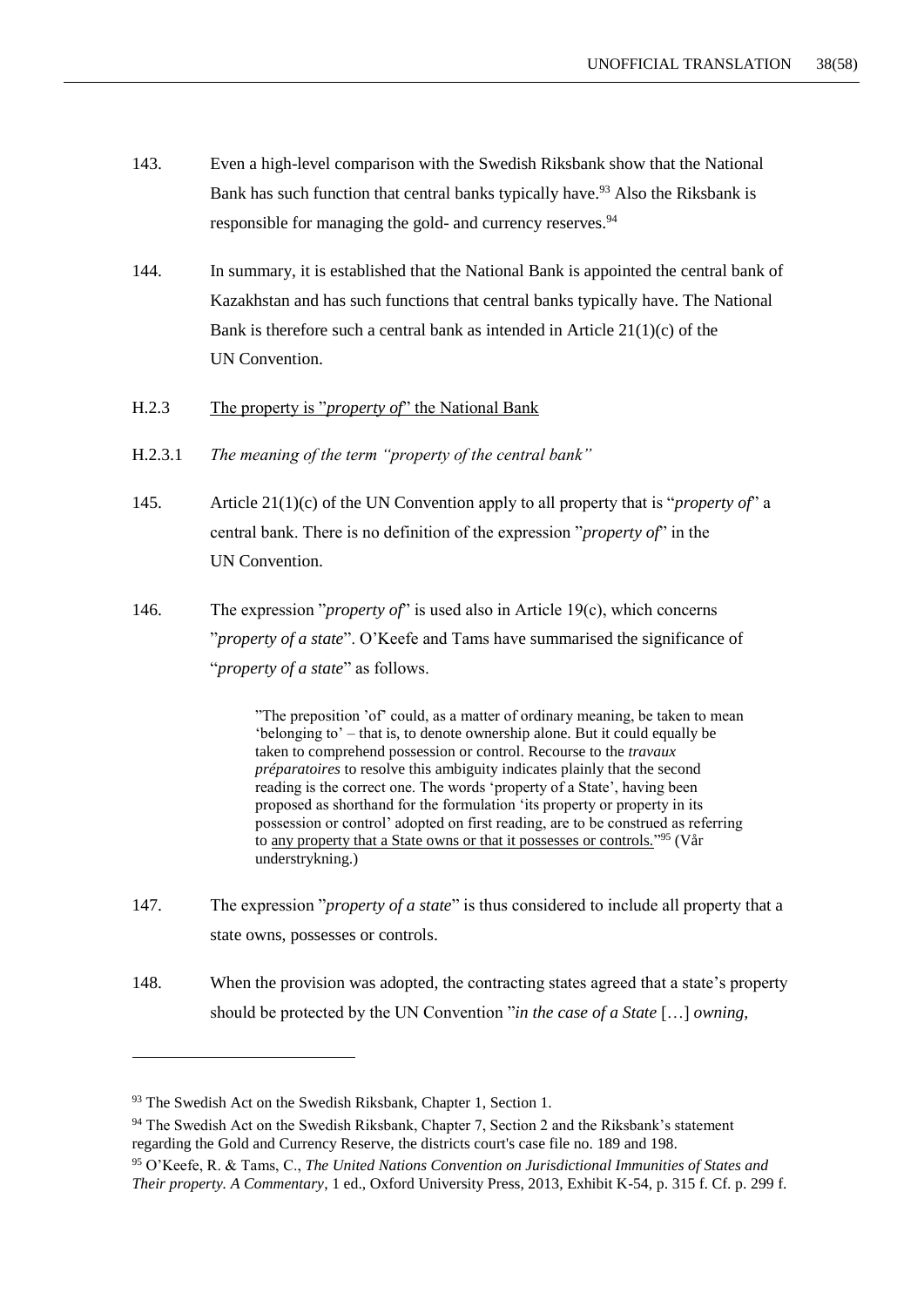143. Even a high-level comparison with the Swedish Riksbank show that the National Bank has such function that central banks typically have.[93] Also the Riksbank is responsible for managing the gold- and currency reserves.[94]

144. In summary, it is established that the National Bank is appointed the central bank of Kazakhstan and has such functions that central banks typically have. The National Bank is therefore such a central bank as intended in Article 21(1)(c) of the UN Convention.

### H.2.3 The property is "*property of*" the National Bank

#### H.2.3.1 *The meaning of the term "property of the central bank"*

145. Article 21(1)(c) of the UN Convention apply to all property that is "*property of*" a central bank. There is no definition of the expression "*property of*" in the UN Convention.

146. The expression "*property of*" is used also in Article 19(c), which concerns "*property of a state*". O'Keefe and Tams have summarised the significance of "*property of a state*" as follows.

> "The preposition 'of' could, as a matter of ordinary meaning, be taken to mean 'belonging to' – that is, to denote ownership alone. But it could equally be taken to comprehend possession or control. Recourse to the *travaux préparatoires* to resolve this ambiguity indicates plainly that the second reading is the correct one. The words 'property of a State', having been proposed as shorthand for the formulation 'its property or property in its possession or control' adopted on first reading, are to be construed as referring to <u>any property that a State owns or that it possesses or controls.</u>"[95] (Vår understrykning.)

147. The expression "*property of a state*" is thus considered to include all property that a state owns, possesses or controls.

148. When the provision was adopted, the contracting states agreed that a state's property should be protected by the UN Convention "*in the case of a State* […] *owning,*

---

[93] The Swedish Act on the Swedish Riksbank, Chapter 1, Section 1.

[94] The Swedish Act on the Swedish Riksbank, Chapter 7, Section 2 and the Riksbank's statement regarding the Gold and Currency Reserve, the districts court's case file no. 189 and 198.

[95] O'Keefe, R. & Tams, C., *The United Nations Convention on Jurisdictional Immunities of States and Their property. A Commentary*, 1 ed., Oxford University Press, 2013, Exhibit K-54, p. 315 f. Cf. p. 299 f.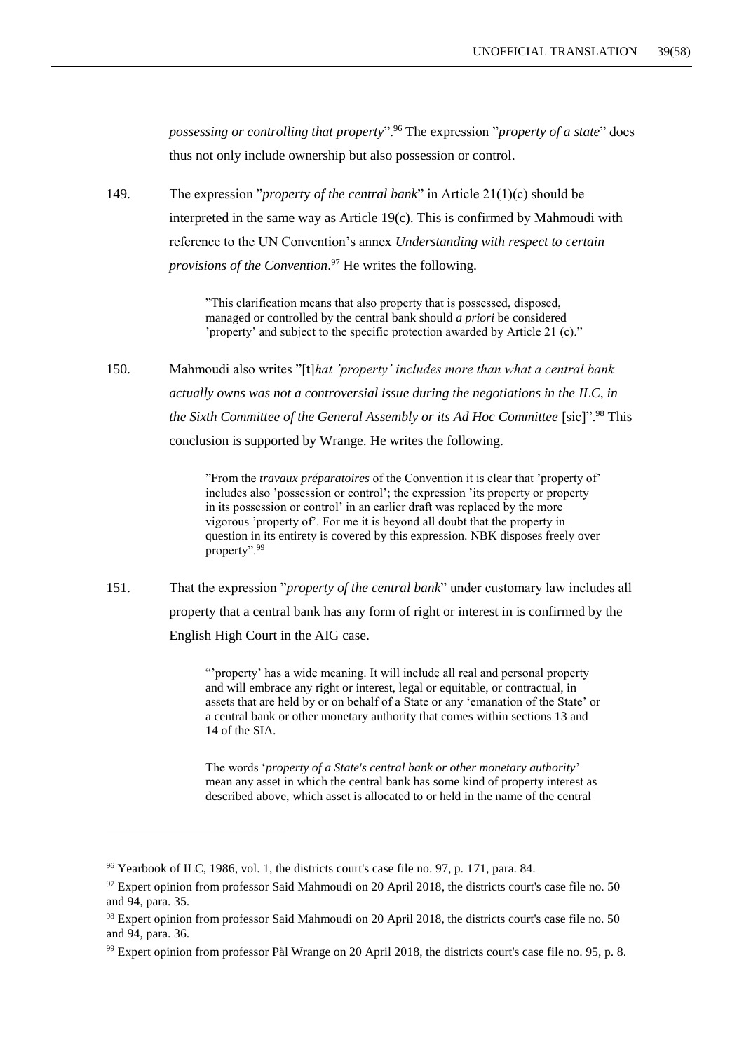*possessing or controlling that property*".[96] The expression "*property of a state*" does thus not only include ownership but also possession or control.

149. The expression "*property of the central bank*" in Article 21(1)(c) should be interpreted in the same way as Article 19(c). This is confirmed by Mahmoudi with reference to the UN Convention's annex *Understanding with respect to certain provisions of the Convention*.[97] He writes the following.

> "This clarification means that also property that is possessed, disposed, managed or controlled by the central bank should *a priori* be considered 'property' and subject to the specific protection awarded by Article 21 (c)."

150. Mahmoudi also writes "[t]*hat 'property' includes more than what a central bank actually owns was not a controversial issue during the negotiations in the ILC, in the Sixth Committee of the General Assembly or its Ad Hoc Committee* [sic]".[98] This conclusion is supported by Wrange. He writes the following.

> "From the *travaux préparatoires* of the Convention it is clear that 'property of' includes also 'possession or control'; the expression 'its property or property in its possession or control' in an earlier draft was replaced by the more vigorous 'property of'. For me it is beyond all doubt that the property in question in its entirety is covered by this expression. NBK disposes freely over property".[99]

151. That the expression "*property of the central bank*" under customary law includes all property that a central bank has any form of right or interest in is confirmed by the English High Court in the AIG case.

> "'property' has a wide meaning. It will include all real and personal property and will embrace any right or interest, legal or equitable, or contractual, in assets that are held by or on behalf of a State or any 'emanation of the State' or a central bank or other monetary authority that comes within sections 13 and 14 of the SIA.
>
> The words '*property of a State's central bank or other monetary authority*' mean any asset in which the central bank has some kind of property interest as described above, which asset is allocated to or held in the name of the central

---

[96] Yearbook of ILC, 1986, vol. 1, the districts court's case file no. 97, p. 171, para. 84.

[97] Expert opinion from professor Said Mahmoudi on 20 April 2018, the districts court's case file no. 50 and 94, para. 35.

[98] Expert opinion from professor Said Mahmoudi on 20 April 2018, the districts court's case file no. 50 and 94, para. 36.

[99] Expert opinion from professor Pål Wrange on 20 April 2018, the districts court's case file no. 95, p. 8.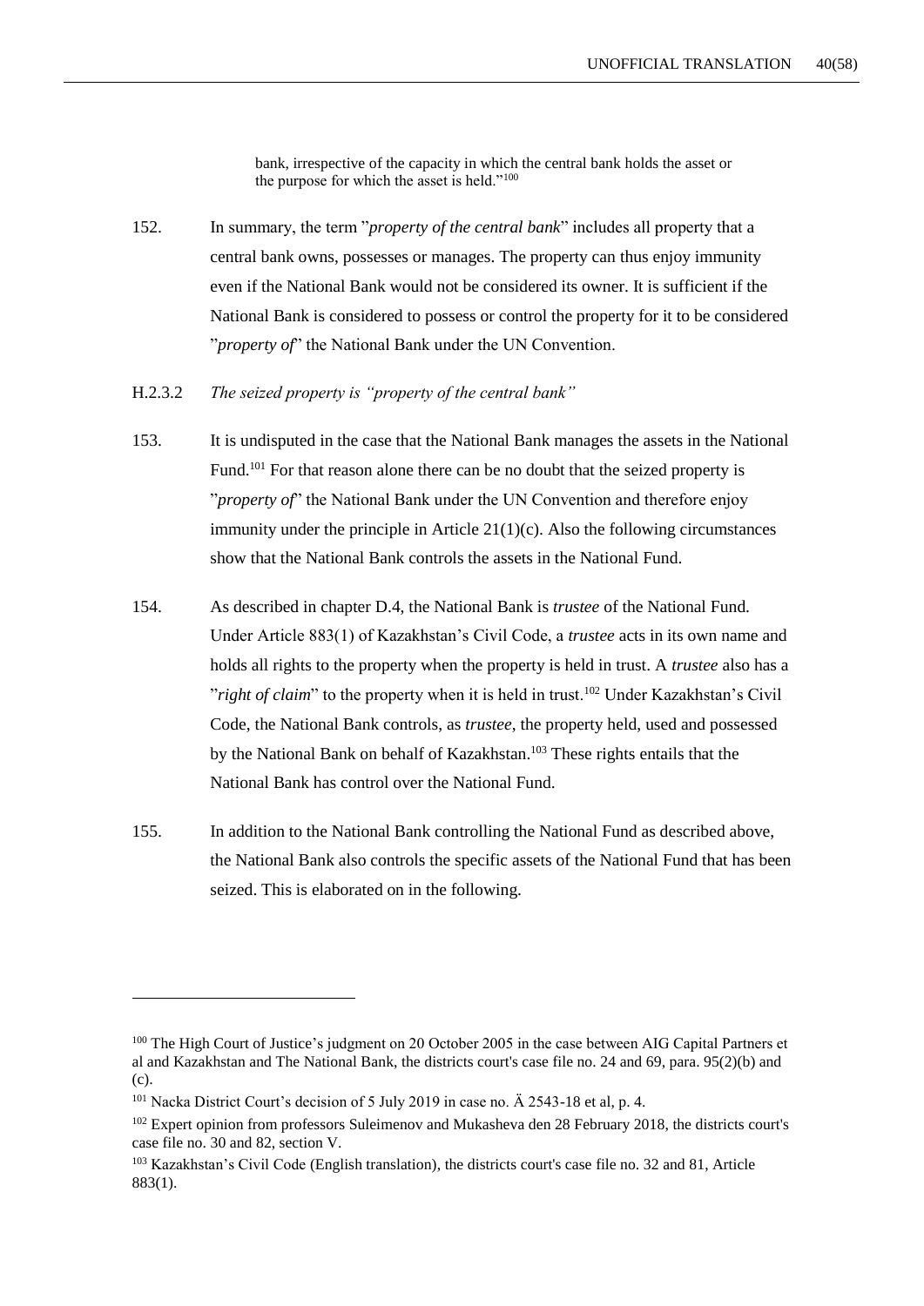bank, irrespective of the capacity in which the central bank holds the asset or the purpose for which the asset is held."[100]

152. In summary, the term "*property of the central bank*" includes all property that a central bank owns, possesses or manages. The property can thus enjoy immunity even if the National Bank would not be considered its owner. It is sufficient if the National Bank is considered to possess or control the property for it to be considered "*property of*" the National Bank under the UN Convention.

H.2.3.2 *The seized property is "property of the central bank"*

153. It is undisputed in the case that the National Bank manages the assets in the National Fund.[101] For that reason alone there can be no doubt that the seized property is "*property of*" the National Bank under the UN Convention and therefore enjoy immunity under the principle in Article 21(1)(c). Also the following circumstances show that the National Bank controls the assets in the National Fund.

154. As described in chapter D.4, the National Bank is *trustee* of the National Fund. Under Article 883(1) of Kazakhstan's Civil Code, a *trustee* acts in its own name and holds all rights to the property when the property is held in trust. A *trustee* also has a "*right of claim*" to the property when it is held in trust.[102] Under Kazakhstan's Civil Code, the National Bank controls, as *trustee*, the property held, used and possessed by the National Bank on behalf of Kazakhstan.[103] These rights entails that the National Bank has control over the National Fund.

155. In addition to the National Bank controlling the National Fund as described above, the National Bank also controls the specific assets of the National Fund that has been seized. This is elaborated on in the following.

---

[100] The High Court of Justice's judgment on 20 October 2005 in the case between AIG Capital Partners et al and Kazakhstan and The National Bank, the districts court's case file no. 24 and 69, para. 95(2)(b) and (c).

[101] Nacka District Court's decision of 5 July 2019 in case no. Ä 2543-18 et al, p. 4.

[102] Expert opinion from professors Suleimenov and Mukasheva den 28 February 2018, the districts court's case file no. 30 and 82, section V.

[103] Kazakhstan's Civil Code (English translation), the districts court's case file no. 32 and 81, Article 883(1).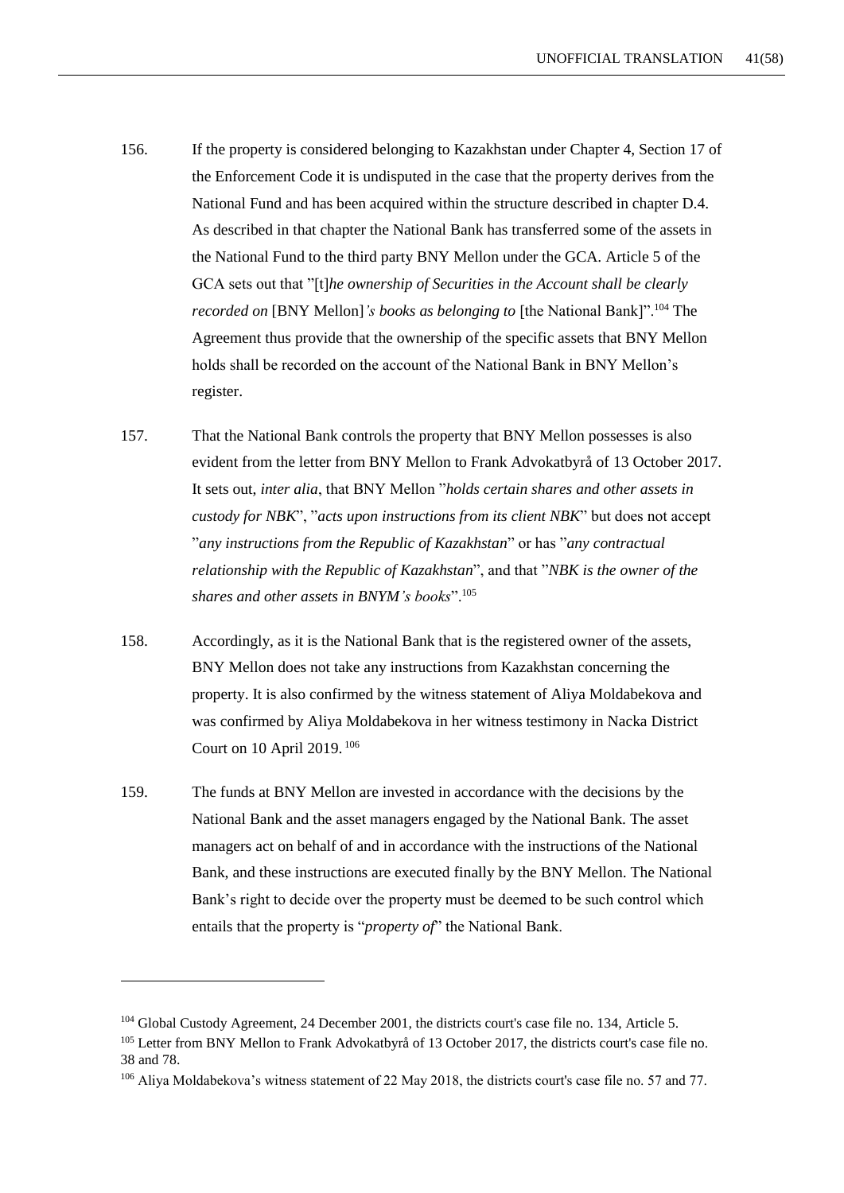156. If the property is considered belonging to Kazakhstan under Chapter 4, Section 17 of the Enforcement Code it is undisputed in the case that the property derives from the National Fund and has been acquired within the structure described in chapter D.4. As described in that chapter the National Bank has transferred some of the assets in the National Fund to the third party BNY Mellon under the GCA. Article 5 of the GCA sets out that "[t]*he ownership of Securities in the Account shall be clearly recorded on* [BNY Mellon]*'s books as belonging to* [the National Bank]".[104] The Agreement thus provide that the ownership of the specific assets that BNY Mellon holds shall be recorded on the account of the National Bank in BNY Mellon's register.

157. That the National Bank controls the property that BNY Mellon possesses is also evident from the letter from BNY Mellon to Frank Advokatbyrå of 13 October 2017. It sets out, *inter alia*, that BNY Mellon "*holds certain shares and other assets in custody for NBK*", "*acts upon instructions from its client NBK*" but does not accept "*any instructions from the Republic of Kazakhstan*" or has "*any contractual relationship with the Republic of Kazakhstan*", and that "*NBK is the owner of the shares and other assets in BNYM's books*".[105]

158. Accordingly, as it is the National Bank that is the registered owner of the assets, BNY Mellon does not take any instructions from Kazakhstan concerning the property. It is also confirmed by the witness statement of Aliya Moldabekova and was confirmed by Aliya Moldabekova in her witness testimony in Nacka District Court on 10 April 2019.[106]

159. The funds at BNY Mellon are invested in accordance with the decisions by the National Bank and the asset managers engaged by the National Bank. The asset managers act on behalf of and in accordance with the instructions of the National Bank, and these instructions are executed finally by the BNY Mellon. The National Bank's right to decide over the property must be deemed to be such control which entails that the property is "*property of*" the National Bank.

---

[104] Global Custody Agreement, 24 December 2001, the districts court's case file no. 134, Article 5.

[105] Letter from BNY Mellon to Frank Advokatbyrå of 13 October 2017, the districts court's case file no. 38 and 78.

[106] Aliya Moldabekova's witness statement of 22 May 2018, the districts court's case file no. 57 and 77.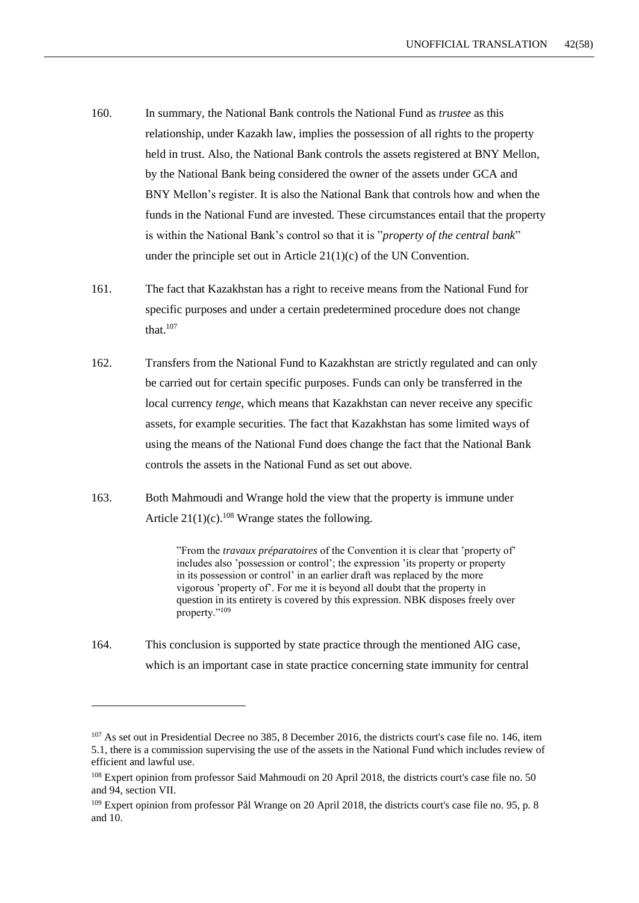160. In summary, the National Bank controls the National Fund as *trustee* as this relationship, under Kazakh law, implies the possession of all rights to the property held in trust. Also, the National Bank controls the assets registered at BNY Mellon, by the National Bank being considered the owner of the assets under GCA and BNY Mellon's register. It is also the National Bank that controls how and when the funds in the National Fund are invested. These circumstances entail that the property is within the National Bank's control so that it is "*property of the central bank*" under the principle set out in Article 21(1)(c) of the UN Convention.

161. The fact that Kazakhstan has a right to receive means from the National Fund for specific purposes and under a certain predetermined procedure does not change that.[107]

162. Transfers from the National Fund to Kazakhstan are strictly regulated and can only be carried out for certain specific purposes. Funds can only be transferred in the local currency *tenge*, which means that Kazakhstan can never receive any specific assets, for example securities. The fact that Kazakhstan has some limited ways of using the means of the National Fund does change the fact that the National Bank controls the assets in the National Fund as set out above.

163. Both Mahmoudi and Wrange hold the view that the property is immune under Article 21(1)(c).[108] Wrange states the following.

> "From the *travaux préparatoires* of the Convention it is clear that 'property of' includes also 'possession or control'; the expression 'its property or property in its possession or control' in an earlier draft was replaced by the more vigorous 'property of'. For me it is beyond all doubt that the property in question in its entirety is covered by this expression. NBK disposes freely over property."[109]

164. This conclusion is supported by state practice through the mentioned AIG case, which is an important case in state practice concerning state immunity for central

---

[107] As set out in Presidential Decree no 385, 8 December 2016, the districts court's case file no. 146, item 5.1, there is a commission supervising the use of the assets in the National Fund which includes review of efficient and lawful use.

[108] Expert opinion from professor Said Mahmoudi on 20 April 2018, the districts court's case file no. 50 and 94, section VII.

[109] Expert opinion from professor Pål Wrange on 20 April 2018, the districts court's case file no. 95, p. 8 and 10.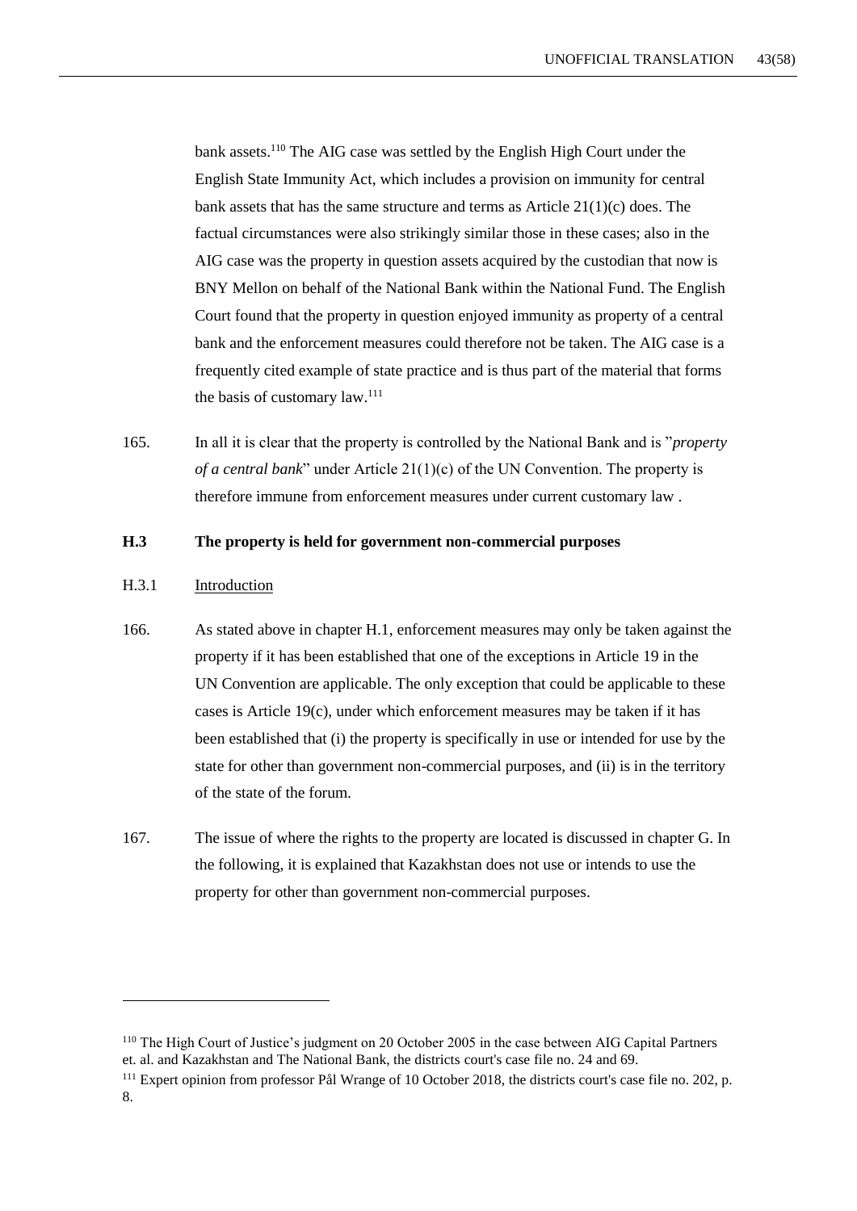bank assets.[110] The AIG case was settled by the English High Court under the English State Immunity Act, which includes a provision on immunity for central bank assets that has the same structure and terms as Article 21(1)(c) does. The factual circumstances were also strikingly similar those in these cases; also in the AIG case was the property in question assets acquired by the custodian that now is BNY Mellon on behalf of the National Bank within the National Fund. The English Court found that the property in question enjoyed immunity as property of a central bank and the enforcement measures could therefore not be taken. The AIG case is a frequently cited example of state practice and is thus part of the material that forms the basis of customary law.[111]

165. In all it is clear that the property is controlled by the National Bank and is "*property of a central bank*" under Article 21(1)(c) of the UN Convention. The property is therefore immune from enforcement measures under current customary law .

### H.3 The property is held for government non-commercial purposes

#### H.3.1 Introduction

166. As stated above in chapter H.1, enforcement measures may only be taken against the property if it has been established that one of the exceptions in Article 19 in the UN Convention are applicable. The only exception that could be applicable to these cases is Article 19(c), under which enforcement measures may be taken if it has been established that (i) the property is specifically in use or intended for use by the state for other than government non-commercial purposes, and (ii) is in the territory of the state of the forum.

167. The issue of where the rights to the property are located is discussed in chapter G. In the following, it is explained that Kazakhstan does not use or intends to use the property for other than government non-commercial purposes.

---

[110] The High Court of Justice's judgment on 20 October 2005 in the case between AIG Capital Partners et. al. and Kazakhstan and The National Bank, the districts court's case file no. 24 and 69.

[111] Expert opinion from professor Pål Wrange of 10 October 2018, the districts court's case file no. 202, p. 8.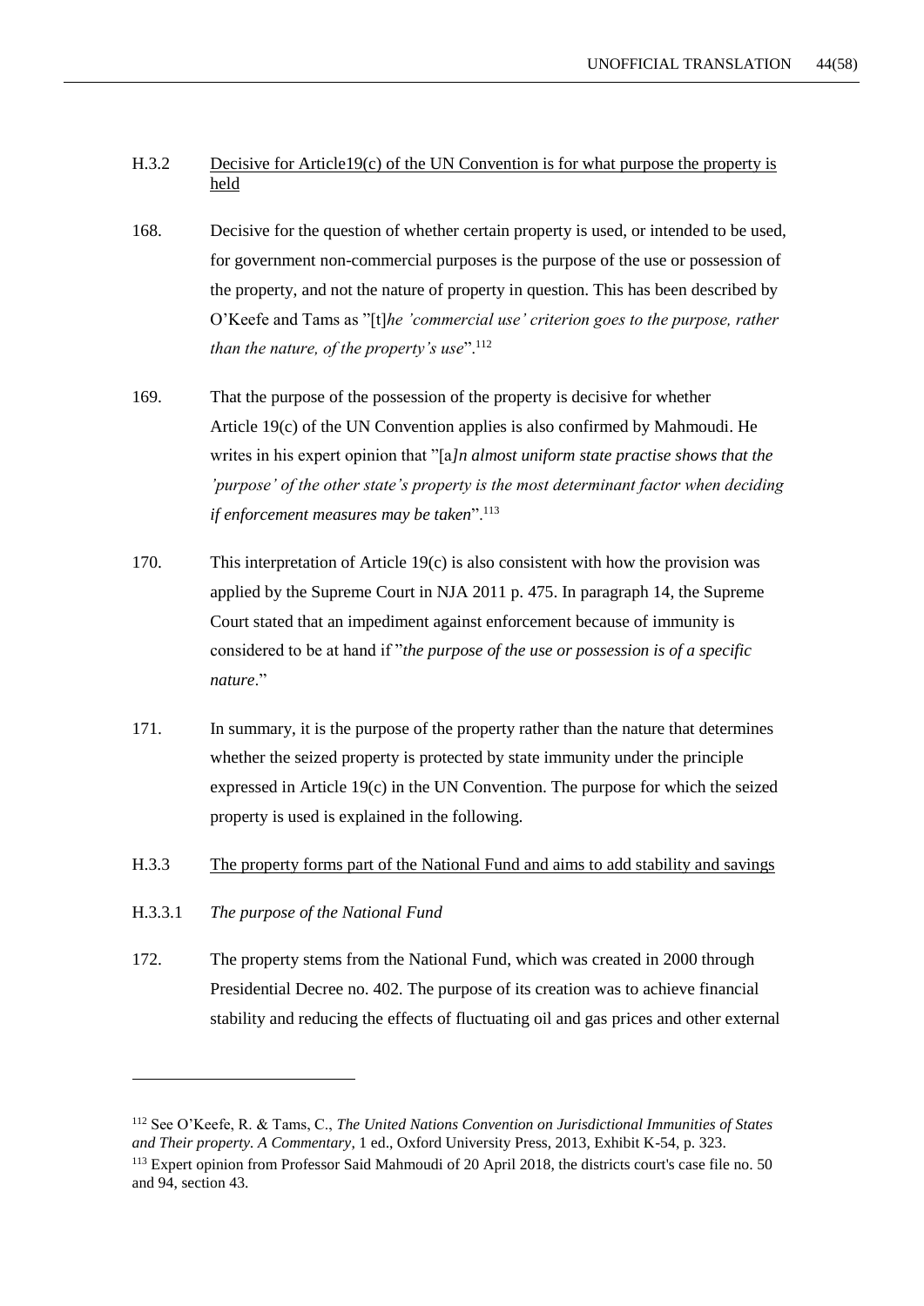### H.3.2 Decisive for Article19(c) of the UN Convention is for what purpose the property is held

168. Decisive for the question of whether certain property is used, or intended to be used, for government non-commercial purposes is the purpose of the use or possession of the property, and not the nature of property in question. This has been described by O'Keefe and Tams as "[t]*he 'commercial use' criterion goes to the purpose, rather than the nature, of the property's use*".[112]

169. That the purpose of the possession of the property is decisive for whether Article 19(c) of the UN Convention applies is also confirmed by Mahmoudi. He writes in his expert opinion that "[a*]n almost uniform state practise shows that the 'purpose' of the other state's property is the most determinant factor when deciding if enforcement measures may be taken*".[113]

170. This interpretation of Article 19(c) is also consistent with how the provision was applied by the Supreme Court in NJA 2011 p. 475. In paragraph 14, the Supreme Court stated that an impediment against enforcement because of immunity is considered to be at hand if "*the purpose of the use or possession is of a specific nature*."

171. In summary, it is the purpose of the property rather than the nature that determines whether the seized property is protected by state immunity under the principle expressed in Article 19(c) in the UN Convention. The purpose for which the seized property is used is explained in the following.

### H.3.3 The property forms part of the National Fund and aims to add stability and savings

#### H.3.3.1 *The purpose of the National Fund*

172. The property stems from the National Fund, which was created in 2000 through Presidential Decree no. 402. The purpose of its creation was to achieve financial stability and reducing the effects of fluctuating oil and gas prices and other external

---

[112] See O'Keefe, R. & Tams, C., *The United Nations Convention on Jurisdictional Immunities of States and Their property. A Commentary*, 1 ed., Oxford University Press, 2013, Exhibit K-54, p. 323.

[113] Expert opinion from Professor Said Mahmoudi of 20 April 2018, the districts court's case file no. 50 and 94, section 43.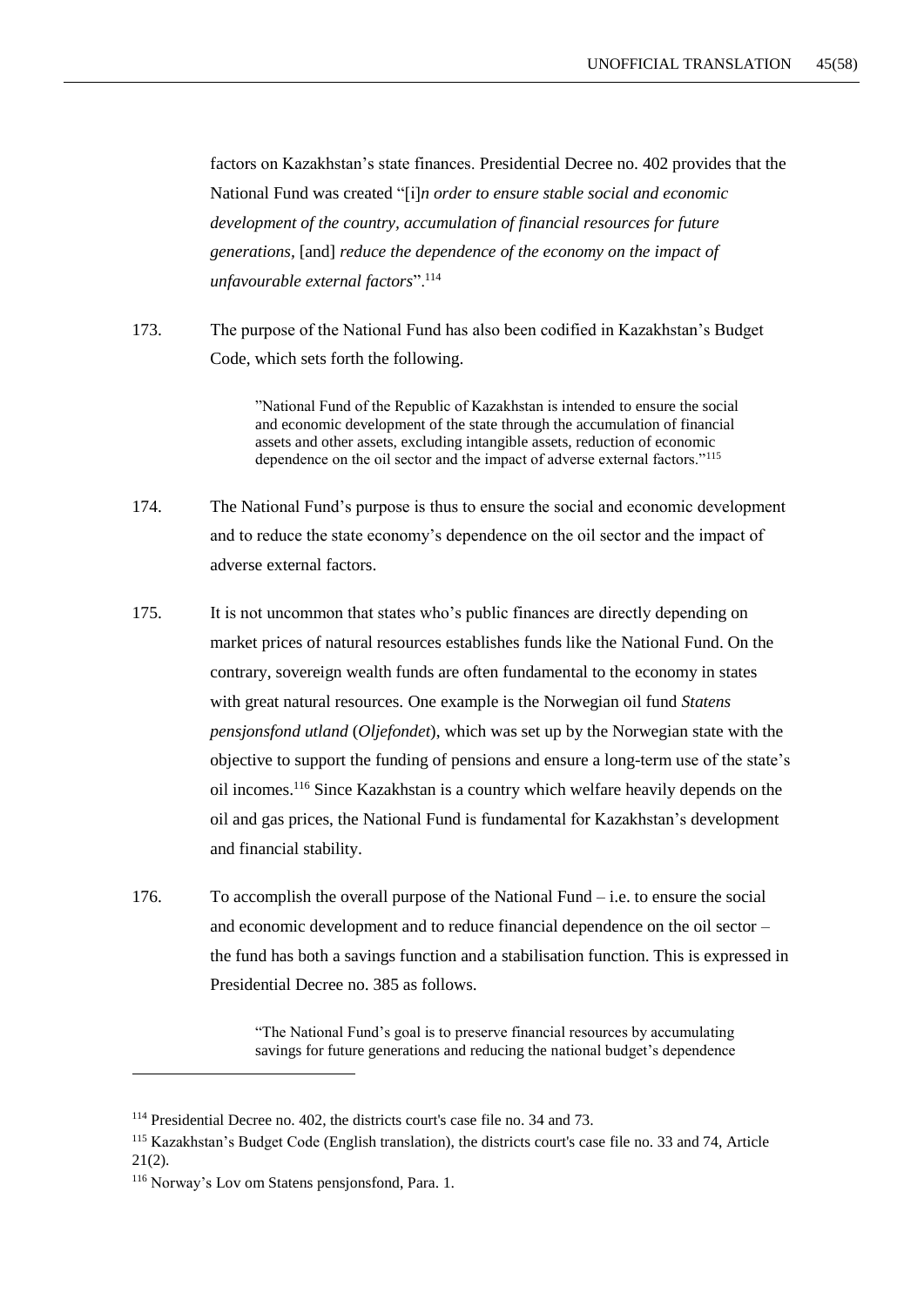factors on Kazakhstan's state finances. Presidential Decree no. 402 provides that the National Fund was created "[i]*n order to ensure stable social and economic development of the country, accumulation of financial resources for future generations,* [and] *reduce the dependence of the economy on the impact of unfavourable external factors*".[114]

173. The purpose of the National Fund has also been codified in Kazakhstan's Budget Code, which sets forth the following.

> "National Fund of the Republic of Kazakhstan is intended to ensure the social and economic development of the state through the accumulation of financial assets and other assets, excluding intangible assets, reduction of economic dependence on the oil sector and the impact of adverse external factors."[115]

174. The National Fund's purpose is thus to ensure the social and economic development and to reduce the state economy's dependence on the oil sector and the impact of adverse external factors.

175. It is not uncommon that states who's public finances are directly depending on market prices of natural resources establishes funds like the National Fund. On the contrary, sovereign wealth funds are often fundamental to the economy in states with great natural resources. One example is the Norwegian oil fund *Statens pensjonsfond utland* (*Oljefondet*), which was set up by the Norwegian state with the objective to support the funding of pensions and ensure a long-term use of the state's oil incomes.[116] Since Kazakhstan is a country which welfare heavily depends on the oil and gas prices, the National Fund is fundamental for Kazakhstan's development and financial stability.

176. To accomplish the overall purpose of the National Fund – i.e. to ensure the social and economic development and to reduce financial dependence on the oil sector – the fund has both a savings function and a stabilisation function. This is expressed in Presidential Decree no. 385 as follows.

> "The National Fund's goal is to preserve financial resources by accumulating savings for future generations and reducing the national budget's dependence

---

[114] Presidential Decree no. 402, the districts court's case file no. 34 and 73.

[115] Kazakhstan's Budget Code (English translation), the districts court's case file no. 33 and 74, Article 21(2).

[116] Norway's Lov om Statens pensjonsfond, Para. 1.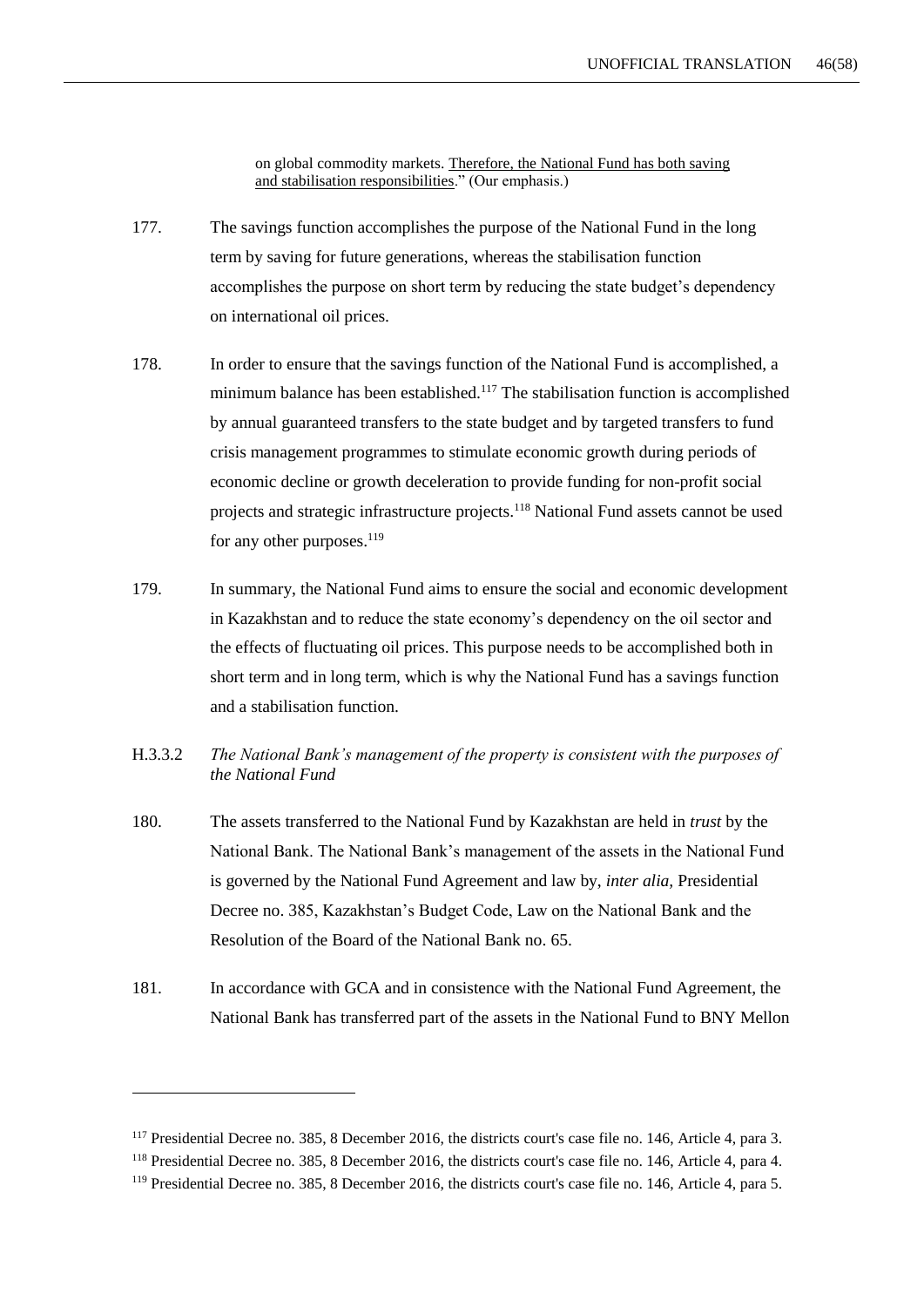on global commodity markets. Therefore, the National Fund has both saving and stabilisation responsibilities." (Our emphasis.)

177. The savings function accomplishes the purpose of the National Fund in the long term by saving for future generations, whereas the stabilisation function accomplishes the purpose on short term by reducing the state budget's dependency on international oil prices.

178. In order to ensure that the savings function of the National Fund is accomplished, a minimum balance has been established.[117] The stabilisation function is accomplished by annual guaranteed transfers to the state budget and by targeted transfers to fund crisis management programmes to stimulate economic growth during periods of economic decline or growth deceleration to provide funding for non-profit social projects and strategic infrastructure projects.[118] National Fund assets cannot be used for any other purposes.[119]

179. In summary, the National Fund aims to ensure the social and economic development in Kazakhstan and to reduce the state economy's dependency on the oil sector and the effects of fluctuating oil prices. This purpose needs to be accomplished both in short term and in long term, which is why the National Fund has a savings function and a stabilisation function.

H.3.3.2 *The National Bank's management of the property is consistent with the purposes of the National Fund*

180. The assets transferred to the National Fund by Kazakhstan are held in *trust* by the National Bank. The National Bank's management of the assets in the National Fund is governed by the National Fund Agreement and law by, *inter alia,* Presidential Decree no. 385, Kazakhstan's Budget Code, Law on the National Bank and the Resolution of the Board of the National Bank no. 65.

181. In accordance with GCA and in consistence with the National Fund Agreement, the National Bank has transferred part of the assets in the National Fund to BNY Mellon

---

[117] Presidential Decree no. 385, 8 December 2016, the districts court's case file no. 146, Article 4, para 3.

[118] Presidential Decree no. 385, 8 December 2016, the districts court's case file no. 146, Article 4, para 4.

[119] Presidential Decree no. 385, 8 December 2016, the districts court's case file no. 146, Article 4, para 5.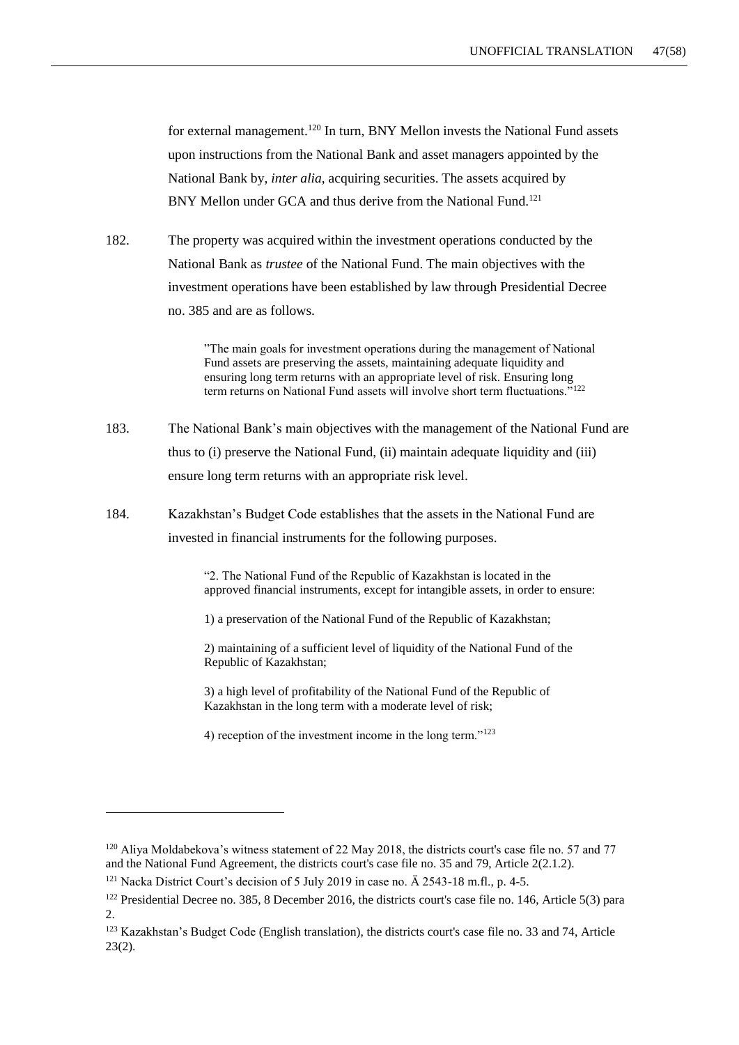for external management.[120] In turn, BNY Mellon invests the National Fund assets upon instructions from the National Bank and asset managers appointed by the National Bank by, *inter alia*, acquiring securities. The assets acquired by BNY Mellon under GCA and thus derive from the National Fund.[121]

182. The property was acquired within the investment operations conducted by the National Bank as *trustee* of the National Fund. The main objectives with the investment operations have been established by law through Presidential Decree no. 385 and are as follows.

> "The main goals for investment operations during the management of National Fund assets are preserving the assets, maintaining adequate liquidity and ensuring long term returns with an appropriate level of risk. Ensuring long term returns on National Fund assets will involve short term fluctuations."[122]

183. The National Bank's main objectives with the management of the National Fund are thus to (i) preserve the National Fund, (ii) maintain adequate liquidity and (iii) ensure long term returns with an appropriate risk level.

184. Kazakhstan's Budget Code establishes that the assets in the National Fund are invested in financial instruments for the following purposes.

> "2. The National Fund of the Republic of Kazakhstan is located in the approved financial instruments, except for intangible assets, in order to ensure:
>
> 1) a preservation of the National Fund of the Republic of Kazakhstan;
>
> 2) maintaining of a sufficient level of liquidity of the National Fund of the Republic of Kazakhstan;
>
> 3) a high level of profitability of the National Fund of the Republic of Kazakhstan in the long term with a moderate level of risk;
>
> 4) reception of the investment income in the long term."[123]

---

[120] Aliya Moldabekova's witness statement of 22 May 2018, the districts court's case file no. 57 and 77 and the National Fund Agreement, the districts court's case file no. 35 and 79, Article 2(2.1.2).

[121] Nacka District Court's decision of 5 July 2019 in case no. Ä 2543-18 m.fl., p. 4-5.

[122] Presidential Decree no. 385, 8 December 2016, the districts court's case file no. 146, Article 5(3) para 2.

[123] Kazakhstan's Budget Code (English translation), the districts court's case file no. 33 and 74, Article 23(2).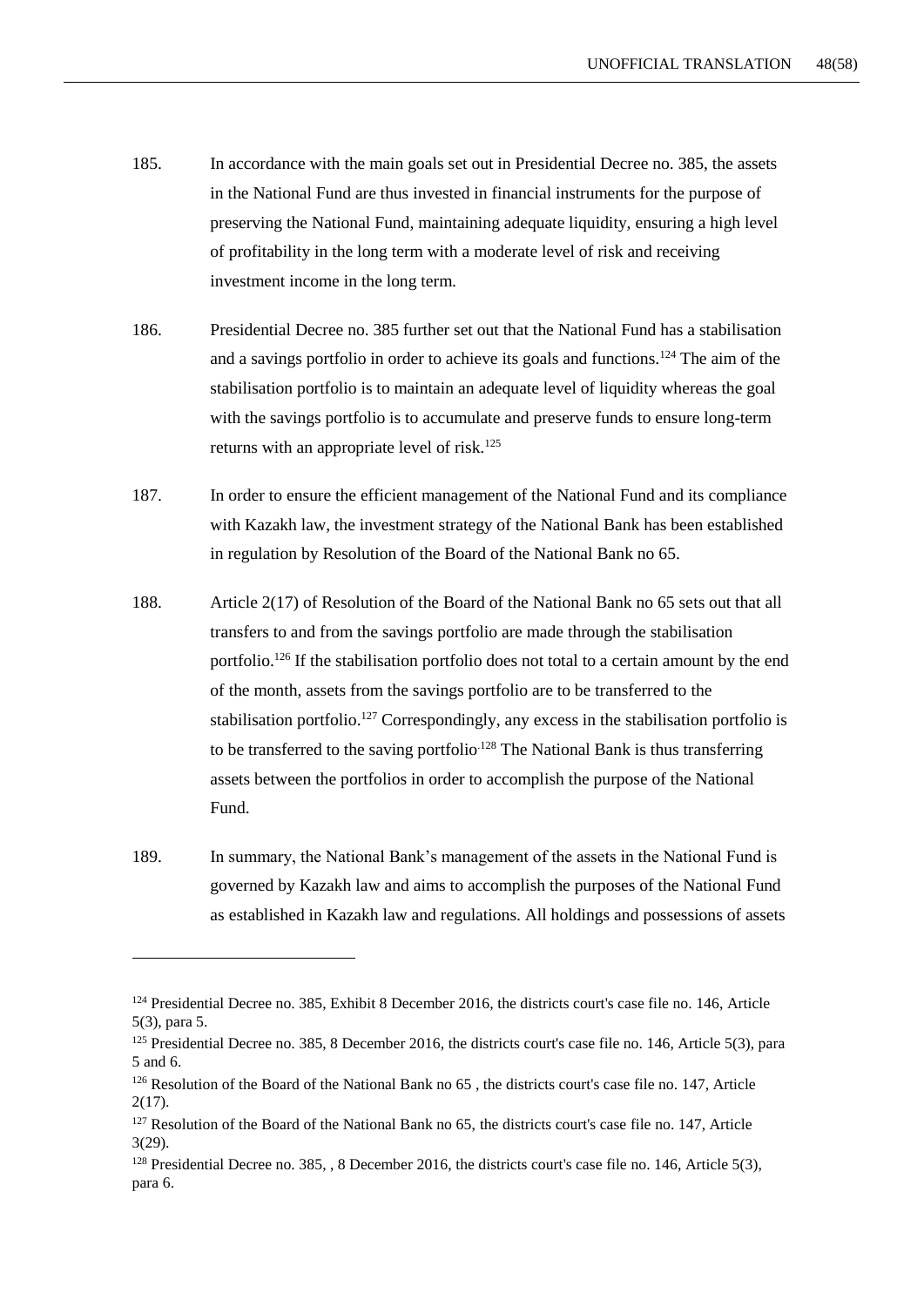185. In accordance with the main goals set out in Presidential Decree no. 385, the assets in the National Fund are thus invested in financial instruments for the purpose of preserving the National Fund, maintaining adequate liquidity, ensuring a high level of profitability in the long term with a moderate level of risk and receiving investment income in the long term.

186. Presidential Decree no. 385 further set out that the National Fund has a stabilisation and a savings portfolio in order to achieve its goals and functions.[124] The aim of the stabilisation portfolio is to maintain an adequate level of liquidity whereas the goal with the savings portfolio is to accumulate and preserve funds to ensure long-term returns with an appropriate level of risk.[125]

187. In order to ensure the efficient management of the National Fund and its compliance with Kazakh law, the investment strategy of the National Bank has been established in regulation by Resolution of the Board of the National Bank no 65.

188. Article 2(17) of Resolution of the Board of the National Bank no 65 sets out that all transfers to and from the savings portfolio are made through the stabilisation portfolio.[126] If the stabilisation portfolio does not total to a certain amount by the end of the month, assets from the savings portfolio are to be transferred to the stabilisation portfolio.[127] Correspondingly, any excess in the stabilisation portfolio is to be transferred to the saving portfolio.[128] The National Bank is thus transferring assets between the portfolios in order to accomplish the purpose of the National Fund.

189. In summary, the National Bank's management of the assets in the National Fund is governed by Kazakh law and aims to accomplish the purposes of the National Fund as established in Kazakh law and regulations. All holdings and possessions of assets

---

[124] Presidential Decree no. 385, Exhibit 8 December 2016, the districts court's case file no. 146, Article 5(3), para 5.

[125] Presidential Decree no. 385, 8 December 2016, the districts court's case file no. 146, Article 5(3), para 5 and 6.

[126] Resolution of the Board of the National Bank no 65 , the districts court's case file no. 147, Article 2(17).

[127] Resolution of the Board of the National Bank no 65, the districts court's case file no. 147, Article 3(29).

[128] Presidential Decree no. 385, , 8 December 2016, the districts court's case file no. 146, Article 5(3), para 6.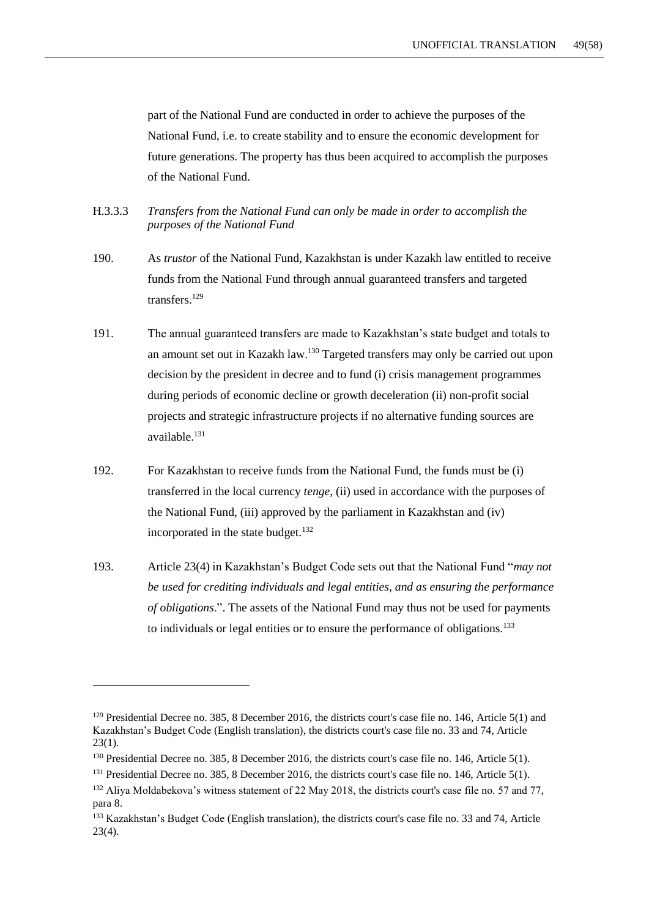part of the National Fund are conducted in order to achieve the purposes of the National Fund, i.e. to create stability and to ensure the economic development for future generations. The property has thus been acquired to accomplish the purposes of the National Fund.

H.3.3.3 *Transfers from the National Fund can only be made in order to accomplish the purposes of the National Fund*

190. As *trustor* of the National Fund, Kazakhstan is under Kazakh law entitled to receive funds from the National Fund through annual guaranteed transfers and targeted transfers.[129]

191. The annual guaranteed transfers are made to Kazakhstan's state budget and totals to an amount set out in Kazakh law.[130] Targeted transfers may only be carried out upon decision by the president in decree and to fund (i) crisis management programmes during periods of economic decline or growth deceleration (ii) non-profit social projects and strategic infrastructure projects if no alternative funding sources are available.[131]

192. For Kazakhstan to receive funds from the National Fund, the funds must be (i) transferred in the local currency *tenge*, (ii) used in accordance with the purposes of the National Fund, (iii) approved by the parliament in Kazakhstan and (iv) incorporated in the state budget.[132]

193. Article 23(4) in Kazakhstan's Budget Code sets out that the National Fund "*may not be used for crediting individuals and legal entities, and as ensuring the performance of obligations*.". The assets of the National Fund may thus not be used for payments to individuals or legal entities or to ensure the performance of obligations.[133]

---

[129] Presidential Decree no. 385, 8 December 2016, the districts court's case file no. 146, Article 5(1) and Kazakhstan's Budget Code (English translation), the districts court's case file no. 33 and 74, Article 23(1).

[130] Presidential Decree no. 385, 8 December 2016, the districts court's case file no. 146, Article 5(1).

[131] Presidential Decree no. 385, 8 December 2016, the districts court's case file no. 146, Article 5(1).

[132] Aliya Moldabekova's witness statement of 22 May 2018, the districts court's case file no. 57 and 77, para 8.

[133] Kazakhstan's Budget Code (English translation), the districts court's case file no. 33 and 74, Article 23(4).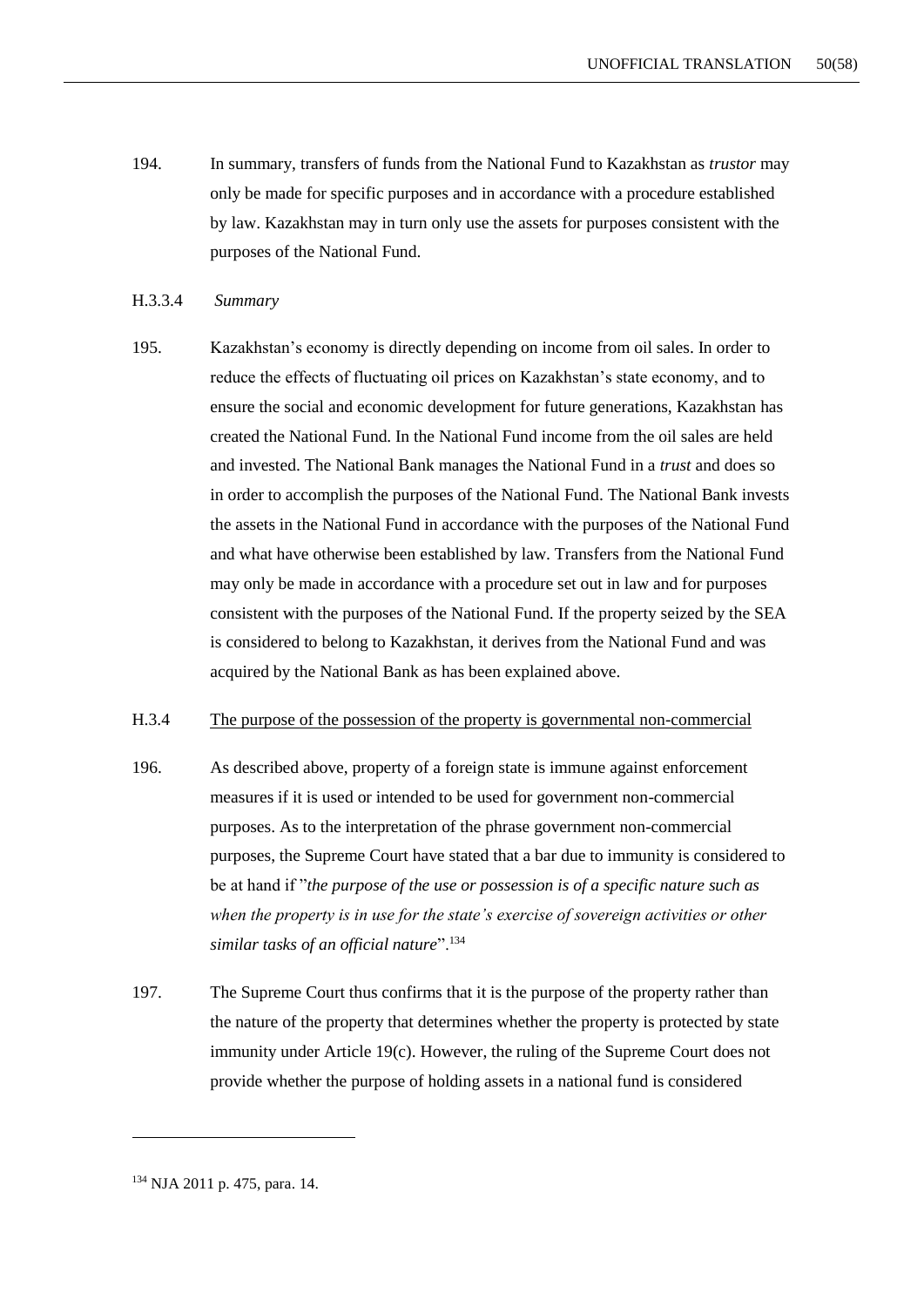194. In summary, transfers of funds from the National Fund to Kazakhstan as *trustor* may only be made for specific purposes and in accordance with a procedure established by law. Kazakhstan may in turn only use the assets for purposes consistent with the purposes of the National Fund.

#### H.3.3.4 *Summary*

195. Kazakhstan's economy is directly depending on income from oil sales. In order to reduce the effects of fluctuating oil prices on Kazakhstan's state economy, and to ensure the social and economic development for future generations, Kazakhstan has created the National Fund. In the National Fund income from the oil sales are held and invested. The National Bank manages the National Fund in a *trust* and does so in order to accomplish the purposes of the National Fund. The National Bank invests the assets in the National Fund in accordance with the purposes of the National Fund and what have otherwise been established by law. Transfers from the National Fund may only be made in accordance with a procedure set out in law and for purposes consistent with the purposes of the National Fund. If the property seized by the SEA is considered to belong to Kazakhstan, it derives from the National Fund and was acquired by the National Bank as has been explained above.

### H.3.4 The purpose of the possession of the property is governmental non-commercial

196. As described above, property of a foreign state is immune against enforcement measures if it is used or intended to be used for government non-commercial purposes. As to the interpretation of the phrase government non-commercial purposes, the Supreme Court have stated that a bar due to immunity is considered to be at hand if "*the purpose of the use or possession is of a specific nature such as when the property is in use for the state's exercise of sovereign activities or other similar tasks of an official nature*".[134]

197. The Supreme Court thus confirms that it is the purpose of the property rather than the nature of the property that determines whether the property is protected by state immunity under Article 19(c). However, the ruling of the Supreme Court does not provide whether the purpose of holding assets in a national fund is considered

---

[134] NJA 2011 p. 475, para. 14.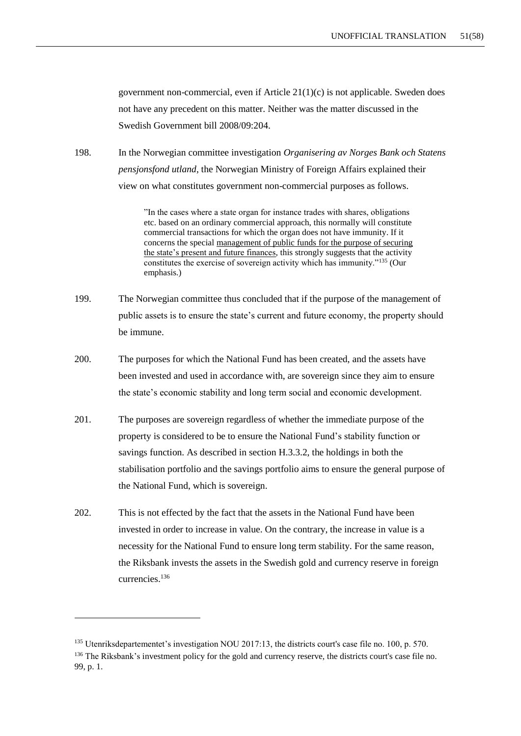government non-commercial, even if Article 21(1)(c) is not applicable. Sweden does not have any precedent on this matter. Neither was the matter discussed in the Swedish Government bill 2008/09:204.

198. In the Norwegian committee investigation *Organisering av Norges Bank och Statens pensjonsfond utland*, the Norwegian Ministry of Foreign Affairs explained their view on what constitutes government non-commercial purposes as follows.

> "In the cases where a state organ for instance trades with shares, obligations etc. based on an ordinary commercial approach, this normally will constitute commercial transactions for which the organ does not have immunity. If it concerns the special <u>management of public funds for the purpose of securing the state's present and future finances</u>, this strongly suggests that the activity constitutes the exercise of sovereign activity which has immunity."[135] (Our emphasis.)

199. The Norwegian committee thus concluded that if the purpose of the management of public assets is to ensure the state's current and future economy, the property should be immune.

200. The purposes for which the National Fund has been created, and the assets have been invested and used in accordance with, are sovereign since they aim to ensure the state's economic stability and long term social and economic development.

201. The purposes are sovereign regardless of whether the immediate purpose of the property is considered to be to ensure the National Fund's stability function or savings function. As described in section H.3.3.2, the holdings in both the stabilisation portfolio and the savings portfolio aims to ensure the general purpose of the National Fund, which is sovereign.

202. This is not effected by the fact that the assets in the National Fund have been invested in order to increase in value. On the contrary, the increase in value is a necessity for the National Fund to ensure long term stability. For the same reason, the Riksbank invests the assets in the Swedish gold and currency reserve in foreign currencies.[136]

---

[135] Utenriksdepartementet's investigation NOU 2017:13, the districts court's case file no. 100, p. 570.

[136] The Riksbank's investment policy for the gold and currency reserve, the districts court's case file no. 99, p. 1.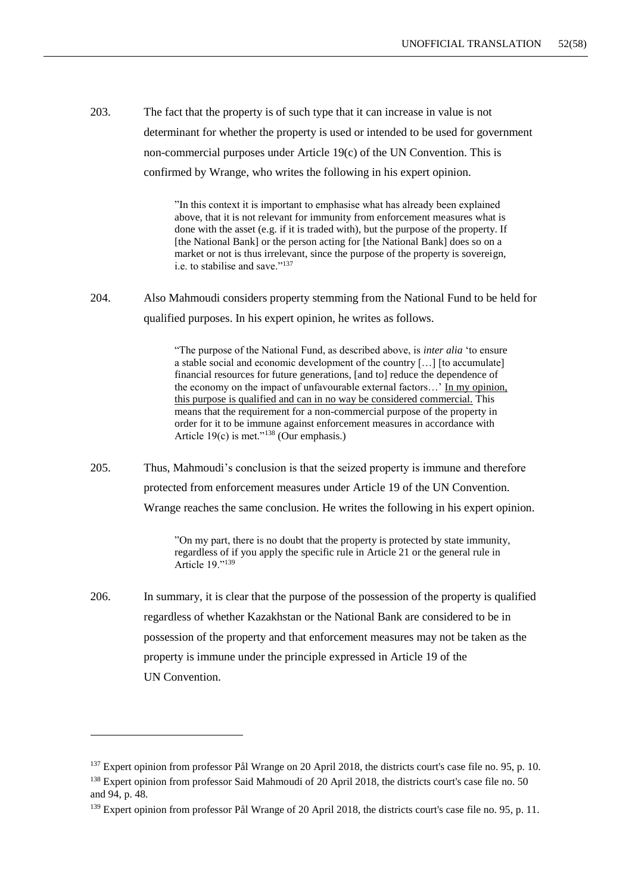203. The fact that the property is of such type that it can increase in value is not determinant for whether the property is used or intended to be used for government non-commercial purposes under Article 19(c) of the UN Convention. This is confirmed by Wrange, who writes the following in his expert opinion.

> ”In this context it is important to emphasise what has already been explained above, that it is not relevant for immunity from enforcement measures what is done with the asset (e.g. if it is traded with), but the purpose of the property. If [the National Bank] or the person acting for [the National Bank] does so on a market or not is thus irrelevant, since the purpose of the property is sovereign, i.e. to stabilise and save.”[137]

204. Also Mahmoudi considers property stemming from the National Fund to be held for qualified purposes. In his expert opinion, he writes as follows.

> “The purpose of the National Fund, as described above, is *inter alia* ‘to ensure a stable social and economic development of the country […] [to accumulate] financial resources for future generations, [and to] reduce the dependence of the economy on the impact of unfavourable external factors…’ <u>In my opinion, this purpose is qualified and can in no way be considered commercial.</u> This means that the requirement for a non-commercial purpose of the property in order for it to be immune against enforcement measures in accordance with Article 19(c) is met.”[138] (Our emphasis.)

205. Thus, Mahmoudi’s conclusion is that the seized property is immune and therefore protected from enforcement measures under Article 19 of the UN Convention. Wrange reaches the same conclusion. He writes the following in his expert opinion.

> ”On my part, there is no doubt that the property is protected by state immunity, regardless of if you apply the specific rule in Article 21 or the general rule in Article 19.”[139]

206. In summary, it is clear that the purpose of the possession of the property is qualified regardless of whether Kazakhstan or the National Bank are considered to be in possession of the property and that enforcement measures may not be taken as the property is immune under the principle expressed in Article 19 of the UN Convention.

---

[137] Expert opinion from professor Pål Wrange on 20 April 2018, the districts court's case file no. 95, p. 10.

[138] Expert opinion from professor Said Mahmoudi of 20 April 2018, the districts court's case file no. 50 and 94, p. 48.

[139] Expert opinion from professor Pål Wrange of 20 April 2018, the districts court's case file no. 95, p. 11.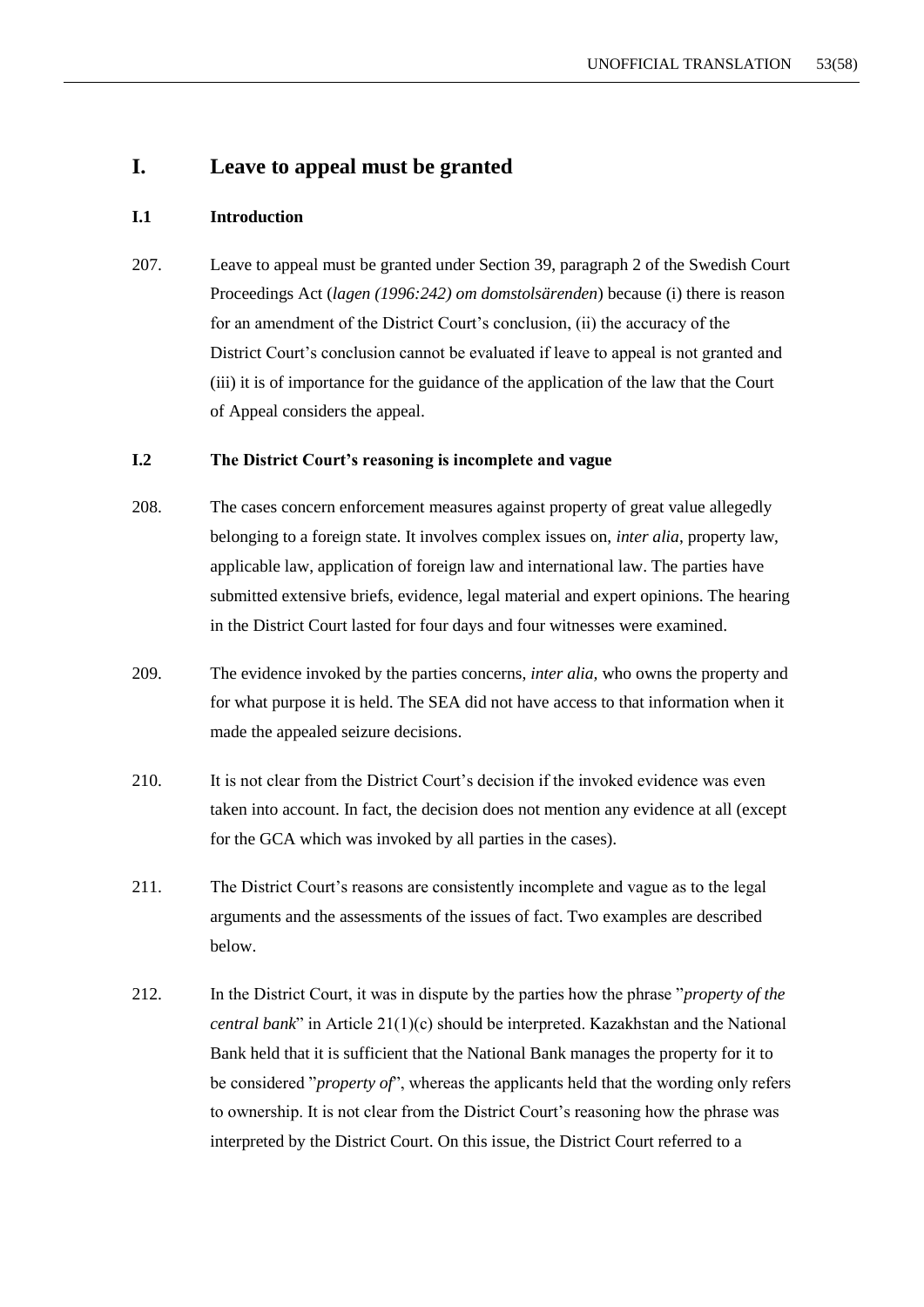# I. Leave to appeal must be granted

## I.1 Introduction

207. Leave to appeal must be granted under Section 39, paragraph 2 of the Swedish Court Proceedings Act (*lagen (1996:242) om domstolsärenden*) because (i) there is reason for an amendment of the District Court's conclusion, (ii) the accuracy of the District Court's conclusion cannot be evaluated if leave to appeal is not granted and (iii) it is of importance for the guidance of the application of the law that the Court of Appeal considers the appeal.

## I.2 The District Court's reasoning is incomplete and vague

208. The cases concern enforcement measures against property of great value allegedly belonging to a foreign state. It involves complex issues on, *inter alia*, property law, applicable law, application of foreign law and international law. The parties have submitted extensive briefs, evidence, legal material and expert opinions. The hearing in the District Court lasted for four days and four witnesses were examined.

209. The evidence invoked by the parties concerns, *inter alia*, who owns the property and for what purpose it is held. The SEA did not have access to that information when it made the appealed seizure decisions.

210. It is not clear from the District Court's decision if the invoked evidence was even taken into account. In fact, the decision does not mention any evidence at all (except for the GCA which was invoked by all parties in the cases).

211. The District Court's reasons are consistently incomplete and vague as to the legal arguments and the assessments of the issues of fact. Two examples are described below.

212. In the District Court, it was in dispute by the parties how the phrase "*property of the central bank*" in Article 21(1)(c) should be interpreted. Kazakhstan and the National Bank held that it is sufficient that the National Bank manages the property for it to be considered "*property of*", whereas the applicants held that the wording only refers to ownership. It is not clear from the District Court's reasoning how the phrase was interpreted by the District Court. On this issue, the District Court referred to a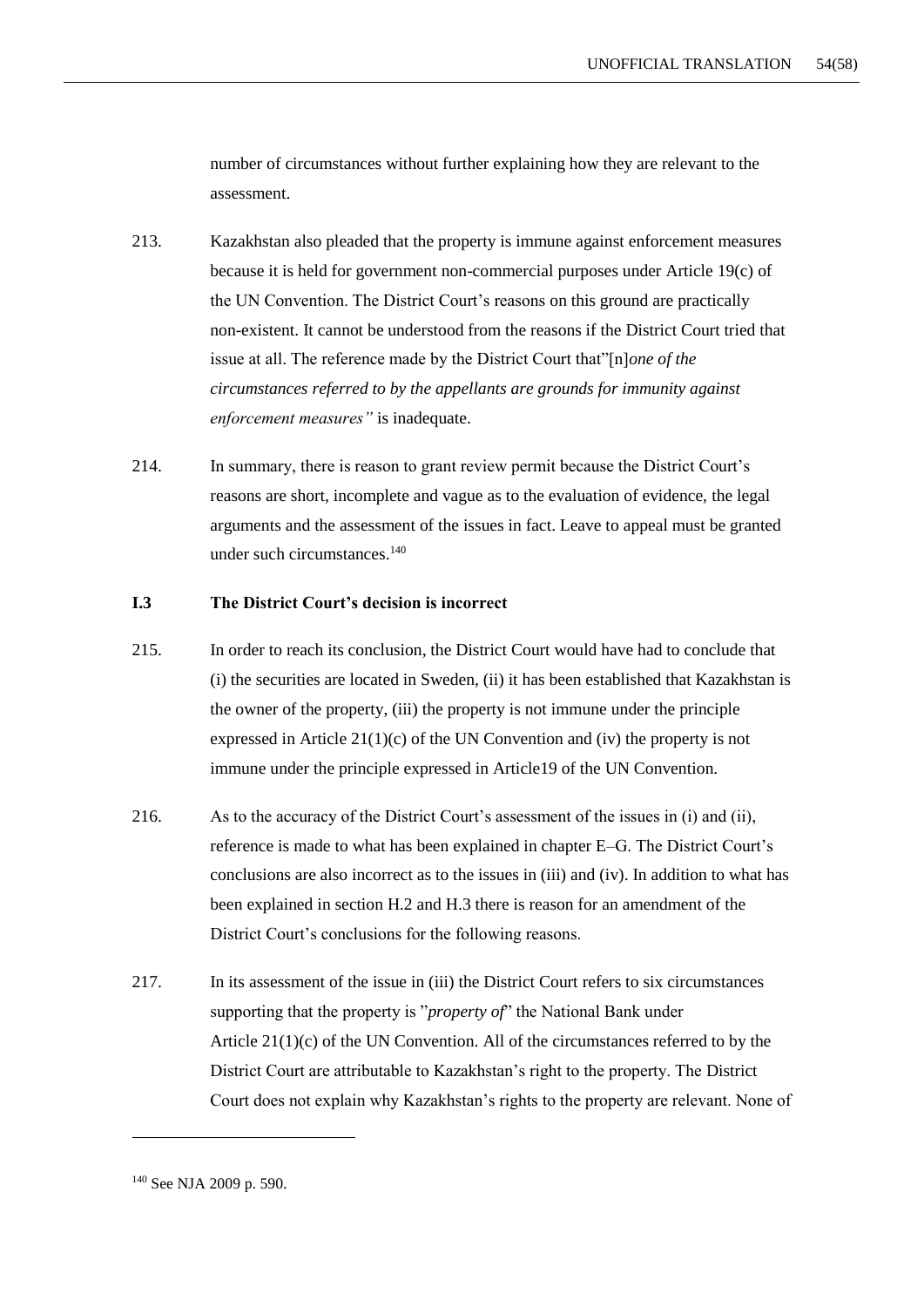number of circumstances without further explaining how they are relevant to the assessment.

213. Kazakhstan also pleaded that the property is immune against enforcement measures because it is held for government non-commercial purposes under Article 19(c) of the UN Convention. The District Court's reasons on this ground are practically non-existent. It cannot be understood from the reasons if the District Court tried that issue at all. The reference made by the District Court that"[n]*one of the circumstances referred to by the appellants are grounds for immunity against enforcement measures"* is inadequate.

214. In summary, there is reason to grant review permit because the District Court's reasons are short, incomplete and vague as to the evaluation of evidence, the legal arguments and the assessment of the issues in fact. Leave to appeal must be granted under such circumstances.[140]

### I.3 The District Court's decision is incorrect

215. In order to reach its conclusion, the District Court would have had to conclude that (i) the securities are located in Sweden, (ii) it has been established that Kazakhstan is the owner of the property, (iii) the property is not immune under the principle expressed in Article 21(1)(c) of the UN Convention and (iv) the property is not immune under the principle expressed in Article19 of the UN Convention.

216. As to the accuracy of the District Court's assessment of the issues in (i) and (ii), reference is made to what has been explained in chapter E–G. The District Court's conclusions are also incorrect as to the issues in (iii) and (iv). In addition to what has been explained in section H.2 and H.3 there is reason for an amendment of the District Court's conclusions for the following reasons.

217. In its assessment of the issue in (iii) the District Court refers to six circumstances supporting that the property is "*property of*" the National Bank under Article 21(1)(c) of the UN Convention. All of the circumstances referred to by the District Court are attributable to Kazakhstan's right to the property. The District Court does not explain why Kazakhstan's rights to the property are relevant. None of

---

[140] See NJA 2009 p. 590.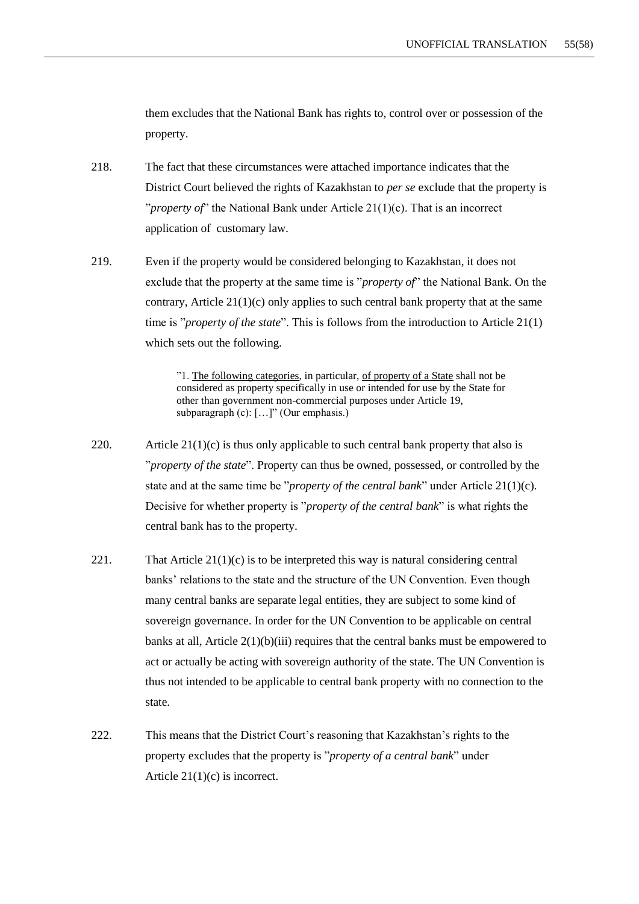them excludes that the National Bank has rights to, control over or possession of the property.

218. The fact that these circumstances were attached importance indicates that the District Court believed the rights of Kazakhstan to *per se* exclude that the property is "*property of*" the National Bank under Article 21(1)(c). That is an incorrect application of customary law.

219. Even if the property would be considered belonging to Kazakhstan, it does not exclude that the property at the same time is "*property of*" the National Bank. On the contrary, Article 21(1)(c) only applies to such central bank property that at the same time is "*property of the state*". This is follows from the introduction to Article 21(1) which sets out the following.

> "1. <u>The following categories</u>, in particular, <u>of property of a State</u> shall not be considered as property specifically in use or intended for use by the State for other than government non-commercial purposes under Article 19, subparagraph (c): […]" (Our emphasis.)

220. Article 21(1)(c) is thus only applicable to such central bank property that also is "*property of the state*". Property can thus be owned, possessed, or controlled by the state and at the same time be "*property of the central bank*" under Article 21(1)(c). Decisive for whether property is "*property of the central bank*" is what rights the central bank has to the property.

221. That Article 21(1)(c) is to be interpreted this way is natural considering central banks' relations to the state and the structure of the UN Convention. Even though many central banks are separate legal entities, they are subject to some kind of sovereign governance. In order for the UN Convention to be applicable on central banks at all, Article 2(1)(b)(iii) requires that the central banks must be empowered to act or actually be acting with sovereign authority of the state. The UN Convention is thus not intended to be applicable to central bank property with no connection to the state.

222. This means that the District Court's reasoning that Kazakhstan's rights to the property excludes that the property is "*property of a central bank*" under Article 21(1)(c) is incorrect.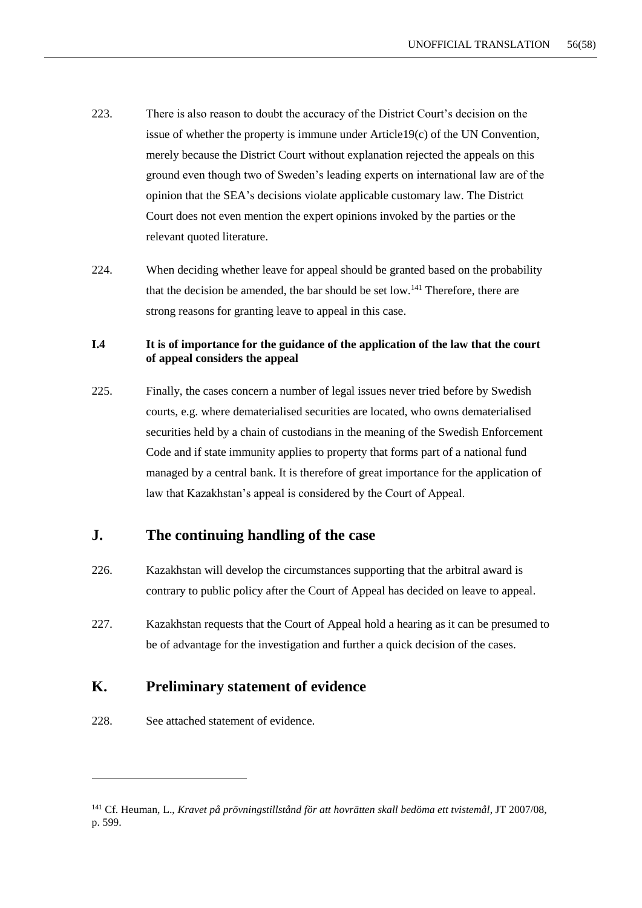223. There is also reason to doubt the accuracy of the District Court's decision on the issue of whether the property is immune under Article19(c) of the UN Convention, merely because the District Court without explanation rejected the appeals on this ground even though two of Sweden's leading experts on international law are of the opinion that the SEA's decisions violate applicable customary law. The District Court does not even mention the expert opinions invoked by the parties or the relevant quoted literature.

224. When deciding whether leave for appeal should be granted based on the probability that the decision be amended, the bar should be set low.[141] Therefore, there are strong reasons for granting leave to appeal in this case.

### I.4 It is of importance for the guidance of the application of the law that the court of appeal considers the appeal

225. Finally, the cases concern a number of legal issues never tried before by Swedish courts, e.g. where dematerialised securities are located, who owns dematerialised securities held by a chain of custodians in the meaning of the Swedish Enforcement Code and if state immunity applies to property that forms part of a national fund managed by a central bank. It is therefore of great importance for the application of law that Kazakhstan's appeal is considered by the Court of Appeal.

## J. The continuing handling of the case

226. Kazakhstan will develop the circumstances supporting that the arbitral award is contrary to public policy after the Court of Appeal has decided on leave to appeal.

227. Kazakhstan requests that the Court of Appeal hold a hearing as it can be presumed to be of advantage for the investigation and further a quick decision of the cases.

## K. Preliminary statement of evidence

228. See attached statement of evidence.

---

[141] Cf. Heuman, L., *Kravet på prövningstillstånd för att hovrätten skall bedöma ett tvistemål*, JT 2007/08, p. 599.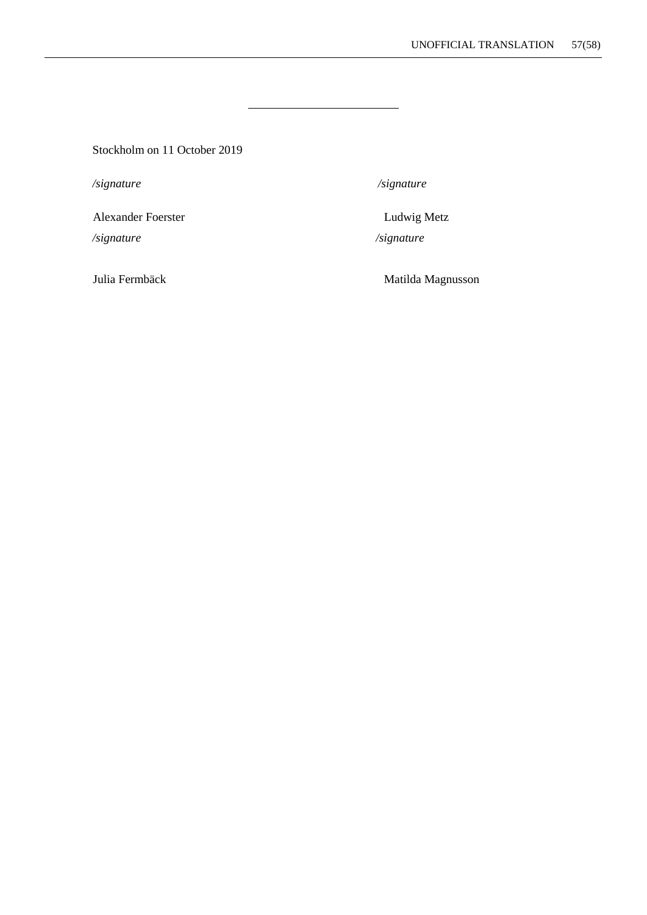---

Stockholm on 11 October 2019

| | |
|---|---|
| */signature* | */signature* |
| Alexander Foerster | Ludwig Metz |
| */signature* | */signature* |
| Julia Fermbäck | Matilda Magnusson |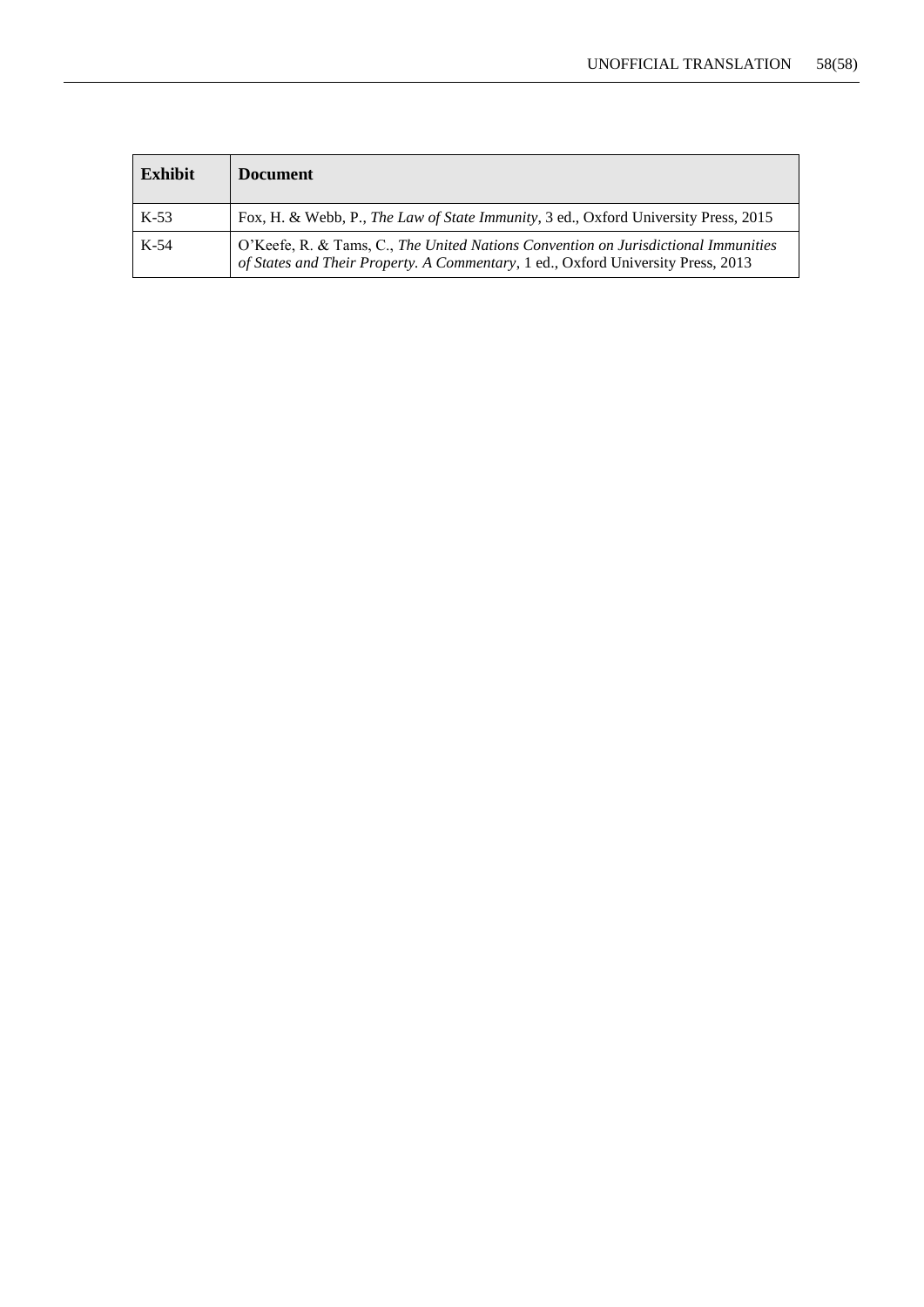| Exhibit | Document |
|---|---|
| K-53 | Fox, H. & Webb, P., *The Law of State Immunity*, 3 ed., Oxford University Press, 2015 |
| K-54 | O'Keefe, R. & Tams, C., *The United Nations Convention on Jurisdictional Immunities of States and Their Property. A Commentary*, 1 ed., Oxford University Press, 2013 |